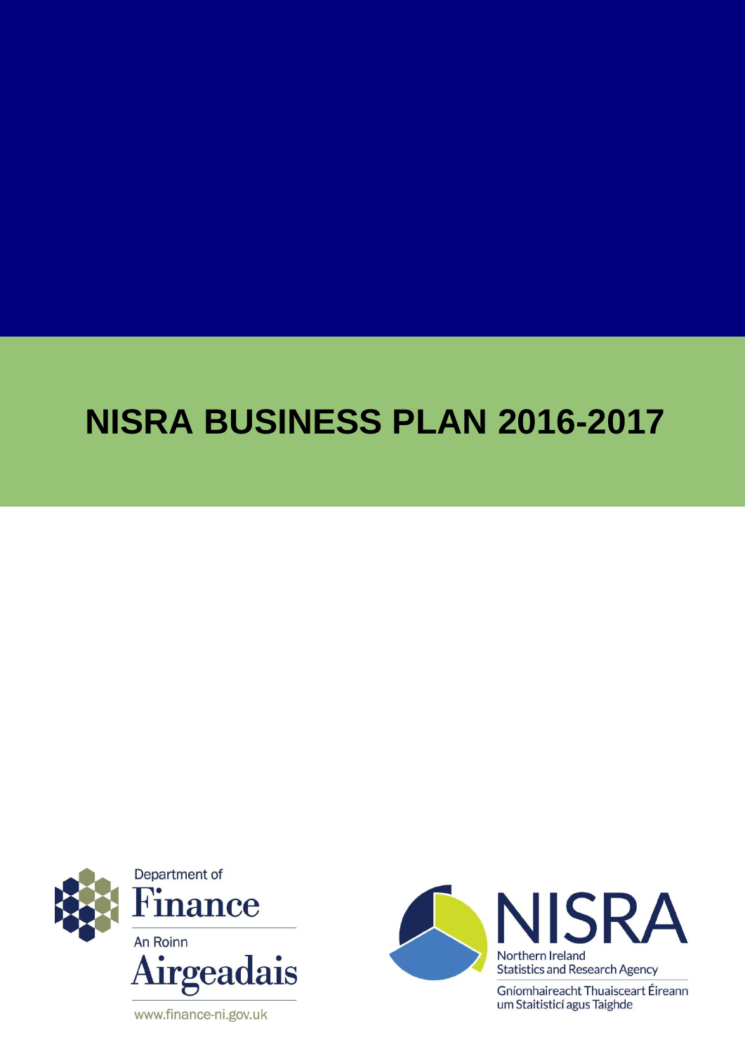# NISRA BUSINESS PLAN 2016-2017

Department of
Finance

An Roinn
Airgeadais

www.finance-ni.gov.uk

NISRA
Northern Ireland
Statistics and Research Agency

Gníomhaireacht Thuaisceart Éireann
um Staitisticí agus Taighde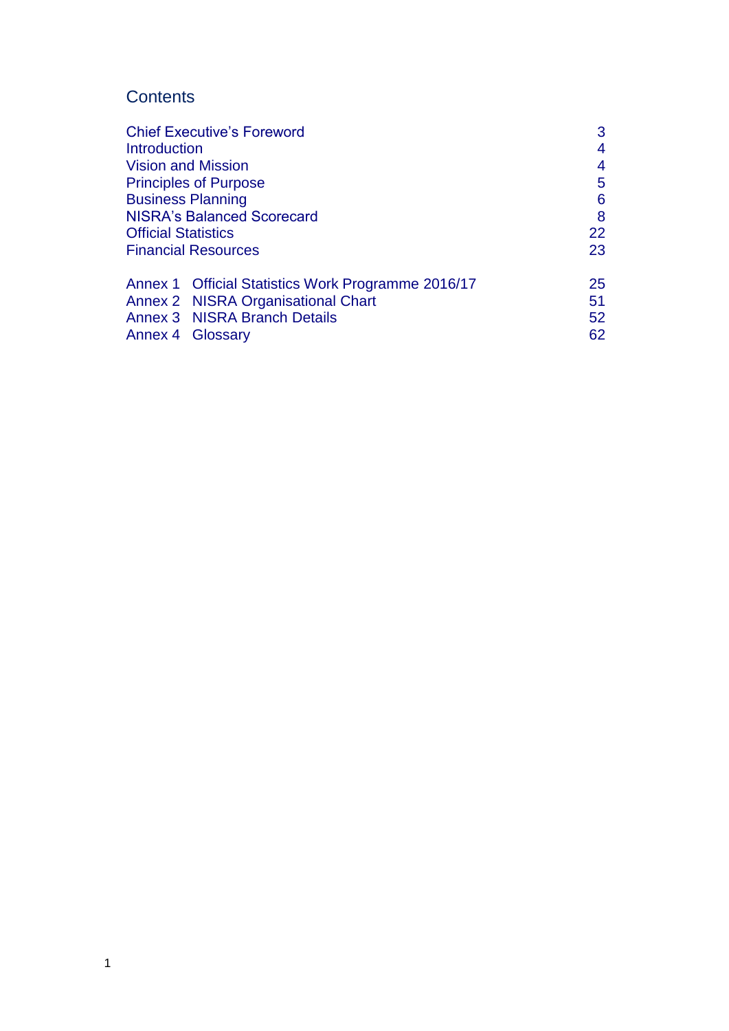# Contents

| | |
|---|---|
| Chief Executive's Foreword | 3 |
| Introduction | 4 |
| Vision and Mission | 4 |
| Principles of Purpose | 5 |
| Business Planning | 6 |
| NISRA's Balanced Scorecard | 8 |
| Official Statistics | 22 |
| Financial Resources | 23 |
| | |
| Annex 1 Official Statistics Work Programme 2016/17 | 25 |
| Annex 2 NISRA Organisational Chart | 51 |
| Annex 3 NISRA Branch Details | 52 |
| Annex 4 Glossary | 62 |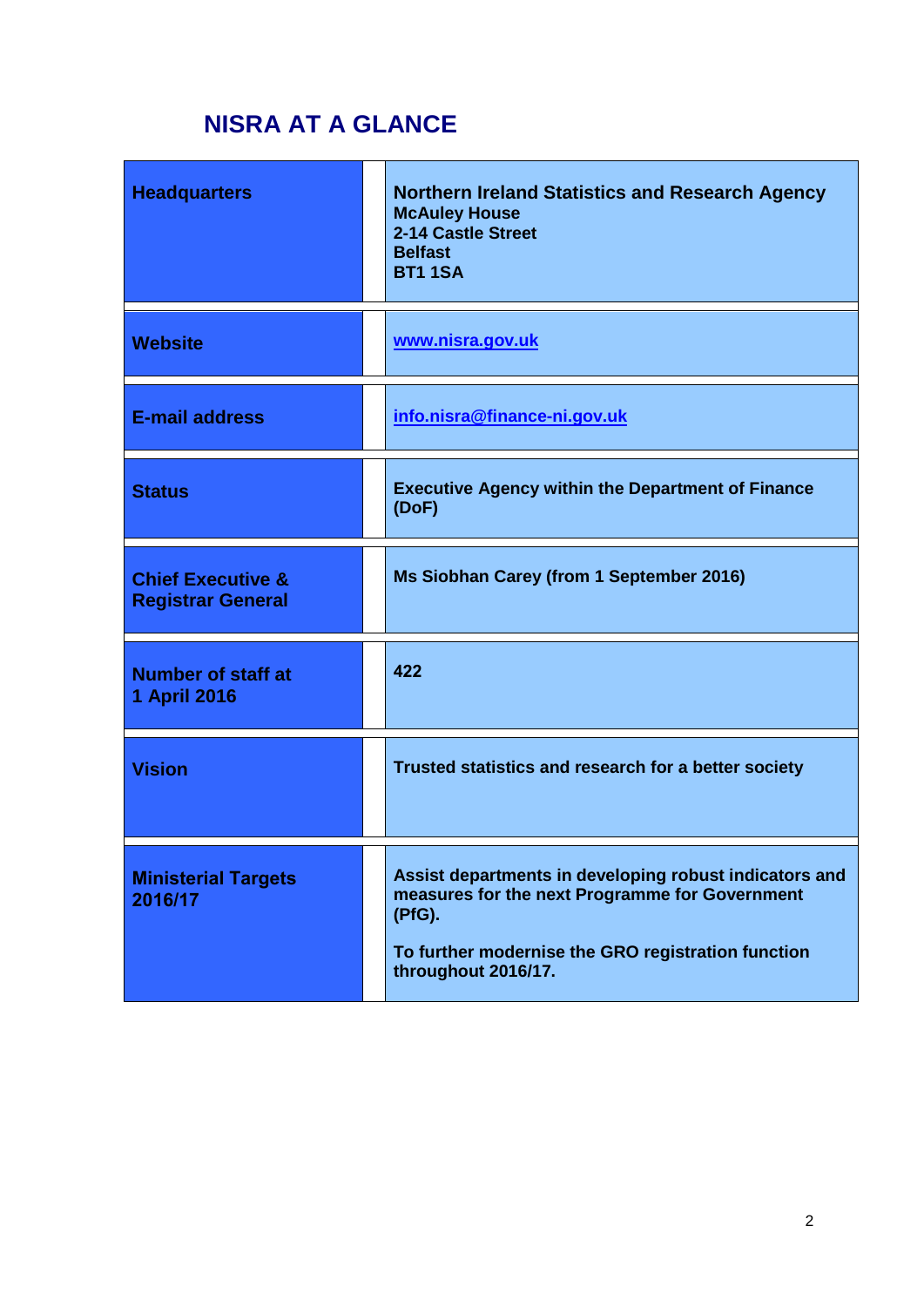# NISRA AT A GLANCE

| | |
|---|---|
| **Headquarters** | **Northern Ireland Statistics and Research Agency**<br>**McAuley House**<br>**2-14 Castle Street**<br>**Belfast**<br>**BT1 1SA** |
| **Website** | **www.nisra.gov.uk** |
| **E-mail address** | **info.nisra@finance-ni.gov.uk** |
| **Status** | **Executive Agency within the Department of Finance (DoF)** |
| **Chief Executive & Registrar General** | **Ms Siobhan Carey (from 1 September 2016)** |
| **Number of staff at 1 April 2016** | **422** |
| **Vision** | **Trusted statistics and research for a better society** |
| **Ministerial Targets 2016/17** | **Assist departments in developing robust indicators and measures for the next Programme for Government (PfG).**<br><br>**To further modernise the GRO registration function throughout 2016/17.** |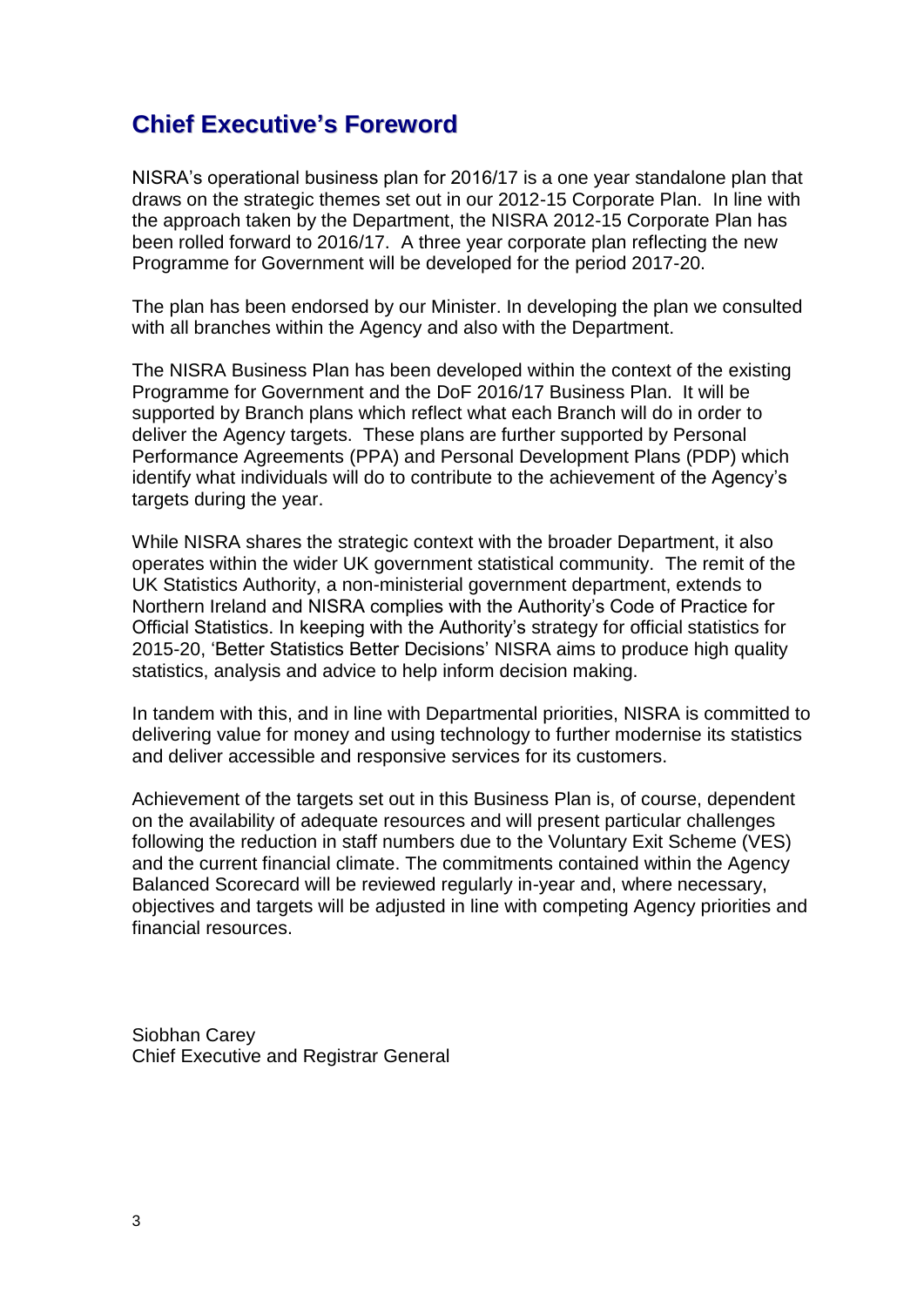## Chief Executive's Foreword

NISRA's operational business plan for 2016/17 is a one year standalone plan that draws on the strategic themes set out in our 2012-15 Corporate Plan. In line with the approach taken by the Department, the NISRA 2012-15 Corporate Plan has been rolled forward to 2016/17. A three year corporate plan reflecting the new Programme for Government will be developed for the period 2017-20.

The plan has been endorsed by our Minister. In developing the plan we consulted with all branches within the Agency and also with the Department.

The NISRA Business Plan has been developed within the context of the existing Programme for Government and the DoF 2016/17 Business Plan. It will be supported by Branch plans which reflect what each Branch will do in order to deliver the Agency targets. These plans are further supported by Personal Performance Agreements (PPA) and Personal Development Plans (PDP) which identify what individuals will do to contribute to the achievement of the Agency's targets during the year.

While NISRA shares the strategic context with the broader Department, it also operates within the wider UK government statistical community. The remit of the UK Statistics Authority, a non-ministerial government department, extends to Northern Ireland and NISRA complies with the Authority's Code of Practice for Official Statistics. In keeping with the Authority's strategy for official statistics for 2015-20, 'Better Statistics Better Decisions' NISRA aims to produce high quality statistics, analysis and advice to help inform decision making.

In tandem with this, and in line with Departmental priorities, NISRA is committed to delivering value for money and using technology to further modernise its statistics and deliver accessible and responsive services for its customers.

Achievement of the targets set out in this Business Plan is, of course, dependent on the availability of adequate resources and will present particular challenges following the reduction in staff numbers due to the Voluntary Exit Scheme (VES) and the current financial climate. The commitments contained within the Agency Balanced Scorecard will be reviewed regularly in-year and, where necessary, objectives and targets will be adjusted in line with competing Agency priorities and financial resources.

Siobhan Carey
Chief Executive and Registrar General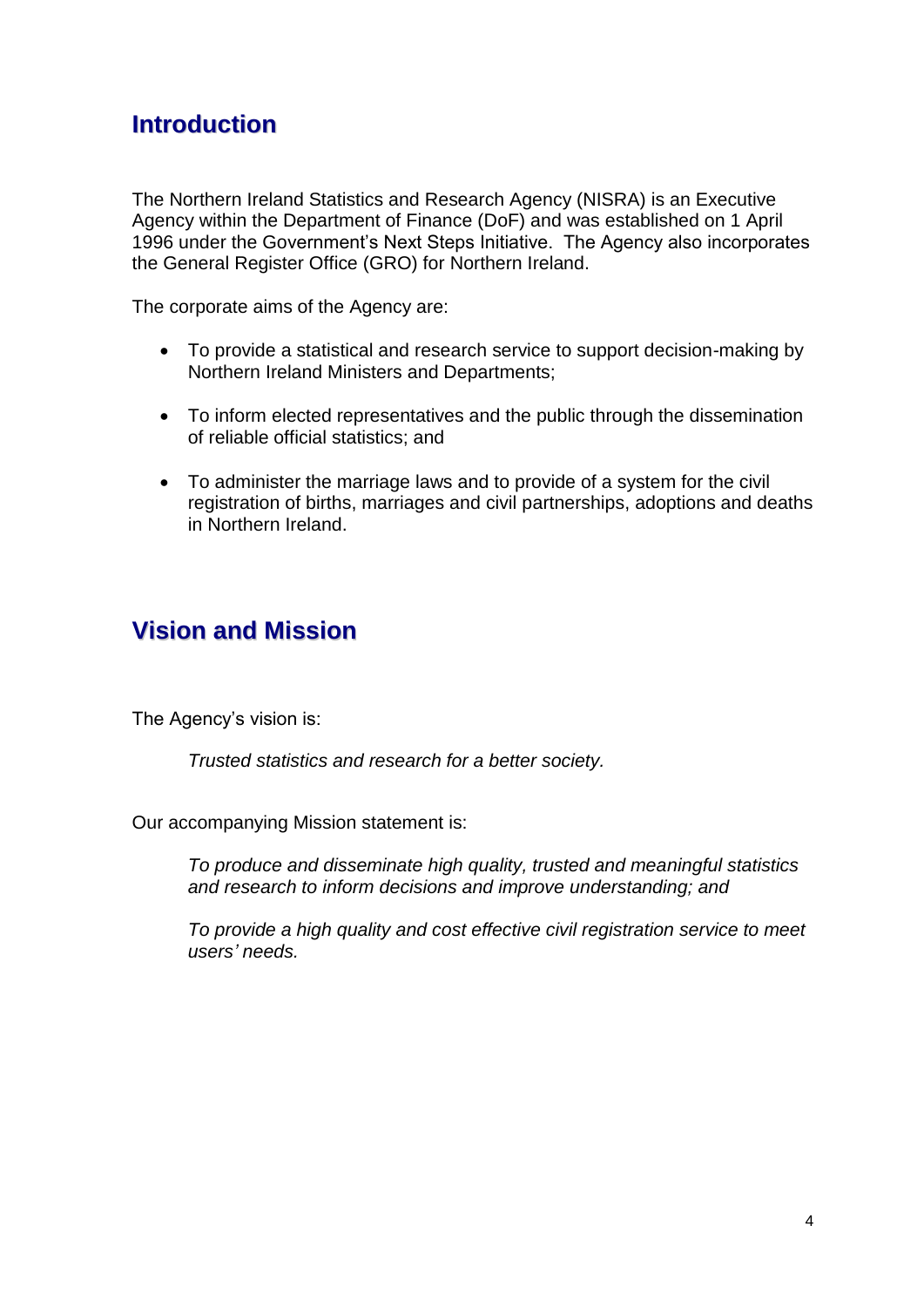## Introduction

The Northern Ireland Statistics and Research Agency (NISRA) is an Executive Agency within the Department of Finance (DoF) and was established on 1 April 1996 under the Government's Next Steps Initiative. The Agency also incorporates the General Register Office (GRO) for Northern Ireland.

The corporate aims of the Agency are:

- To provide a statistical and research service to support decision-making by Northern Ireland Ministers and Departments;
- To inform elected representatives and the public through the dissemination of reliable official statistics; and
- To administer the marriage laws and to provide of a system for the civil registration of births, marriages and civil partnerships, adoptions and deaths in Northern Ireland.

## Vision and Mission

The Agency's vision is:

> *Trusted statistics and research for a better society.*

Our accompanying Mission statement is:

> *To produce and disseminate high quality, trusted and meaningful statistics and research to inform decisions and improve understanding; and*
>
> *To provide a high quality and cost effective civil registration service to meet users' needs.*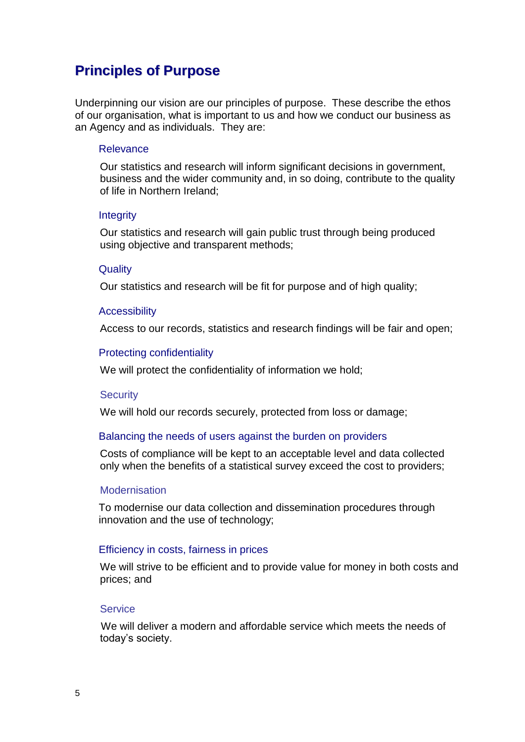## Principles of Purpose

Underpinning our vision are our principles of purpose. These describe the ethos of our organisation, what is important to us and how we conduct our business as an Agency and as individuals. They are:

### Relevance

Our statistics and research will inform significant decisions in government, business and the wider community and, in so doing, contribute to the quality of life in Northern Ireland;

### Integrity

Our statistics and research will gain public trust through being produced using objective and transparent methods;

### Quality

Our statistics and research will be fit for purpose and of high quality;

### Accessibility

Access to our records, statistics and research findings will be fair and open;

### Protecting confidentiality

We will protect the confidentiality of information we hold;

### Security

We will hold our records securely, protected from loss or damage;

### Balancing the needs of users against the burden on providers

Costs of compliance will be kept to an acceptable level and data collected only when the benefits of a statistical survey exceed the cost to providers;

### Modernisation

To modernise our data collection and dissemination procedures through innovation and the use of technology;

### Efficiency in costs, fairness in prices

We will strive to be efficient and to provide value for money in both costs and prices; and

### Service

We will deliver a modern and affordable service which meets the needs of today's society.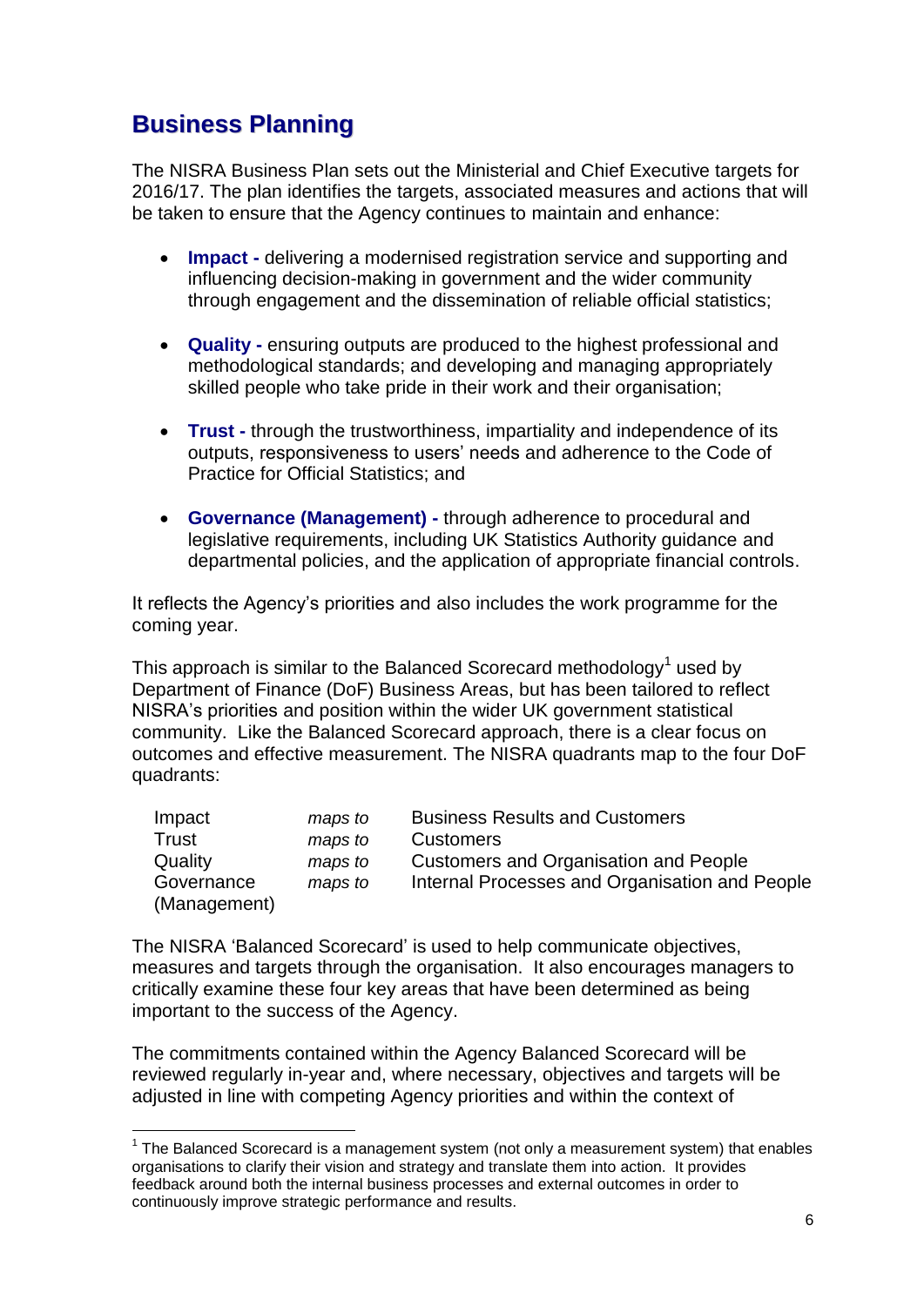## Business Planning

The NISRA Business Plan sets out the Ministerial and Chief Executive targets for 2016/17. The plan identifies the targets, associated measures and actions that will be taken to ensure that the Agency continues to maintain and enhance:

- **Impact -** delivering a modernised registration service and supporting and influencing decision-making in government and the wider community through engagement and the dissemination of reliable official statistics;
- **Quality -** ensuring outputs are produced to the highest professional and methodological standards; and developing and managing appropriately skilled people who take pride in their work and their organisation;
- **Trust -** through the trustworthiness, impartiality and independence of its outputs, responsiveness to users' needs and adherence to the Code of Practice for Official Statistics; and
- **Governance (Management) -** through adherence to procedural and legislative requirements, including UK Statistics Authority guidance and departmental policies, and the application of appropriate financial controls.

It reflects the Agency's priorities and also includes the work programme for the coming year.

This approach is similar to the Balanced Scorecard methodology[1] used by Department of Finance (DoF) Business Areas, but has been tailored to reflect NISRA's priorities and position within the wider UK government statistical community. Like the Balanced Scorecard approach, there is a clear focus on outcomes and effective measurement. The NISRA quadrants map to the four DoF quadrants:

| | | |
|---|---|---|
| Impact | *maps to* | Business Results and Customers |
| Trust | *maps to* | Customers |
| Quality | *maps to* | Customers and Organisation and People |
| Governance (Management) | *maps to* | Internal Processes and Organisation and People |

The NISRA 'Balanced Scorecard' is used to help communicate objectives, measures and targets through the organisation. It also encourages managers to critically examine these four key areas that have been determined as being important to the success of the Agency.

The commitments contained within the Agency Balanced Scorecard will be reviewed regularly in-year and, where necessary, objectives and targets will be adjusted in line with competing Agency priorities and within the context of

[1] The Balanced Scorecard is a management system (not only a measurement system) that enables organisations to clarify their vision and strategy and translate them into action. It provides feedback around both the internal business processes and external outcomes in order to continuously improve strategic performance and results.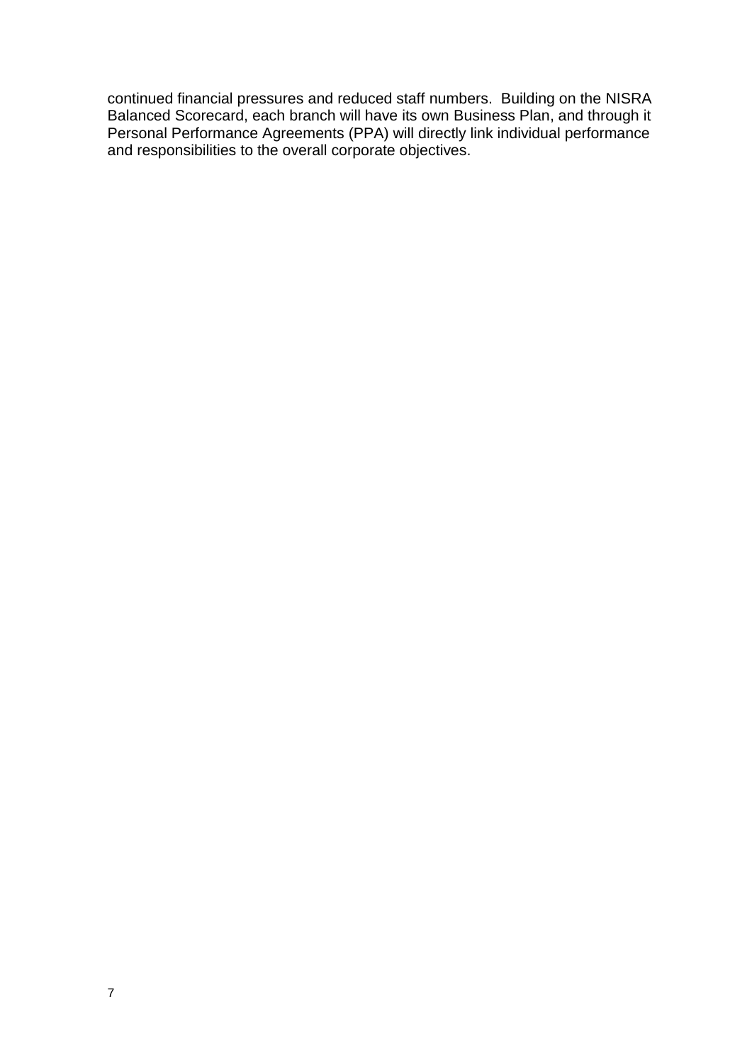continued financial pressures and reduced staff numbers. Building on the NISRA Balanced Scorecard, each branch will have its own Business Plan, and through it Personal Performance Agreements (PPA) will directly link individual performance and responsibilities to the overall corporate objectives.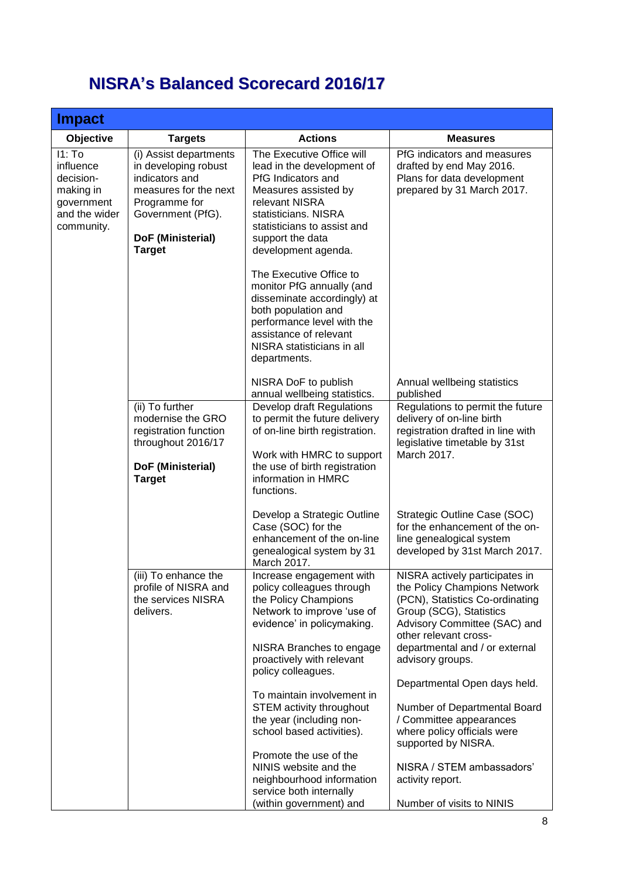# NISRA's Balanced Scorecard 2016/17

| Impact | | | |
|---|---|---|---|
| **Objective** | **Targets** | **Actions** | **Measures** |
| I1: To influence decision-making in government and the wider community. | (i) Assist departments in developing robust indicators and measures for the next Programme for Government (PfG).<br><br>**DoF (Ministerial) Target** | The Executive Office will lead in the development of PfG Indicators and Measures assisted by relevant NISRA statisticians. NISRA statisticians to assist and support the data development agenda.<br><br>The Executive Office to monitor PfG annually (and disseminate accordingly) at both population and performance level with the assistance of relevant NISRA statisticians in all departments.<br><br>NISRA DoF to publish annual wellbeing statistics. | PfG indicators and measures drafted by end May 2016. Plans for data development prepared by 31 March 2017.<br><br>Annual wellbeing statistics published |
| | (ii) To further modernise the GRO registration function throughout 2016/17<br><br>**DoF (Ministerial) Target** | Develop draft Regulations to permit the future delivery of on-line birth registration.<br><br>Work with HMRC to support the use of birth registration information in HMRC functions.<br><br>Develop a Strategic Outline Case (SOC) for the enhancement of the on-line genealogical system by 31 March 2017. | Regulations to permit the future delivery of on-line birth registration drafted in line with legislative timetable by 31st March 2017.<br><br>Strategic Outline Case (SOC) for the enhancement of the on-line genealogical system developed by 31st March 2017. |
| | (iii) To enhance the profile of NISRA and the services NISRA delivers. | Increase engagement with policy colleagues through the Policy Champions Network to improve 'use of evidence' in policymaking.<br><br>NISRA Branches to engage proactively with relevant policy colleagues.<br><br>To maintain involvement in STEM activity throughout the year (including non-school based activities).<br><br>Promote the use of the NINIS website and the neighbourhood information service both internally (within government) and | NISRA actively participates in the Policy Champions Network (PCN), Statistics Co-ordinating Group (SCG), Statistics Advisory Committee (SAC) and other relevant cross-departmental and / or external advisory groups.<br><br>Departmental Open days held.<br><br>Number of Departmental Board / Committee appearances where policy officials were supported by NISRA.<br><br>NISRA / STEM ambassadors' activity report.<br><br>Number of visits to NINIS |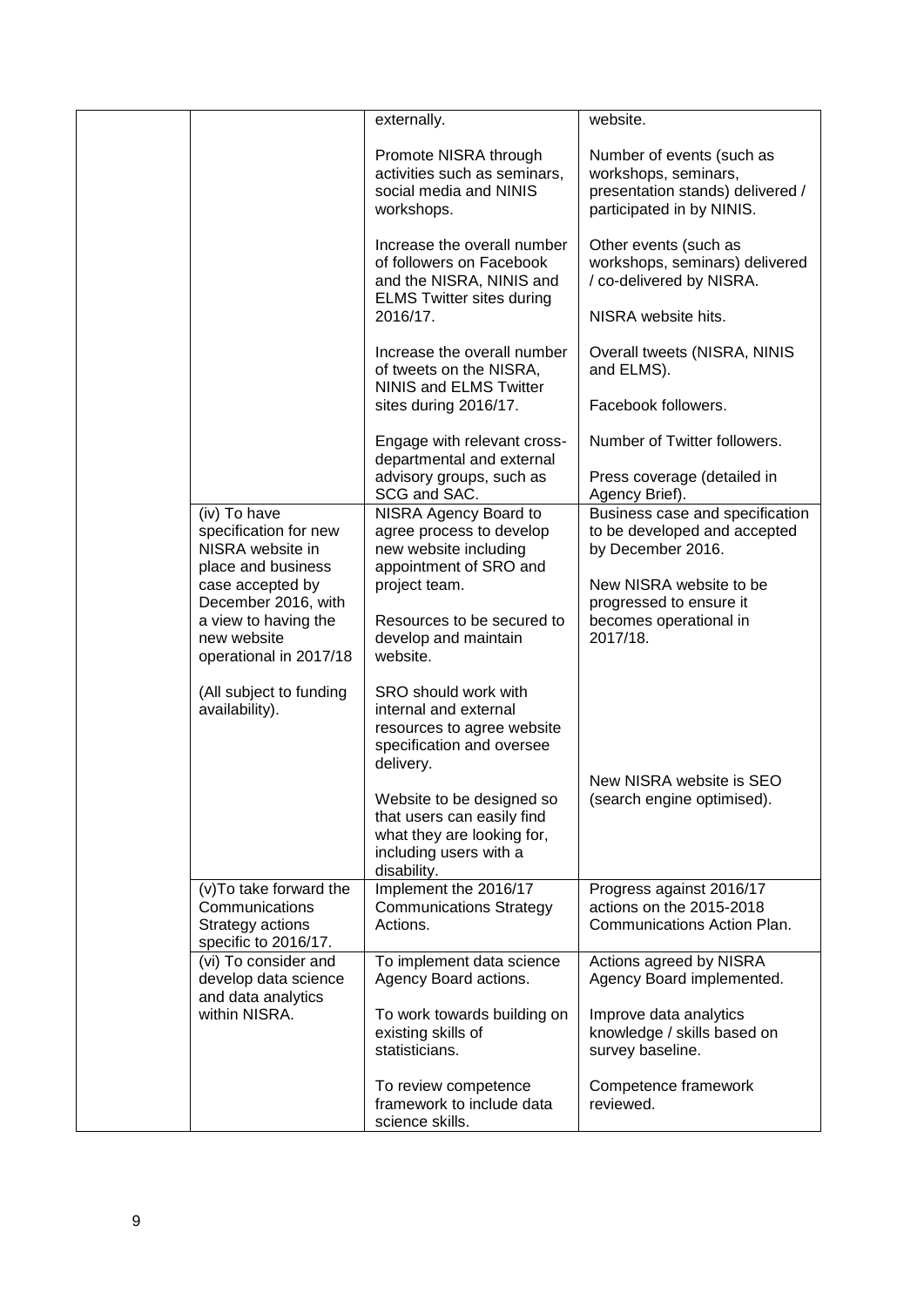|  |  |  |  |
|---|---|---|---|
|  |  | externally.<br><br>Promote NISRA through activities such as seminars, social media and NINIS workshops.<br><br>Increase the overall number of followers on Facebook and the NISRA, NINIS and ELMS Twitter sites during 2016/17.<br><br>Increase the overall number of tweets on the NISRA, NINIS and ELMS Twitter sites during 2016/17.<br><br>Engage with relevant cross-departmental and external advisory groups, such as SCG and SAC. | website.<br><br>Number of events (such as workshops, seminars, presentation stands) delivered / participated in by NINIS.<br><br>Other events (such as workshops, seminars) delivered / co-delivered by NISRA.<br><br>NISRA website hits.<br><br>Overall tweets (NISRA, NINIS and ELMS).<br><br>Facebook followers.<br><br>Number of Twitter followers.<br><br>Press coverage (detailed in Agency Brief). |
|  | (iv) To have specification for new NISRA website in place and business case accepted by December 2016, with a view to having the new website operational in 2017/18<br><br>(All subject to funding availability). | NISRA Agency Board to agree process to develop new website including appointment of SRO and project team.<br><br>Resources to be secured to develop and maintain website.<br><br>SRO should work with internal and external resources to agree website specification and oversee delivery.<br><br>Website to be designed so that users can easily find what they are looking for, including users with a disability. | Business case and specification to be developed and accepted by December 2016.<br><br>New NISRA website to be progressed to ensure it becomes operational in 2017/18.<br><br>New NISRA website is SEO (search engine optimised). |
|  | (v)To take forward the Communications Strategy actions specific to 2016/17. | Implement the 2016/17 Communications Strategy Actions. | Progress against 2016/17 actions on the 2015-2018 Communications Action Plan. |
|  | (vi) To consider and develop data science and data analytics within NISRA. | To implement data science Agency Board actions.<br><br>To work towards building on existing skills of statisticians.<br><br>To review competence framework to include data science skills. | Actions agreed by NISRA Agency Board implemented.<br><br>Improve data analytics knowledge / skills based on survey baseline.<br><br>Competence framework reviewed. |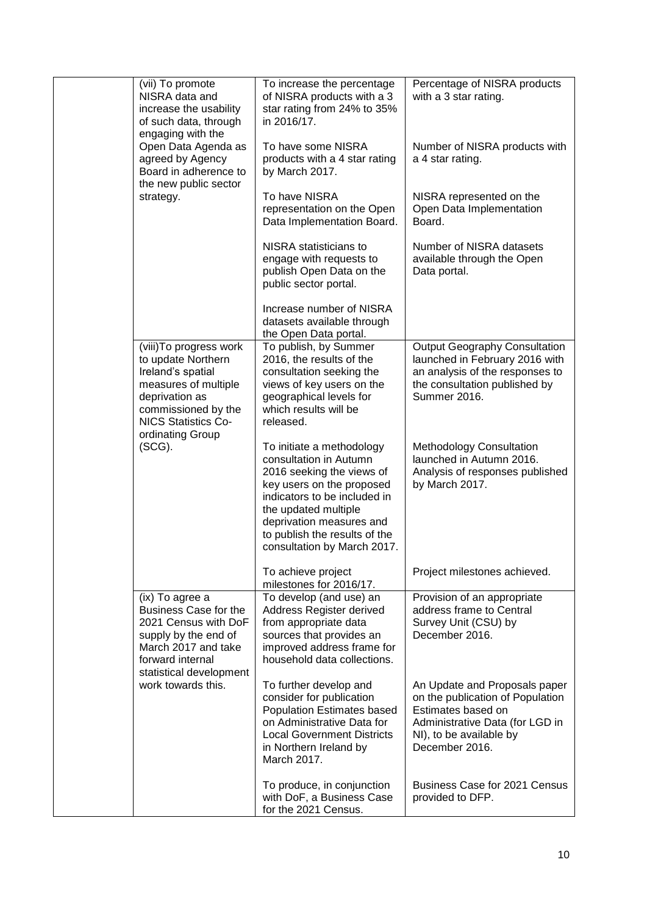| | | | |
|---|---|---|---|
| | (vii) To promote NISRA data and increase the usability of such data, through engaging with the Open Data Agenda as agreed by Agency Board in adherence to the new public sector strategy. | To increase the percentage of NISRA products with a 3 star rating from 24% to 35% in 2016/17.<br><br>To have some NISRA products with a 4 star rating by March 2017.<br><br>To have NISRA representation on the Open Data Implementation Board.<br><br>NISRA statisticians to engage with requests to publish Open Data on the public sector portal.<br><br>Increase number of NISRA datasets available through the Open Data portal. | Percentage of NISRA products with a 3 star rating.<br><br>Number of NISRA products with a 4 star rating.<br><br>NISRA represented on the Open Data Implementation Board.<br><br>Number of NISRA datasets available through the Open Data portal. |
| | (viii)To progress work to update Northern Ireland's spatial measures of multiple deprivation as commissioned by the NICS Statistics Co-ordinating Group (SCG). | To publish, by Summer 2016, the results of the consultation seeking the views of key users on the geographical levels for which results will be released.<br><br>To initiate a methodology consultation in Autumn 2016 seeking the views of key users on the proposed indicators to be included in the updated multiple deprivation measures and to publish the results of the consultation by March 2017.<br><br>To achieve project milestones for 2016/17. | Output Geography Consultation launched in February 2016 with an analysis of the responses to the consultation published by Summer 2016.<br><br>Methodology Consultation launched in Autumn 2016. Analysis of responses published by March 2017.<br><br>Project milestones achieved. |
| | (ix) To agree a Business Case for the 2021 Census with DoF supply by the end of March 2017 and take forward internal statistical development work towards this. | To develop (and use) an Address Register derived from appropriate data sources that provides an improved address frame for household data collections.<br><br>To further develop and consider for publication Population Estimates based on Administrative Data for Local Government Districts in Northern Ireland by March 2017.<br><br>To produce, in conjunction with DoF, a Business Case for the 2021 Census. | Provision of an appropriate address frame to Central Survey Unit (CSU) by December 2016.<br><br>An Update and Proposals paper on the publication of Population Estimates based on Administrative Data (for LGD in NI), to be available by December 2016.<br><br>Business Case for 2021 Census provided to DFP. |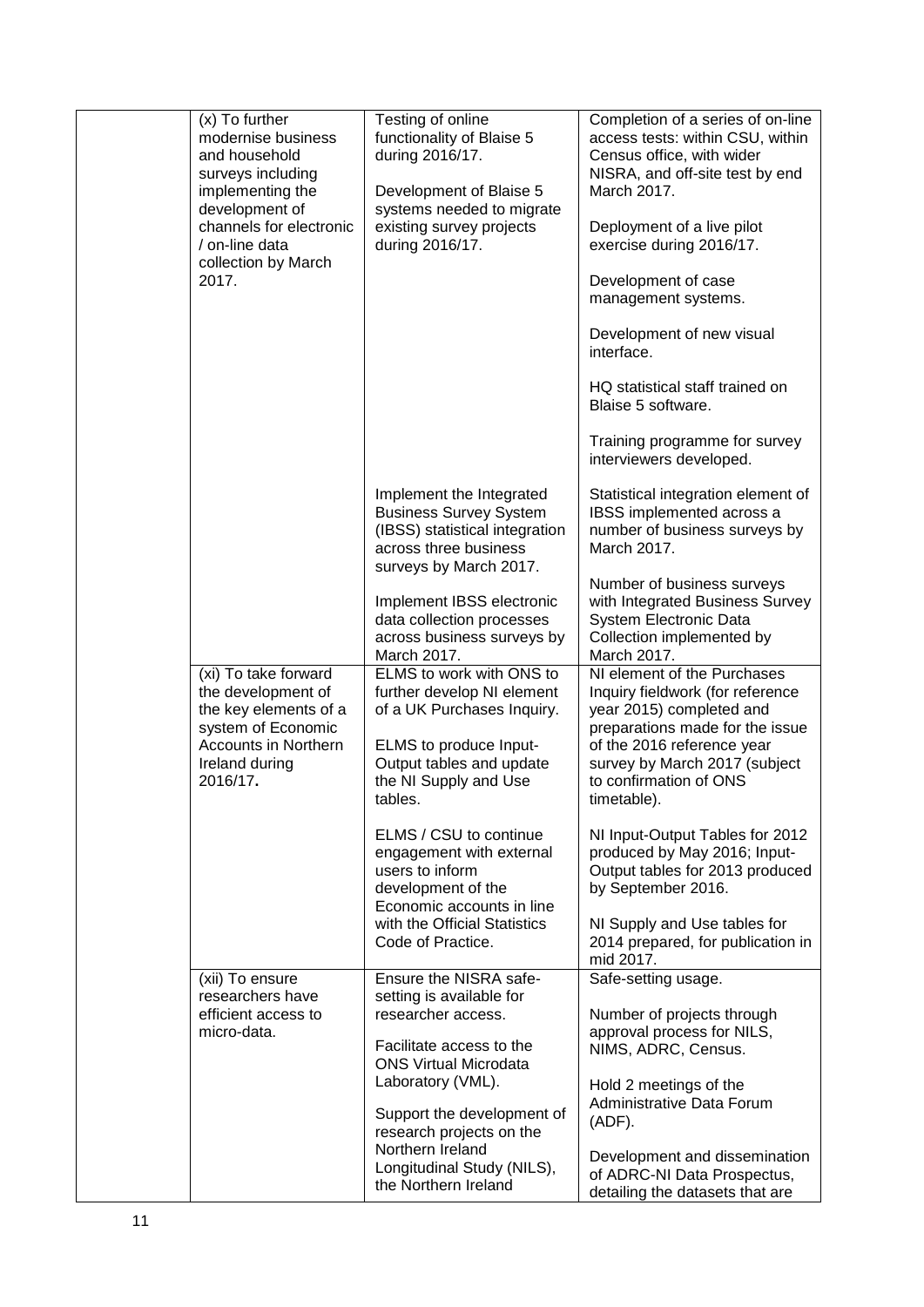| | | | |
|---|---|---|---|
| | (x) To further modernise business and household surveys including implementing the development of channels for electronic / on-line data collection by March 2017. | Testing of online functionality of Blaise 5 during 2016/17.<br><br>Development of Blaise 5 systems needed to migrate existing survey projects during 2016/17. | Completion of a series of on-line access tests: within CSU, within Census office, with wider NISRA, and off-site test by end March 2017.<br><br>Deployment of a live pilot exercise during 2016/17.<br><br>Development of case management systems.<br><br>Development of new visual interface.<br><br>HQ statistical staff trained on Blaise 5 software.<br><br>Training programme for survey interviewers developed. |
| | | Implement the Integrated Business Survey System (IBSS) statistical integration across three business surveys by March 2017.<br><br>Implement IBSS electronic data collection processes across business surveys by March 2017. | Statistical integration element of IBSS implemented across a number of business surveys by March 2017.<br><br>Number of business surveys with Integrated Business Survey System Electronic Data Collection implemented by March 2017. |
| | (xi) To take forward the development of the key elements of a system of Economic Accounts in Northern Ireland during 2016/17. | ELMS to work with ONS to further develop NI element of a UK Purchases Inquiry.<br><br>ELMS to produce Input-Output tables and update the NI Supply and Use tables.<br><br>ELMS / CSU to continue engagement with external users to inform development of the Economic accounts in line with the Official Statistics Code of Practice. | NI element of the Purchases Inquiry fieldwork (for reference year 2015) completed and preparations made for the issue of the 2016 reference year survey by March 2017 (subject to confirmation of ONS timetable).<br><br>NI Input-Output Tables for 2012 produced by May 2016; Input-Output tables for 2013 produced by September 2016.<br><br>NI Supply and Use tables for 2014 prepared, for publication in mid 2017. |
| | (xii) To ensure researchers have efficient access to micro-data. | Ensure the NISRA safe-setting is available for researcher access.<br><br>Facilitate access to the ONS Virtual Microdata Laboratory (VML).<br><br>Support the development of research projects on the Northern Ireland Longitudinal Study (NILS), the Northern Ireland | Safe-setting usage.<br><br>Number of projects through approval process for NILS, NIMS, ADRC, Census.<br><br>Hold 2 meetings of the Administrative Data Forum (ADF).<br><br>Development and dissemination of ADRC-NI Data Prospectus, detailing the datasets that are |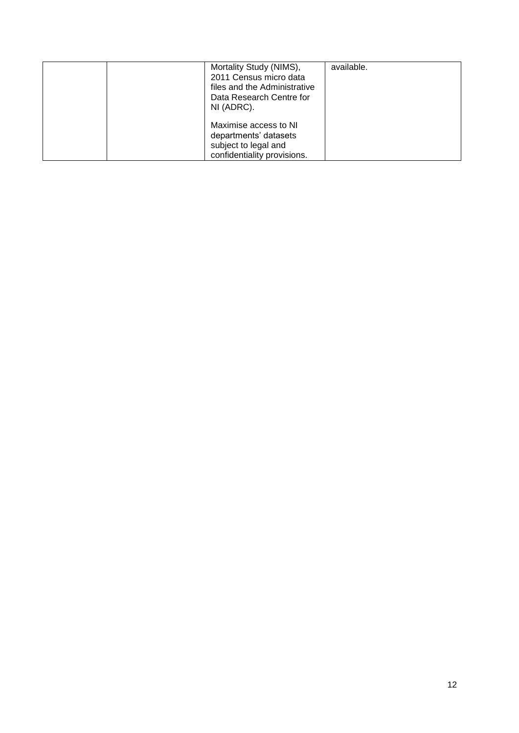|  |  | Mortality Study (NIMS), 2011 Census micro data files and the Administrative Data Research Centre for NI (ADRC).<br><br>Maximise access to NI departments' datasets subject to legal and confidentiality provisions. | available. |
|---|---|---|---|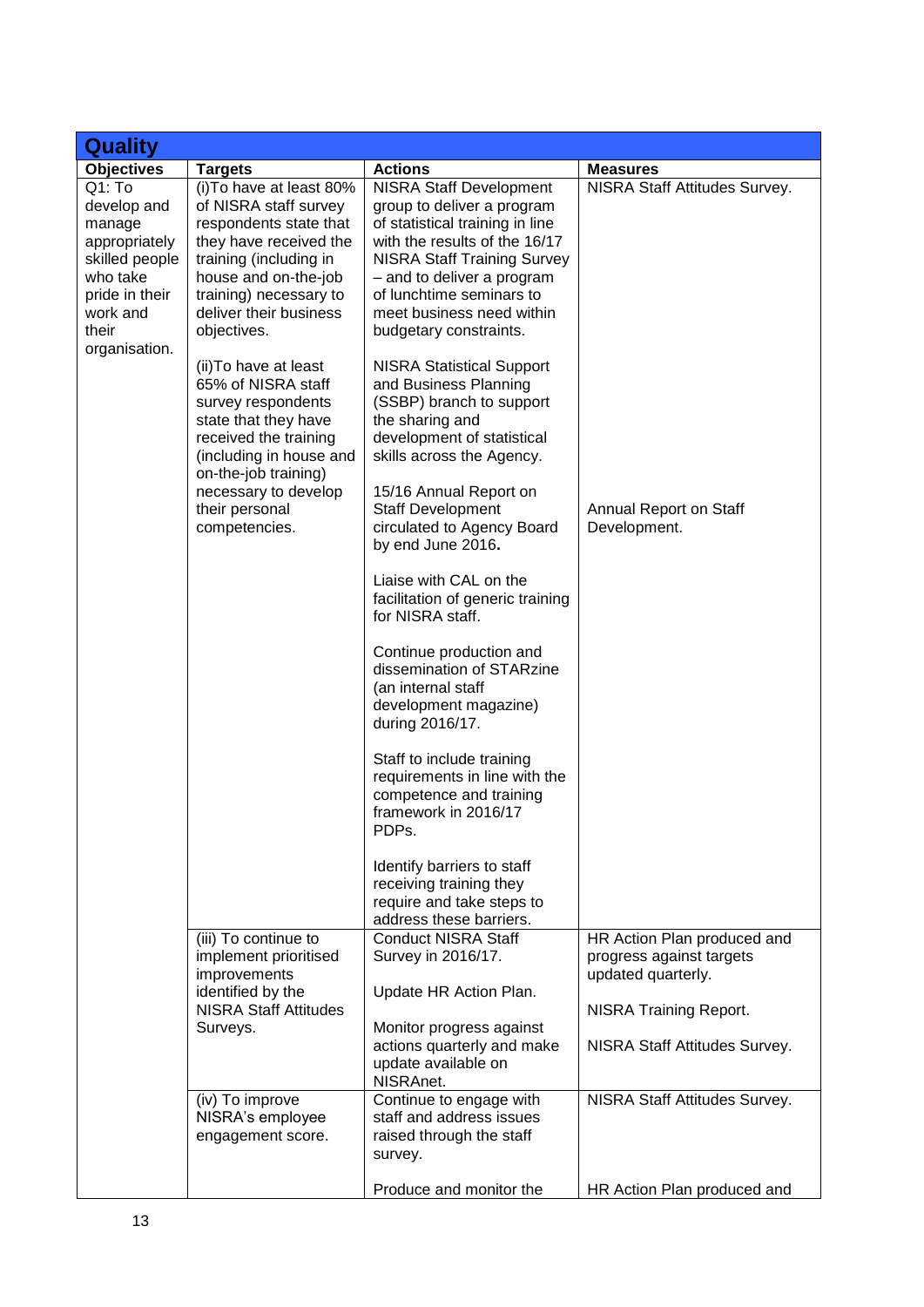| Quality | | | |
|---|---|---|---|
| **Objectives** | **Targets** | **Actions** | **Measures** |
| Q1: To develop and manage appropriately skilled people who take pride in their work and their organisation. | (i)To have at least 80% of NISRA staff survey respondents state that they have received the training (including in house and on-the-job training) necessary to deliver their business objectives.<br><br>(ii)To have at least 65% of NISRA staff survey respondents state that they have received the training (including in house and on-the-job training) necessary to develop their personal competencies. | NISRA Staff Development group to deliver a program of statistical training in line with the results of the 16/17 NISRA Staff Training Survey – and to deliver a program of lunchtime seminars to meet business need within budgetary constraints.<br><br>NISRA Statistical Support and Business Planning (SSBP) branch to support the sharing and development of statistical skills across the Agency.<br><br>15/16 Annual Report on Staff Development circulated to Agency Board by end June 2016.<br><br>Liaise with CAL on the facilitation of generic training for NISRA staff.<br><br>Continue production and dissemination of STARzine (an internal staff development magazine) during 2016/17.<br><br>Staff to include training requirements in line with the competence and training framework in 2016/17 PDPs.<br><br>Identify barriers to staff receiving training they require and take steps to address these barriers. | NISRA Staff Attitudes Survey.<br><br>Annual Report on Staff Development. |
| | (iii) To continue to implement prioritised improvements identified by the NISRA Staff Attitudes Surveys. | Conduct NISRA Staff Survey in 2016/17.<br><br>Update HR Action Plan.<br><br>Monitor progress against actions quarterly and make update available on NISRAnet. | HR Action Plan produced and progress against targets updated quarterly.<br><br>NISRA Training Report.<br><br>NISRA Staff Attitudes Survey. |
| | (iv) To improve NISRA's employee engagement score. | Continue to engage with staff and address issues raised through the staff survey.<br><br>Produce and monitor the | NISRA Staff Attitudes Survey.<br><br>HR Action Plan produced and |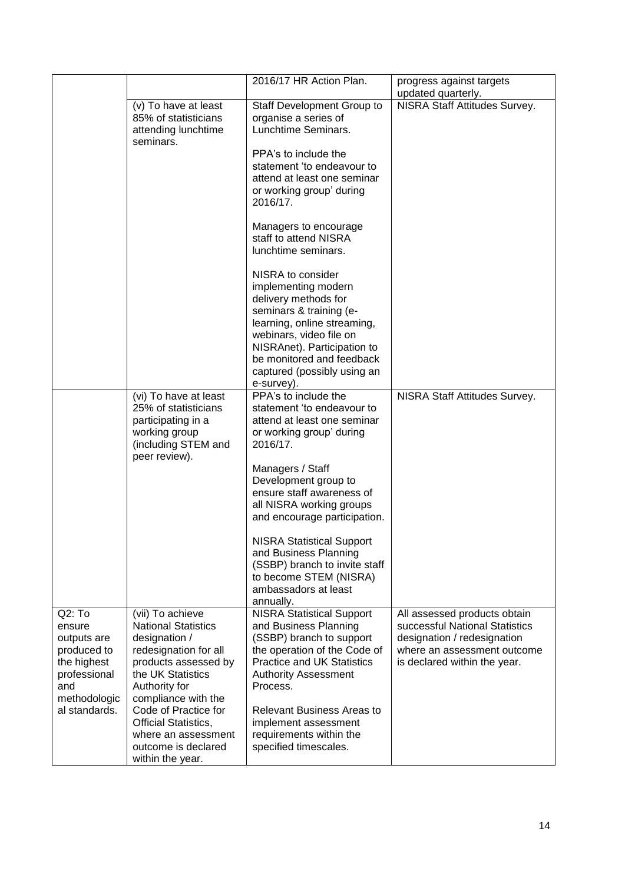| | | | |
|---|---|---|---|
| | | 2016/17 HR Action Plan. | progress against targets updated quarterly. |
| | (v) To have at least 85% of statisticians attending lunchtime seminars. | Staff Development Group to organise a series of Lunchtime Seminars.<br><br>PPA's to include the statement 'to endeavour to attend at least one seminar or working group' during 2016/17.<br><br>Managers to encourage staff to attend NISRA lunchtime seminars.<br><br>NISRA to consider implementing modern delivery methods for seminars & training (e-learning, online streaming, webinars, video file on NISRAnet). Participation to be monitored and feedback captured (possibly using an e-survey). | NISRA Staff Attitudes Survey. |
| | (vi) To have at least 25% of statisticians participating in a working group (including STEM and peer review). | PPA's to include the statement 'to endeavour to attend at least one seminar or working group' during 2016/17.<br><br>Managers / Staff Development group to ensure staff awareness of all NISRA working groups and encourage participation.<br><br>NISRA Statistical Support and Business Planning (SSBP) branch to invite staff to become STEM (NISRA) ambassadors at least annually. | NISRA Staff Attitudes Survey. |
| Q2: To ensure outputs are produced to the highest professional and methodological standards. | (vii) To achieve National Statistics designation / redesignation for all products assessed by the UK Statistics Authority for compliance with the Code of Practice for Official Statistics, where an assessment outcome is declared within the year. | NISRA Statistical Support and Business Planning (SSBP) branch to support the operation of the Code of Practice and UK Statistics Authority Assessment Process.<br><br>Relevant Business Areas to implement assessment requirements within the specified timescales. | All assessed products obtain successful National Statistics designation / redesignation where an assessment outcome is declared within the year. |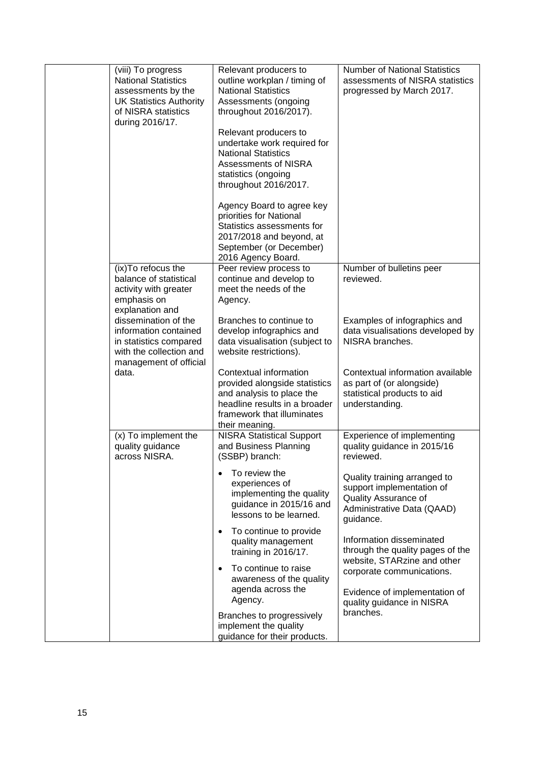| | | | |
|---|---|---|---|
| | (viii) To progress National Statistics assessments by the UK Statistics Authority of NISRA statistics during 2016/17. | Relevant producers to outline workplan / timing of National Statistics Assessments (ongoing throughout 2016/2017).<br><br>Relevant producers to undertake work required for National Statistics Assessments of NISRA statistics (ongoing throughout 2016/2017.<br><br>Agency Board to agree key priorities for National Statistics assessments for 2017/2018 and beyond, at September (or December) 2016 Agency Board. | Number of National Statistics assessments of NISRA statistics progressed by March 2017. |
| | (ix)To refocus the balance of statistical activity with greater emphasis on explanation and dissemination of the information contained in statistics compared with the collection and management of official data. | Peer review process to continue and develop to meet the needs of the Agency.<br><br>Branches to continue to develop infographics and data visualisation (subject to website restrictions).<br><br>Contextual information provided alongside statistics and analysis to place the headline results in a broader framework that illuminates their meaning. | Number of bulletins peer reviewed.<br><br>Examples of infographics and data visualisations developed by NISRA branches.<br><br>Contextual information available as part of (or alongside) statistical products to aid understanding. |
| | (x) To implement the quality guidance across NISRA. | NISRA Statistical Support and Business Planning (SSBP) branch:<br><br>• To review the experiences of implementing the quality guidance in 2015/16 and lessons to be learned.<br>• To continue to provide quality management training in 2016/17.<br>• To continue to raise awareness of the quality agenda across the Agency.<br><br>Branches to progressively implement the quality guidance for their products. | Experience of implementing quality guidance in 2015/16 reviewed.<br><br>Quality training arranged to support implementation of Quality Assurance of Administrative Data (QAAD) guidance.<br><br>Information disseminated through the quality pages of the website, STARzine and other corporate communications.<br><br>Evidence of implementation of quality guidance in NISRA branches. |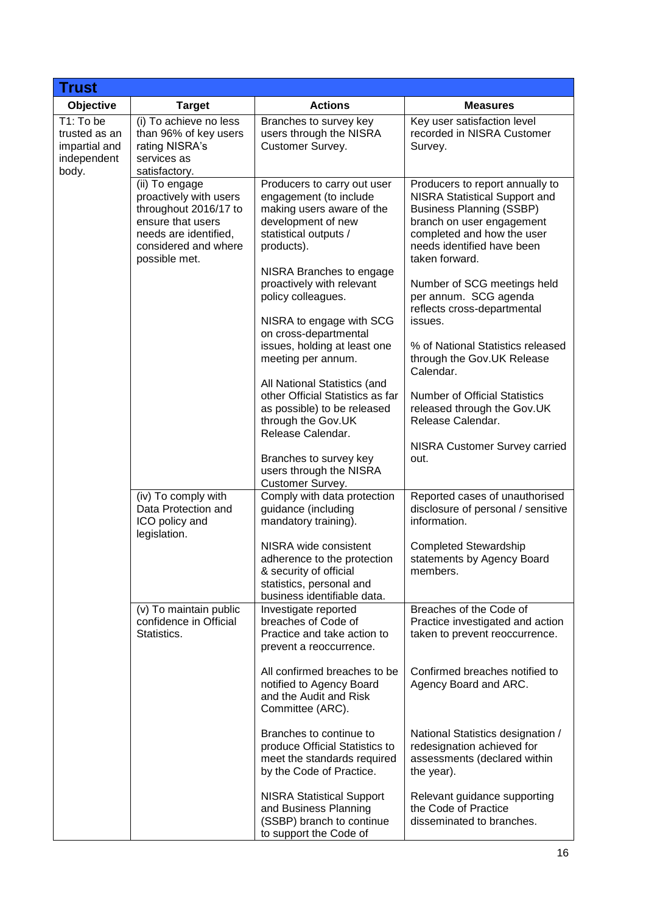| Trust | | | |
|---|---|---|---|
| **Objective** | **Target** | **Actions** | **Measures** |
| T1: To be trusted as an impartial and independent body. | (i) To achieve no less than 96% of key users rating NISRA's services as satisfactory. | Branches to survey key users through the NISRA Customer Survey. | Key user satisfaction level recorded in NISRA Customer Survey. |
| | (ii) To engage proactively with users throughout 2016/17 to ensure that users needs are identified, considered and where possible met. | Producers to carry out user engagement (to include making users aware of the development of new statistical outputs / products).<br><br>NISRA Branches to engage proactively with relevant policy colleagues.<br><br>NISRA to engage with SCG on cross-departmental issues, holding at least one meeting per annum.<br><br>All National Statistics (and other Official Statistics as far as possible) to be released through the Gov.UK Release Calendar.<br><br>Branches to survey key users through the NISRA Customer Survey. | Producers to report annually to NISRA Statistical Support and Business Planning (SSBP) branch on user engagement completed and how the user needs identified have been taken forward.<br><br>Number of SCG meetings held per annum. SCG agenda reflects cross-departmental issues.<br><br>% of National Statistics released through the Gov.UK Release Calendar.<br><br>Number of Official Statistics released through the Gov.UK Release Calendar.<br><br>NISRA Customer Survey carried out. |
| | (iv) To comply with Data Protection and ICO policy and legislation. | Comply with data protection guidance (including mandatory training).<br><br>NISRA wide consistent adherence to the protection & security of official statistics, personal and business identifiable data. | Reported cases of unauthorised disclosure of personal / sensitive information.<br><br>Completed Stewardship statements by Agency Board members. |
| | (v) To maintain public confidence in Official Statistics. | Investigate reported breaches of Code of Practice and take action to prevent a reoccurrence.<br><br>All confirmed breaches to be notified to Agency Board and the Audit and Risk Committee (ARC).<br><br>Branches to continue to produce Official Statistics to meet the standards required by the Code of Practice.<br><br>NISRA Statistical Support and Business Planning (SSBP) branch to continue to support the Code of | Breaches of the Code of Practice investigated and action taken to prevent reoccurrence.<br><br>Confirmed breaches notified to Agency Board and ARC.<br><br>National Statistics designation / redesignation achieved for assessments (declared within the year).<br><br>Relevant guidance supporting the Code of Practice disseminated to branches. |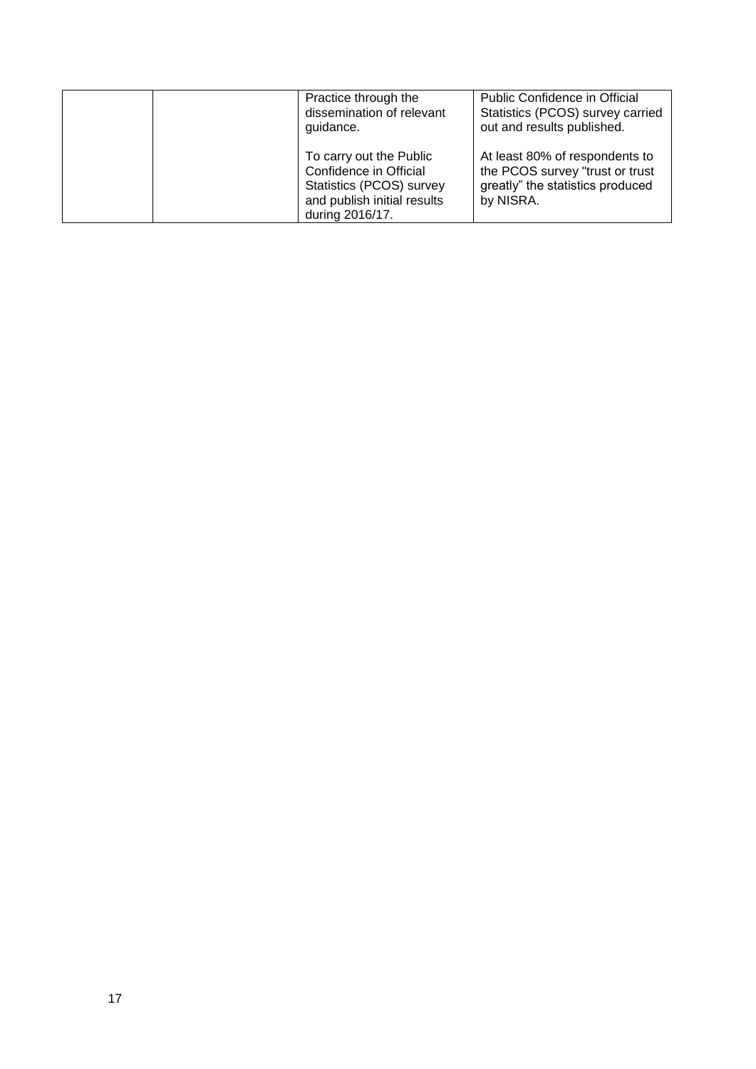| | | Practice through the dissemination of relevant guidance.<br><br>To carry out the Public Confidence in Official Statistics (PCOS) survey and publish initial results during 2016/17. | Public Confidence in Official Statistics (PCOS) survey carried out and results published.<br><br>At least 80% of respondents to the PCOS survey "trust or trust greatly" the statistics produced by NISRA. |
|---|---|---|---|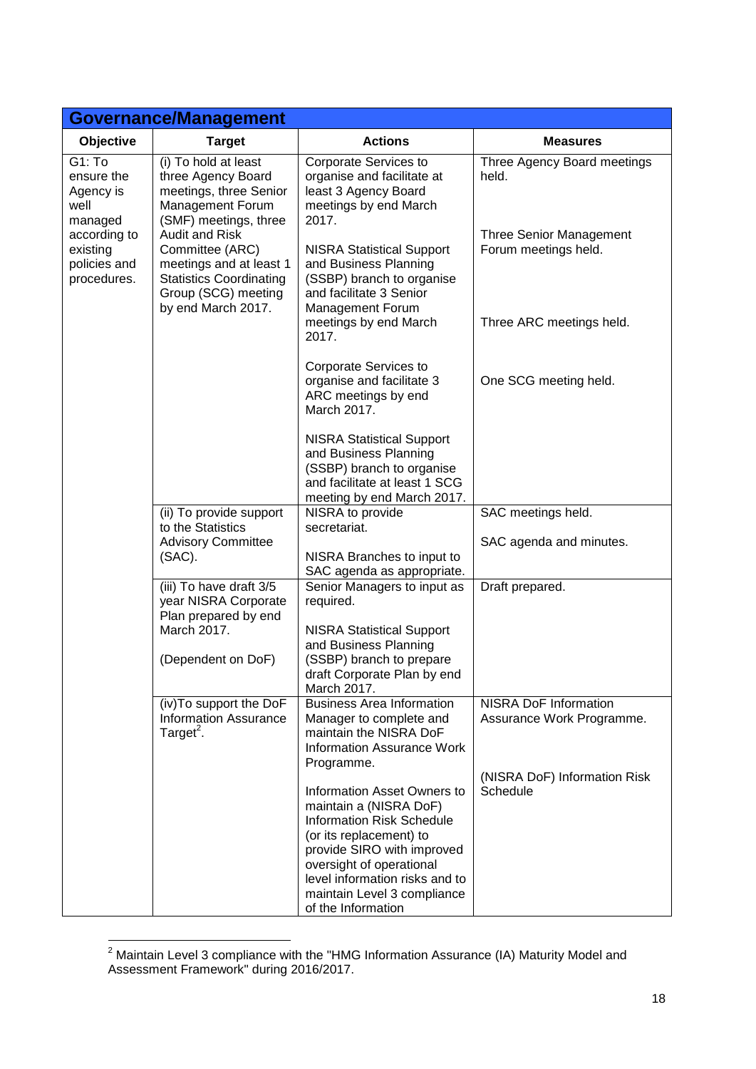| Governance/Management | | | |
|---|---|---|---|
| **Objective** | **Target** | **Actions** | **Measures** |
| G1: To ensure the Agency is well managed according to existing policies and procedures. | (i) To hold at least three Agency Board meetings, three Senior Management Forum (SMF) meetings, three Audit and Risk Committee (ARC) meetings and at least 1 Statistics Coordinating Group (SCG) meeting by end March 2017. | Corporate Services to organise and facilitate at least 3 Agency Board meetings by end March 2017.<br><br>NISRA Statistical Support and Business Planning (SSBP) branch to organise and facilitate 3 Senior Management Forum meetings by end March 2017.<br><br>Corporate Services to organise and facilitate 3 ARC meetings by end March 2017.<br><br>NISRA Statistical Support and Business Planning (SSBP) branch to organise and facilitate at least 1 SCG meeting by end March 2017. | Three Agency Board meetings held.<br><br>Three Senior Management Forum meetings held.<br><br>Three ARC meetings held.<br><br>One SCG meeting held. |
| | (ii) To provide support to the Statistics Advisory Committee (SAC). | NISRA to provide secretariat.<br><br>NISRA Branches to input to SAC agenda as appropriate. | SAC meetings held.<br><br>SAC agenda and minutes. |
| | (iii) To have draft 3/5 year NISRA Corporate Plan prepared by end March 2017.<br><br>(Dependent on DoF) | Senior Managers to input as required.<br><br>NISRA Statistical Support and Business Planning (SSBP) branch to prepare draft Corporate Plan by end March 2017. | Draft prepared. |
| | (iv)To support the DoF Information Assurance Target[2]. | Business Area Information Manager to complete and maintain the NISRA DoF Information Assurance Work Programme.<br><br>Information Asset Owners to maintain a (NISRA DoF) Information Risk Schedule (or its replacement) to provide SIRO with improved oversight of operational level information risks and to maintain Level 3 compliance of the Information | NISRA DoF Information Assurance Work Programme.<br><br>(NISRA DoF) Information Risk Schedule |

[2] Maintain Level 3 compliance with the "HMG Information Assurance (IA) Maturity Model and Assessment Framework" during 2016/2017.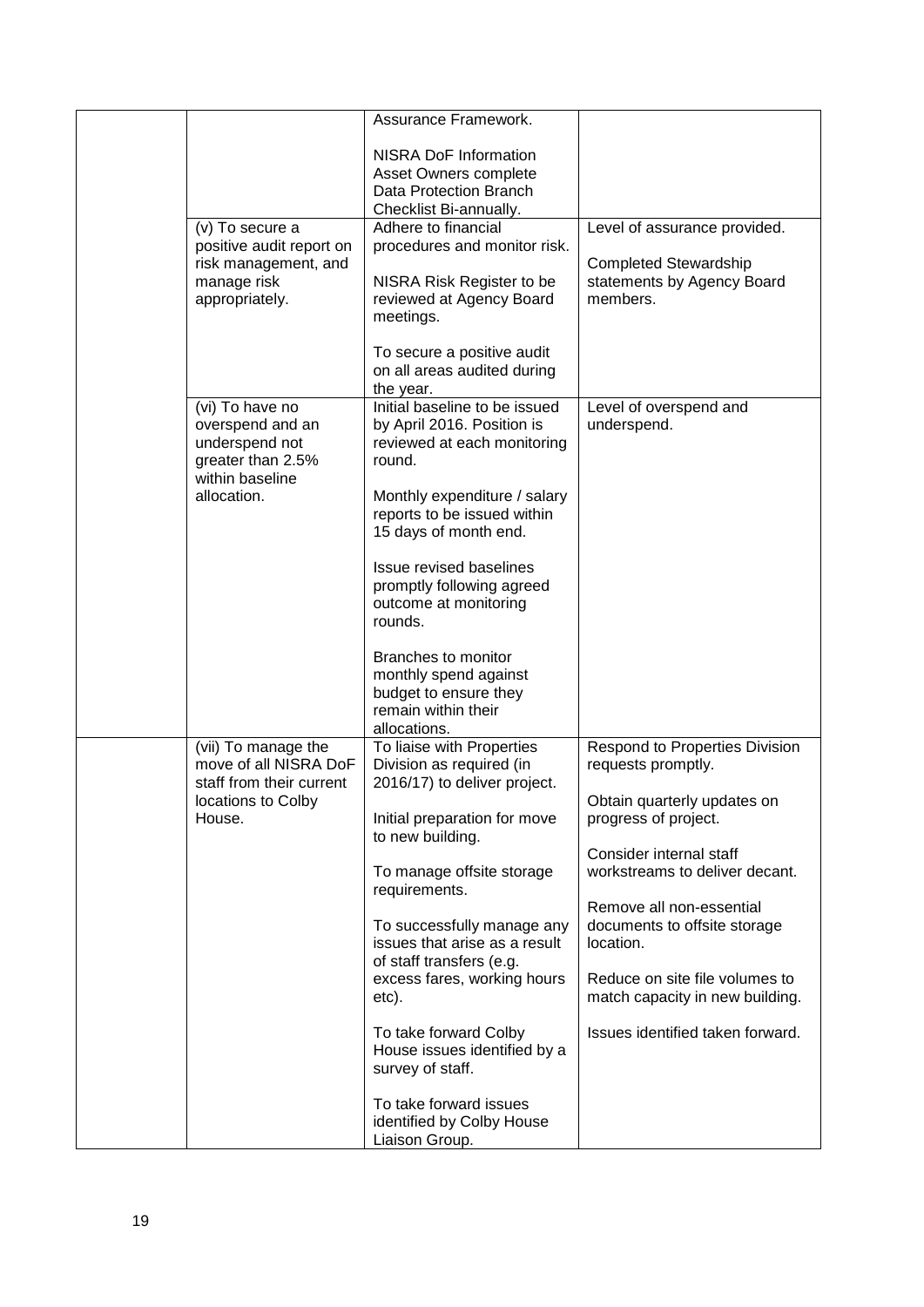| | | | |
|---|---|---|---|
| | | Assurance Framework.<br><br>NISRA DoF Information Asset Owners complete Data Protection Branch Checklist Bi-annually. | |
| | (v) To secure a positive audit report on risk management, and manage risk appropriately. | Adhere to financial procedures and monitor risk.<br><br>NISRA Risk Register to be reviewed at Agency Board meetings.<br><br>To secure a positive audit on all areas audited during the year. | Level of assurance provided.<br><br>Completed Stewardship statements by Agency Board members. |
| | (vi) To have no overspend and an underspend not greater than 2.5% within baseline allocation. | Initial baseline to be issued by April 2016. Position is reviewed at each monitoring round.<br><br>Monthly expenditure / salary reports to be issued within 15 days of month end.<br><br>Issue revised baselines promptly following agreed outcome at monitoring rounds.<br><br>Branches to monitor monthly spend against budget to ensure they remain within their allocations. | Level of overspend and underspend. |
| | (vii) To manage the move of all NISRA DoF staff from their current locations to Colby House. | To liaise with Properties Division as required (in 2016/17) to deliver project.<br><br>Initial preparation for move to new building.<br><br>To manage offsite storage requirements.<br><br>To successfully manage any issues that arise as a result of staff transfers (e.g. excess fares, working hours etc).<br><br>To take forward Colby House issues identified by a survey of staff.<br><br>To take forward issues identified by Colby House Liaison Group. | Respond to Properties Division requests promptly.<br><br>Obtain quarterly updates on progress of project.<br><br>Consider internal staff workstreams to deliver decant.<br><br>Remove all non-essential documents to offsite storage location.<br><br>Reduce on site file volumes to match capacity in new building.<br><br>Issues identified taken forward. |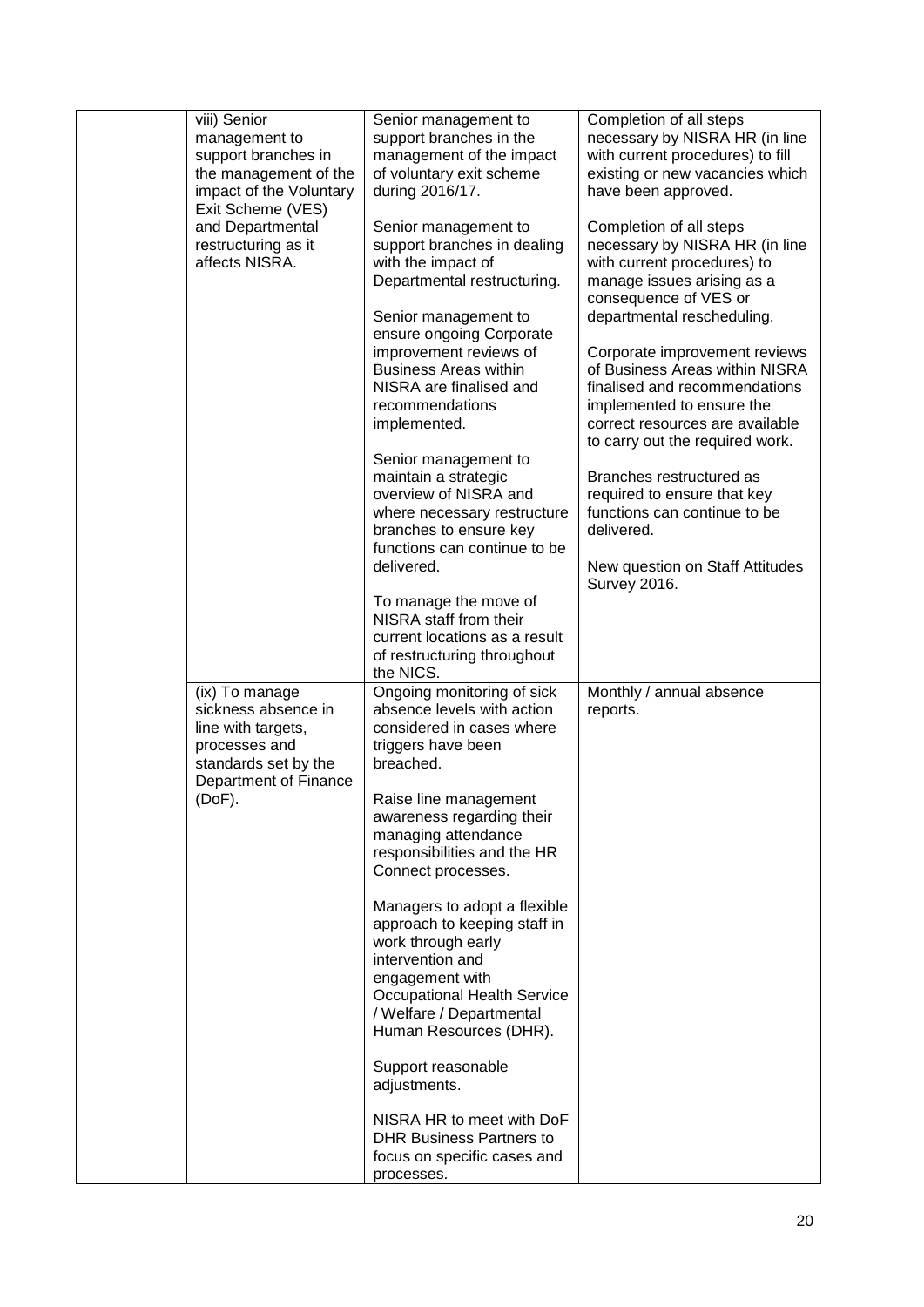| | | | |
|---|---|---|---|
| | viii) Senior management to support branches in the management of the impact of the Voluntary Exit Scheme (VES) and Departmental restructuring as it affects NISRA. | Senior management to support branches in the management of the impact of voluntary exit scheme during 2016/17.<br><br>Senior management to support branches in dealing with the impact of Departmental restructuring.<br><br>Senior management to ensure ongoing Corporate improvement reviews of Business Areas within NISRA are finalised and recommendations implemented.<br><br>Senior management to maintain a strategic overview of NISRA and where necessary restructure branches to ensure key functions can continue to be delivered.<br><br>To manage the move of NISRA staff from their current locations as a result of restructuring throughout the NICS. | Completion of all steps necessary by NISRA HR (in line with current procedures) to fill existing or new vacancies which have been approved.<br><br>Completion of all steps necessary by NISRA HR (in line with current procedures) to manage issues arising as a consequence of VES or departmental rescheduling.<br><br>Corporate improvement reviews of Business Areas within NISRA finalised and recommendations implemented to ensure the correct resources are available to carry out the required work.<br><br>Branches restructured as required to ensure that key functions can continue to be delivered.<br><br>New question on Staff Attitudes Survey 2016. |
| | (ix) To manage sickness absence in line with targets, processes and standards set by the Department of Finance (DoF). | Ongoing monitoring of sick absence levels with action considered in cases where triggers have been breached.<br><br>Raise line management awareness regarding their managing attendance responsibilities and the HR Connect processes.<br><br>Managers to adopt a flexible approach to keeping staff in work through early intervention and engagement with Occupational Health Service / Welfare / Departmental Human Resources (DHR).<br><br>Support reasonable adjustments.<br><br>NISRA HR to meet with DoF DHR Business Partners to focus on specific cases and processes. | Monthly / annual absence reports. |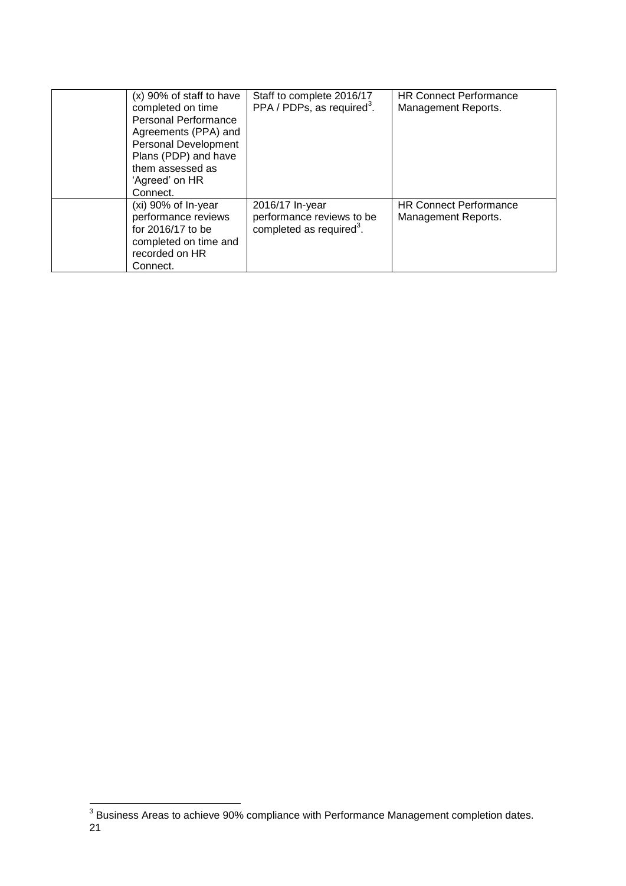| | | | |
|---|---|---|---|
| | (x) 90% of staff to have completed on time Personal Performance Agreements (PPA) and Personal Development Plans (PDP) and have them assessed as 'Agreed' on HR Connect. | Staff to complete 2016/17 PPA / PDPs, as required[3]. | HR Connect Performance Management Reports. |
| | (xi) 90% of In-year performance reviews for 2016/17 to be completed on time and recorded on HR Connect. | 2016/17 In-year performance reviews to be completed as required[3]. | HR Connect Performance Management Reports. |

[3] Business Areas to achieve 90% compliance with Performance Management completion dates.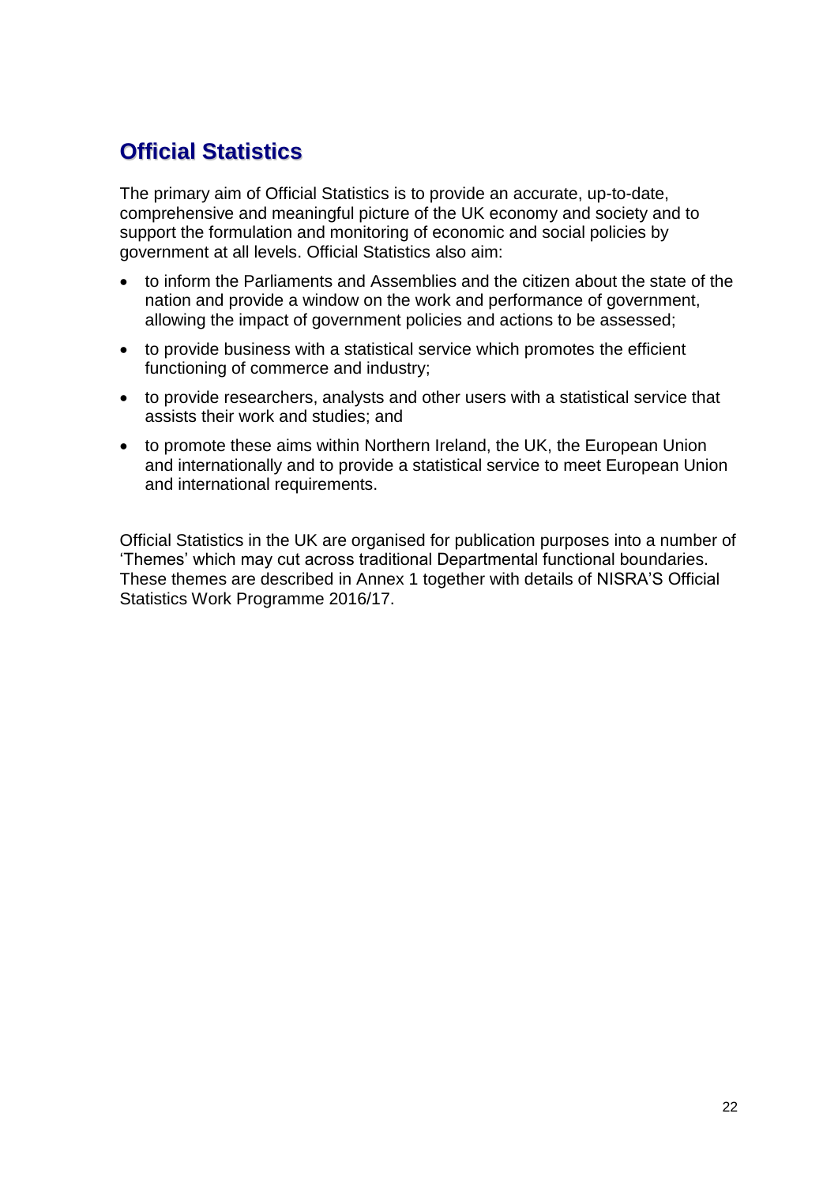## Official Statistics

The primary aim of Official Statistics is to provide an accurate, up-to-date, comprehensive and meaningful picture of the UK economy and society and to support the formulation and monitoring of economic and social policies by government at all levels. Official Statistics also aim:

- to inform the Parliaments and Assemblies and the citizen about the state of the nation and provide a window on the work and performance of government, allowing the impact of government policies and actions to be assessed;
- to provide business with a statistical service which promotes the efficient functioning of commerce and industry;
- to provide researchers, analysts and other users with a statistical service that assists their work and studies; and
- to promote these aims within Northern Ireland, the UK, the European Union and internationally and to provide a statistical service to meet European Union and international requirements.

Official Statistics in the UK are organised for publication purposes into a number of 'Themes' which may cut across traditional Departmental functional boundaries. These themes are described in Annex 1 together with details of NISRA'S Official Statistics Work Programme 2016/17.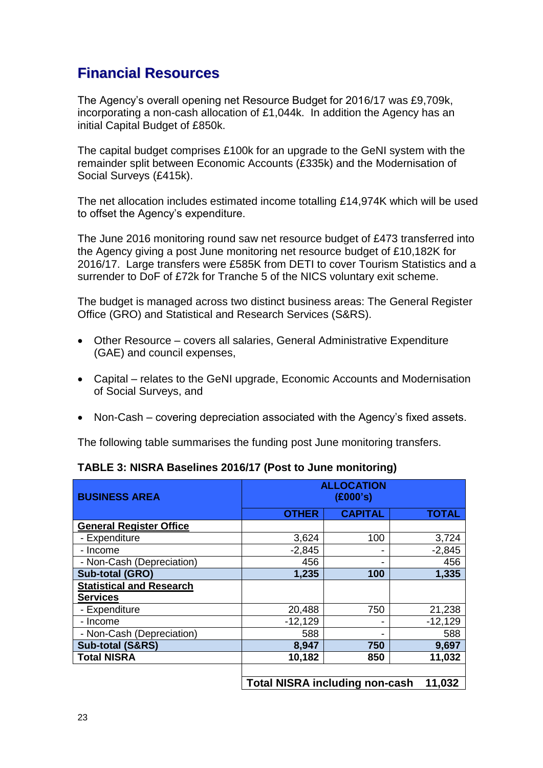## Financial Resources

The Agency's overall opening net Resource Budget for 2016/17 was £9,709k, incorporating a non-cash allocation of £1,044k. In addition the Agency has an initial Capital Budget of £850k.

The capital budget comprises £100k for an upgrade to the GeNI system with the remainder split between Economic Accounts (£335k) and the Modernisation of Social Surveys (£415k).

The net allocation includes estimated income totalling £14,974K which will be used to offset the Agency's expenditure.

The June 2016 monitoring round saw net resource budget of £473 transferred into the Agency giving a post June monitoring net resource budget of £10,182K for 2016/17. Large transfers were £585K from DETI to cover Tourism Statistics and a surrender to DoF of £72k for Tranche 5 of the NICS voluntary exit scheme.

The budget is managed across two distinct business areas: The General Register Office (GRO) and Statistical and Research Services (S&RS).

- Other Resource – covers all salaries, General Administrative Expenditure (GAE) and council expenses,
- Capital – relates to the GeNI upgrade, Economic Accounts and Modernisation of Social Surveys, and
- Non-Cash – covering depreciation associated with the Agency's fixed assets.

The following table summarises the funding post June monitoring transfers.

**TABLE 3: NISRA Baselines 2016/17 (Post to June monitoring)**

| BUSINESS AREA | ALLOCATION (£000's) | | |
|---|---|---|---|
| | OTHER | CAPITAL | TOTAL |
| **General Register Office** | | | |
| - Expenditure | 3,624 | 100 | 3,724 |
| - Income | -2,845 | - | -2,845 |
| - Non-Cash (Depreciation) | 456 | - | 456 |
| **Sub-total (GRO)** | **1,235** | **100** | **1,335** |
| **Statistical and Research Services** | | | |
| - Expenditure | 20,488 | 750 | 21,238 |
| - Income | -12,129 | - | -12,129 |
| - Non-Cash (Depreciation) | 588 | - | 588 |
| **Sub-total (S&RS)** | **8,947** | **750** | **9,697** |
| **Total NISRA** | **10,182** | **850** | **11,032** |
| | | | |
| | **Total NISRA including non-cash** | | **11,032** |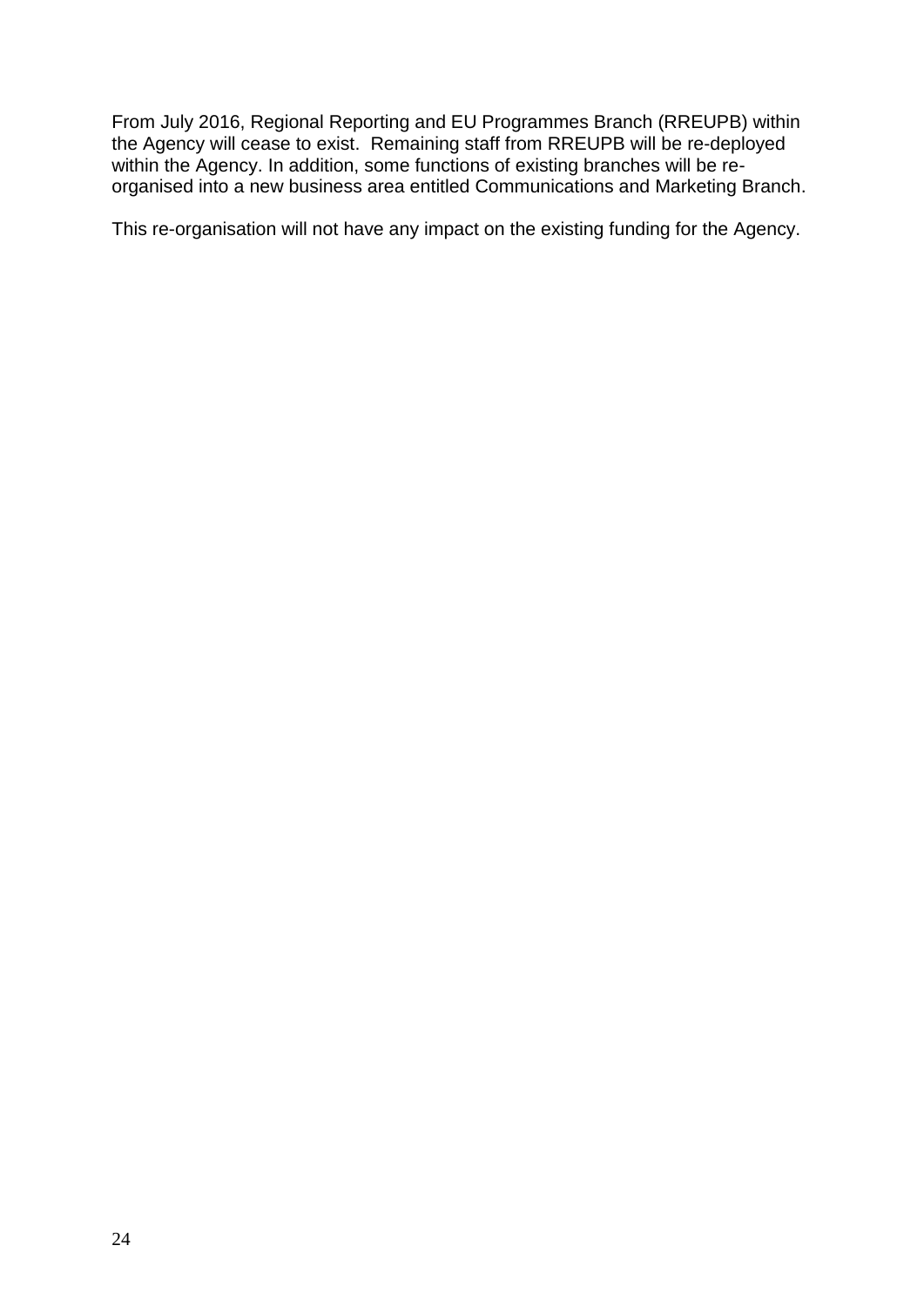From July 2016, Regional Reporting and EU Programmes Branch (RREUPB) within the Agency will cease to exist. Remaining staff from RREUPB will be re-deployed within the Agency. In addition, some functions of existing branches will be re-organised into a new business area entitled Communications and Marketing Branch.

This re-organisation will not have any impact on the existing funding for the Agency.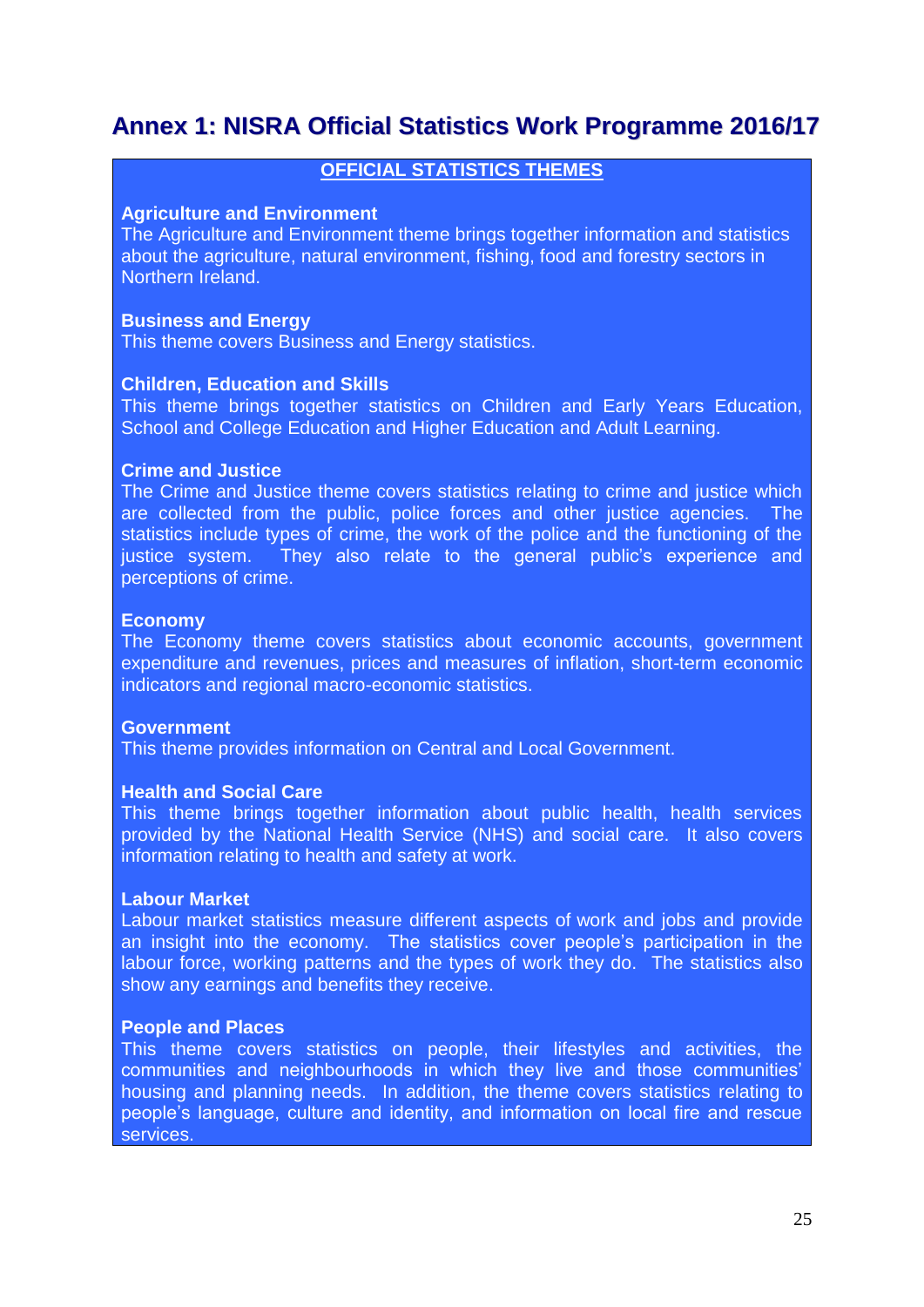# Annex 1: NISRA Official Statistics Work Programme 2016/17

**OFFICIAL STATISTICS THEMES**

**Agriculture and Environment**
The Agriculture and Environment theme brings together information and statistics about the agriculture, natural environment, fishing, food and forestry sectors in Northern Ireland.

**Business and Energy**
This theme covers Business and Energy statistics.

**Children, Education and Skills**
This theme brings together statistics on Children and Early Years Education, School and College Education and Higher Education and Adult Learning.

**Crime and Justice**
The Crime and Justice theme covers statistics relating to crime and justice which are collected from the public, police forces and other justice agencies. The statistics include types of crime, the work of the police and the functioning of the justice system. They also relate to the general public's experience and perceptions of crime.

**Economy**
The Economy theme covers statistics about economic accounts, government expenditure and revenues, prices and measures of inflation, short-term economic indicators and regional macro-economic statistics.

**Government**
This theme provides information on Central and Local Government.

**Health and Social Care**
This theme brings together information about public health, health services provided by the National Health Service (NHS) and social care. It also covers information relating to health and safety at work.

**Labour Market**
Labour market statistics measure different aspects of work and jobs and provide an insight into the economy. The statistics cover people's participation in the labour force, working patterns and the types of work they do. The statistics also show any earnings and benefits they receive.

**People and Places**
This theme covers statistics on people, their lifestyles and activities, the communities and neighbourhoods in which they live and those communities' housing and planning needs. In addition, the theme covers statistics relating to people's language, culture and identity, and information on local fire and rescue services.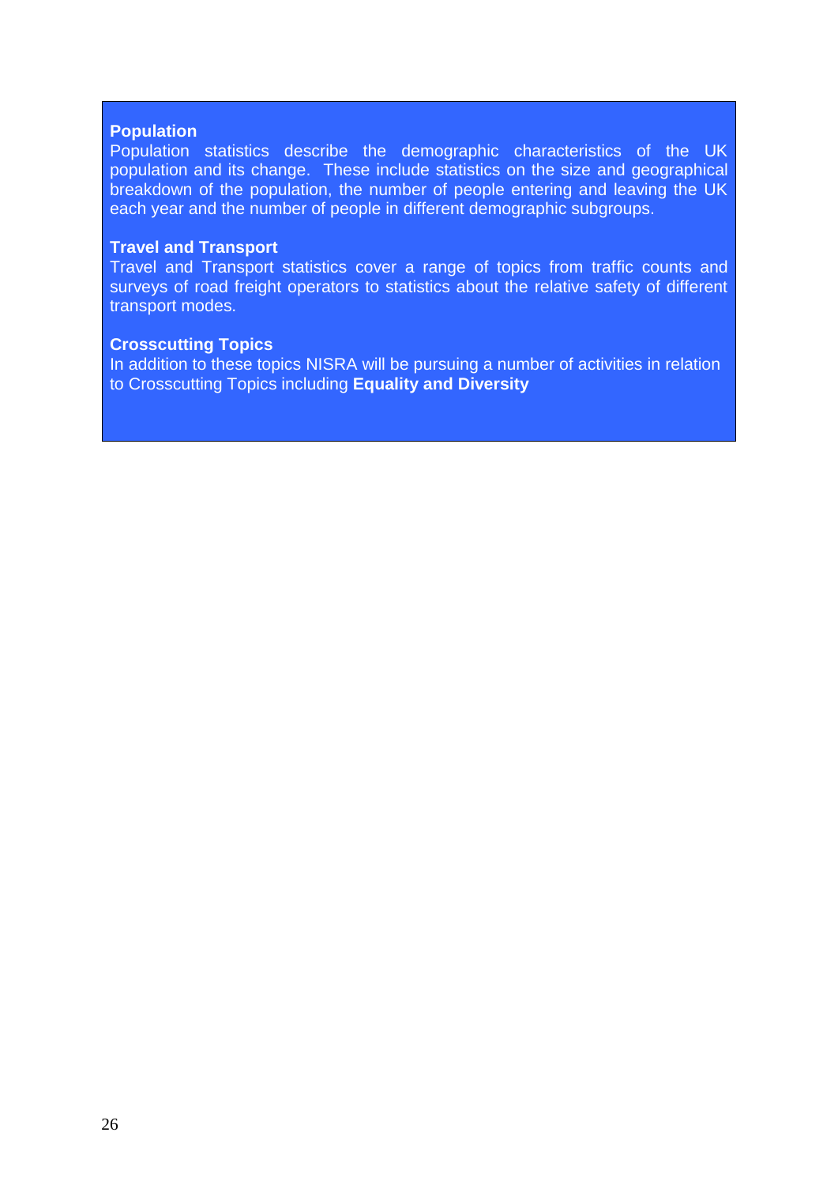**Population**
Population statistics describe the demographic characteristics of the UK population and its change. These include statistics on the size and geographical breakdown of the population, the number of people entering and leaving the UK each year and the number of people in different demographic subgroups.

**Travel and Transport**
Travel and Transport statistics cover a range of topics from traffic counts and surveys of road freight operators to statistics about the relative safety of different transport modes.

**Crosscutting Topics**
In addition to these topics NISRA will be pursuing a number of activities in relation to Crosscutting Topics including **Equality and Diversity**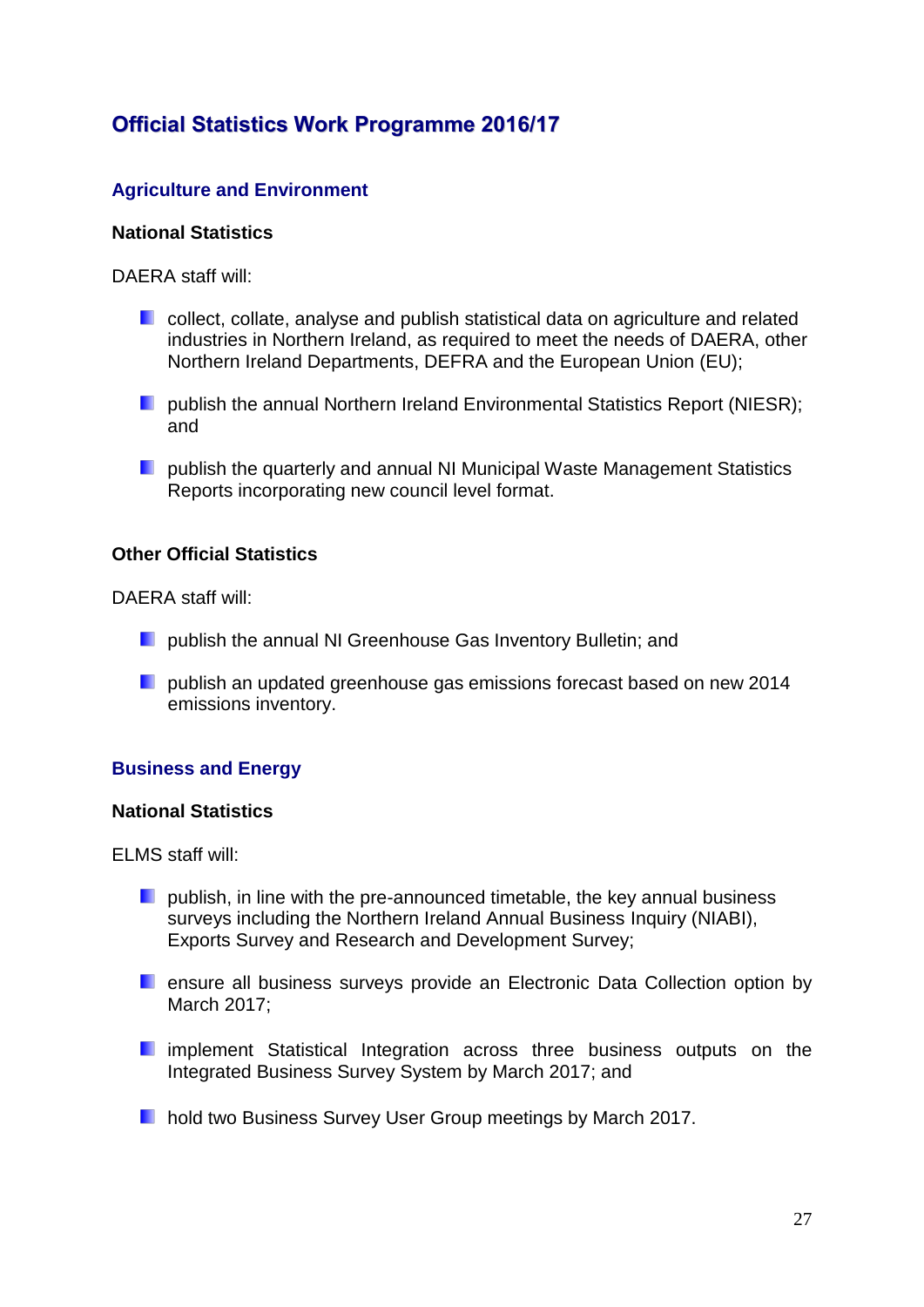# Official Statistics Work Programme 2016/17

## Agriculture and Environment

### National Statistics

DAERA staff will:

- collect, collate, analyse and publish statistical data on agriculture and related industries in Northern Ireland, as required to meet the needs of DAERA, other Northern Ireland Departments, DEFRA and the European Union (EU);
- publish the annual Northern Ireland Environmental Statistics Report (NIESR); and
- publish the quarterly and annual NI Municipal Waste Management Statistics Reports incorporating new council level format.

### Other Official Statistics

DAERA staff will:

- publish the annual NI Greenhouse Gas Inventory Bulletin; and
- publish an updated greenhouse gas emissions forecast based on new 2014 emissions inventory.

## Business and Energy

### National Statistics

ELMS staff will:

- publish, in line with the pre-announced timetable, the key annual business surveys including the Northern Ireland Annual Business Inquiry (NIABI), Exports Survey and Research and Development Survey;
- ensure all business surveys provide an Electronic Data Collection option by March 2017;
- implement Statistical Integration across three business outputs on the Integrated Business Survey System by March 2017; and
- hold two Business Survey User Group meetings by March 2017.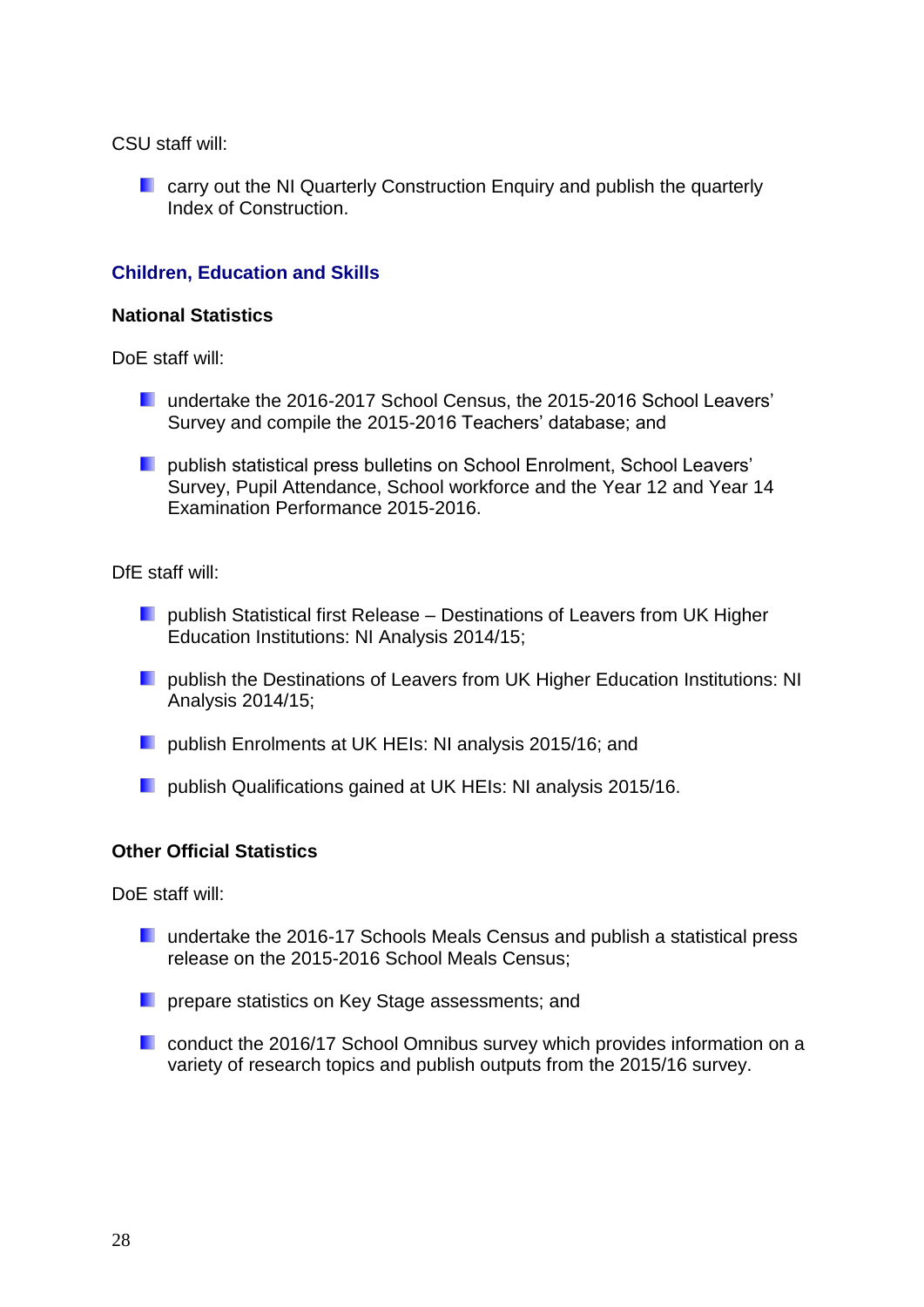CSU staff will:

- carry out the NI Quarterly Construction Enquiry and publish the quarterly Index of Construction.

## Children, Education and Skills

### National Statistics

DoE staff will:

- undertake the 2016-2017 School Census, the 2015-2016 School Leavers' Survey and compile the 2015-2016 Teachers' database; and
- publish statistical press bulletins on School Enrolment, School Leavers' Survey, Pupil Attendance, School workforce and the Year 12 and Year 14 Examination Performance 2015-2016.

DfE staff will:

- publish Statistical first Release – Destinations of Leavers from UK Higher Education Institutions: NI Analysis 2014/15;
- publish the Destinations of Leavers from UK Higher Education Institutions: NI Analysis 2014/15;
- publish Enrolments at UK HEIs: NI analysis 2015/16; and
- publish Qualifications gained at UK HEIs: NI analysis 2015/16.

### Other Official Statistics

DoE staff will:

- undertake the 2016-17 Schools Meals Census and publish a statistical press release on the 2015-2016 School Meals Census;
- prepare statistics on Key Stage assessments; and
- conduct the 2016/17 School Omnibus survey which provides information on a variety of research topics and publish outputs from the 2015/16 survey.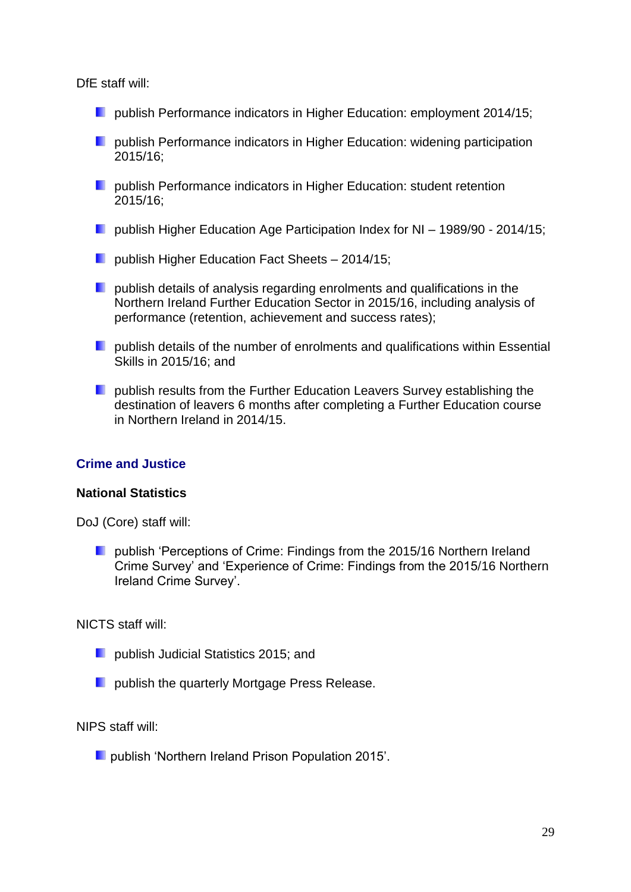DfE staff will:

- publish Performance indicators in Higher Education: employment 2014/15;
- publish Performance indicators in Higher Education: widening participation 2015/16;
- publish Performance indicators in Higher Education: student retention 2015/16;
- publish Higher Education Age Participation Index for NI – 1989/90 - 2014/15;
- publish Higher Education Fact Sheets – 2014/15;
- publish details of analysis regarding enrolments and qualifications in the Northern Ireland Further Education Sector in 2015/16, including analysis of performance (retention, achievement and success rates);
- publish details of the number of enrolments and qualifications within Essential Skills in 2015/16; and
- publish results from the Further Education Leavers Survey establishing the destination of leavers 6 months after completing a Further Education course in Northern Ireland in 2014/15.

## Crime and Justice

### National Statistics

DoJ (Core) staff will:

- publish 'Perceptions of Crime: Findings from the 2015/16 Northern Ireland Crime Survey' and 'Experience of Crime: Findings from the 2015/16 Northern Ireland Crime Survey'.

NICTS staff will:

- publish Judicial Statistics 2015; and
- publish the quarterly Mortgage Press Release.

NIPS staff will:

- publish 'Northern Ireland Prison Population 2015'.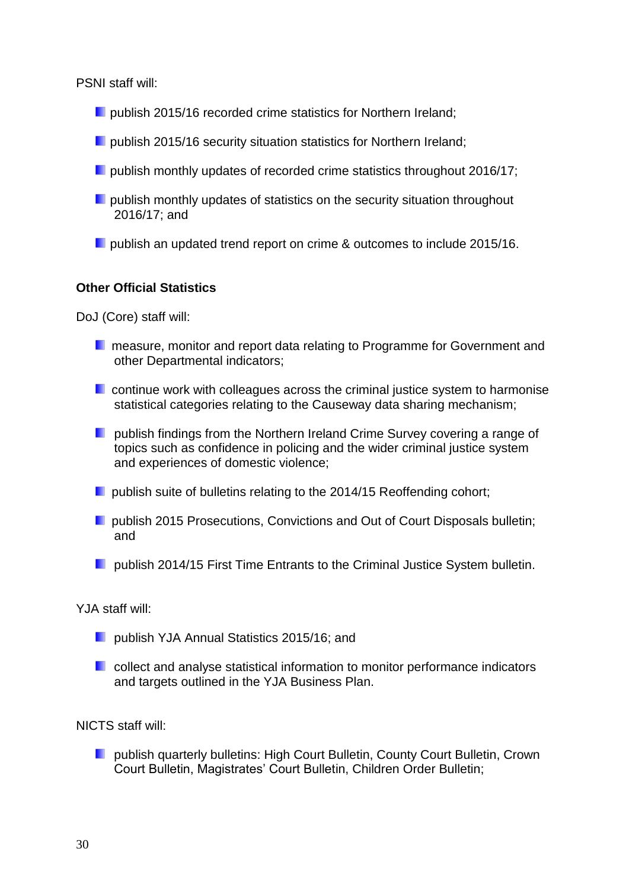PSNI staff will:

- publish 2015/16 recorded crime statistics for Northern Ireland;
- publish 2015/16 security situation statistics for Northern Ireland;
- publish monthly updates of recorded crime statistics throughout 2016/17;
- publish monthly updates of statistics on the security situation throughout 2016/17; and
- publish an updated trend report on crime & outcomes to include 2015/16.

**Other Official Statistics**

DoJ (Core) staff will:

- measure, monitor and report data relating to Programme for Government and other Departmental indicators;
- continue work with colleagues across the criminal justice system to harmonise statistical categories relating to the Causeway data sharing mechanism;
- publish findings from the Northern Ireland Crime Survey covering a range of topics such as confidence in policing and the wider criminal justice system and experiences of domestic violence;
- publish suite of bulletins relating to the 2014/15 Reoffending cohort;
- publish 2015 Prosecutions, Convictions and Out of Court Disposals bulletin; and
- publish 2014/15 First Time Entrants to the Criminal Justice System bulletin.

YJA staff will:

- publish YJA Annual Statistics 2015/16; and
- collect and analyse statistical information to monitor performance indicators and targets outlined in the YJA Business Plan.

NICTS staff will:

- publish quarterly bulletins: High Court Bulletin, County Court Bulletin, Crown Court Bulletin, Magistrates' Court Bulletin, Children Order Bulletin;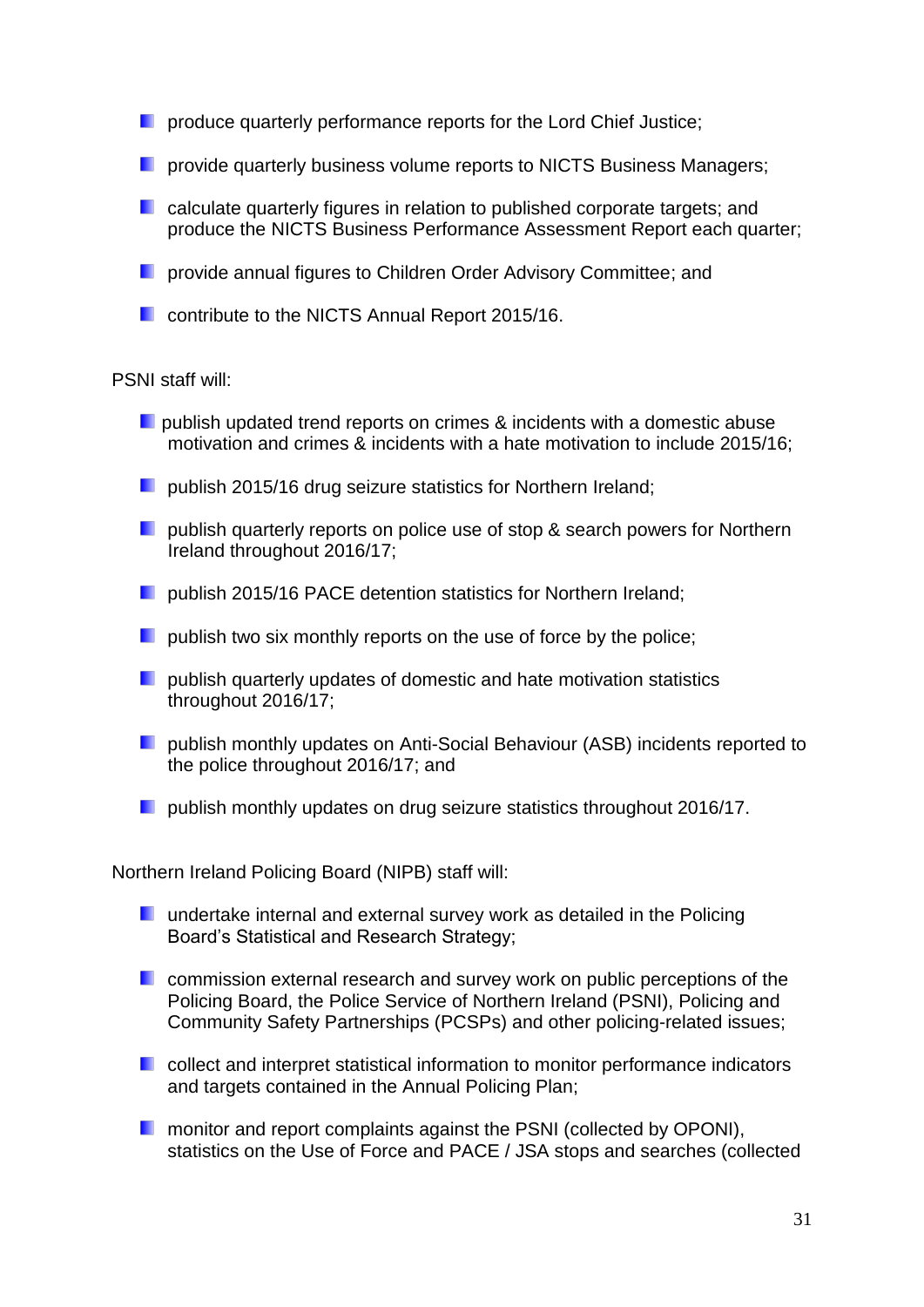- produce quarterly performance reports for the Lord Chief Justice;
- provide quarterly business volume reports to NICTS Business Managers;
- calculate quarterly figures in relation to published corporate targets; and produce the NICTS Business Performance Assessment Report each quarter;
- provide annual figures to Children Order Advisory Committee; and
- contribute to the NICTS Annual Report 2015/16.

PSNI staff will:

- publish updated trend reports on crimes & incidents with a domestic abuse motivation and crimes & incidents with a hate motivation to include 2015/16;
- publish 2015/16 drug seizure statistics for Northern Ireland;
- publish quarterly reports on police use of stop & search powers for Northern Ireland throughout 2016/17;
- publish 2015/16 PACE detention statistics for Northern Ireland;
- publish two six monthly reports on the use of force by the police;
- publish quarterly updates of domestic and hate motivation statistics throughout 2016/17;
- publish monthly updates on Anti-Social Behaviour (ASB) incidents reported to the police throughout 2016/17; and
- publish monthly updates on drug seizure statistics throughout 2016/17.

Northern Ireland Policing Board (NIPB) staff will:

- undertake internal and external survey work as detailed in the Policing Board's Statistical and Research Strategy;
- commission external research and survey work on public perceptions of the Policing Board, the Police Service of Northern Ireland (PSNI), Policing and Community Safety Partnerships (PCSPs) and other policing-related issues;
- collect and interpret statistical information to monitor performance indicators and targets contained in the Annual Policing Plan;
- monitor and report complaints against the PSNI (collected by OPONI), statistics on the Use of Force and PACE / JSA stops and searches (collected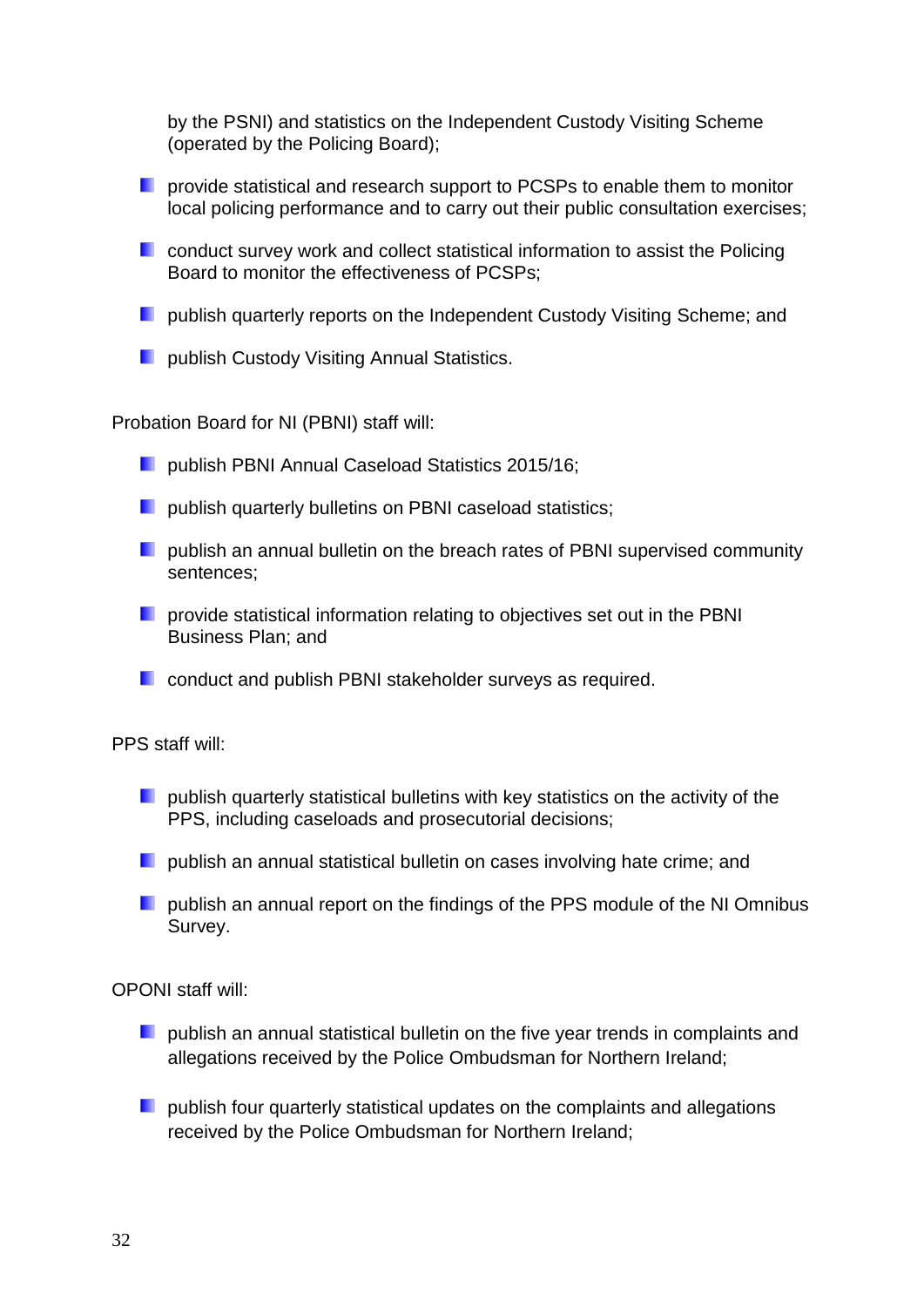by the PSNI) and statistics on the Independent Custody Visiting Scheme (operated by the Policing Board);

- provide statistical and research support to PCSPs to enable them to monitor local policing performance and to carry out their public consultation exercises;
- conduct survey work and collect statistical information to assist the Policing Board to monitor the effectiveness of PCSPs;
- publish quarterly reports on the Independent Custody Visiting Scheme; and
- publish Custody Visiting Annual Statistics.

Probation Board for NI (PBNI) staff will:

- publish PBNI Annual Caseload Statistics 2015/16;
- publish quarterly bulletins on PBNI caseload statistics;
- publish an annual bulletin on the breach rates of PBNI supervised community sentences;
- provide statistical information relating to objectives set out in the PBNI Business Plan; and
- conduct and publish PBNI stakeholder surveys as required.

PPS staff will:

- publish quarterly statistical bulletins with key statistics on the activity of the PPS, including caseloads and prosecutorial decisions;
- publish an annual statistical bulletin on cases involving hate crime; and
- publish an annual report on the findings of the PPS module of the NI Omnibus Survey.

OPONI staff will:

- publish an annual statistical bulletin on the five year trends in complaints and allegations received by the Police Ombudsman for Northern Ireland;
- publish four quarterly statistical updates on the complaints and allegations received by the Police Ombudsman for Northern Ireland;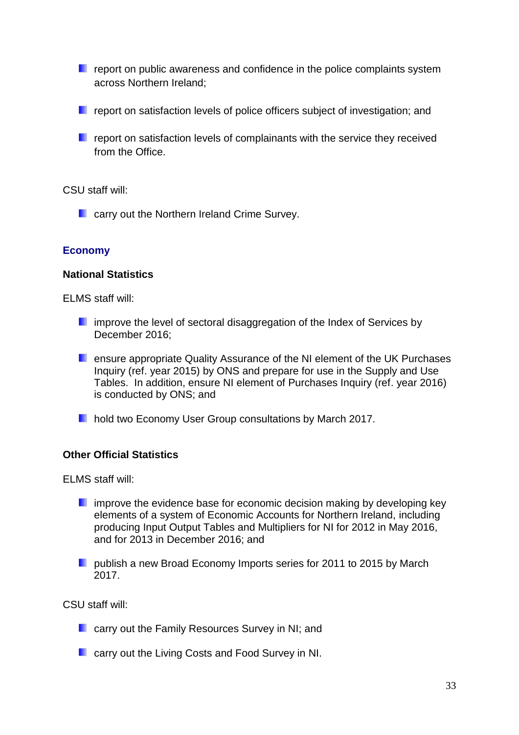- report on public awareness and confidence in the police complaints system across Northern Ireland;
- report on satisfaction levels of police officers subject of investigation; and
- report on satisfaction levels of complainants with the service they received from the Office.

CSU staff will:

- carry out the Northern Ireland Crime Survey.

## Economy

### National Statistics

ELMS staff will:

- improve the level of sectoral disaggregation of the Index of Services by December 2016;
- ensure appropriate Quality Assurance of the NI element of the UK Purchases Inquiry (ref. year 2015) by ONS and prepare for use in the Supply and Use Tables. In addition, ensure NI element of Purchases Inquiry (ref. year 2016) is conducted by ONS; and
- hold two Economy User Group consultations by March 2017.

### Other Official Statistics

ELMS staff will:

- improve the evidence base for economic decision making by developing key elements of a system of Economic Accounts for Northern Ireland, including producing Input Output Tables and Multipliers for NI for 2012 in May 2016, and for 2013 in December 2016; and
- publish a new Broad Economy Imports series for 2011 to 2015 by March 2017.

CSU staff will:

- carry out the Family Resources Survey in NI; and
- carry out the Living Costs and Food Survey in NI.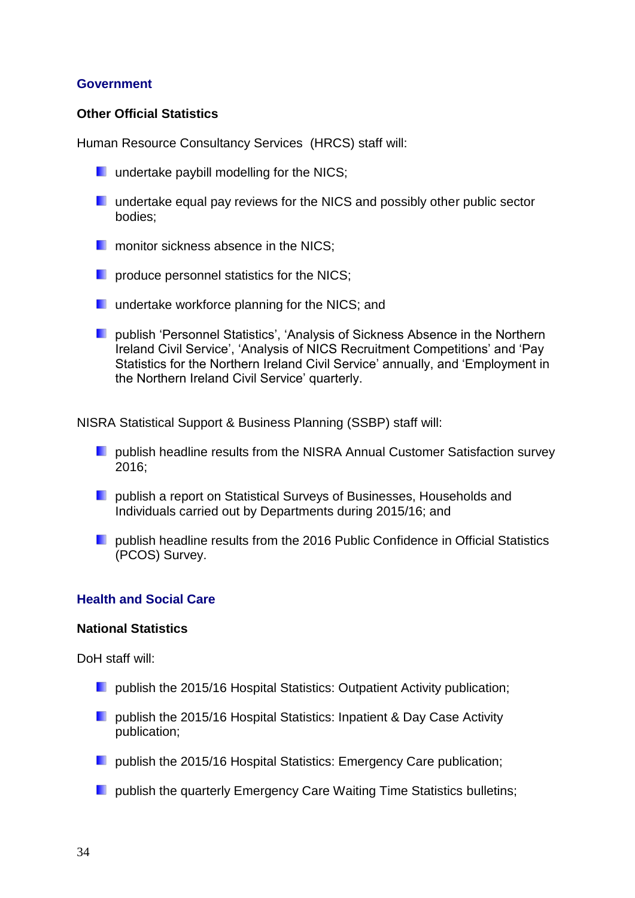## Government

### Other Official Statistics

Human Resource Consultancy Services  (HRCS) staff will:

- undertake paybill modelling for the NICS;
- undertake equal pay reviews for the NICS and possibly other public sector bodies;
- monitor sickness absence in the NICS;
- produce personnel statistics for the NICS;
- undertake workforce planning for the NICS; and
- publish 'Personnel Statistics', 'Analysis of Sickness Absence in the Northern Ireland Civil Service', 'Analysis of NICS Recruitment Competitions' and 'Pay Statistics for the Northern Ireland Civil Service' annually, and 'Employment in the Northern Ireland Civil Service' quarterly.

NISRA Statistical Support & Business Planning (SSBP) staff will:

- publish headline results from the NISRA Annual Customer Satisfaction survey 2016;
- publish a report on Statistical Surveys of Businesses, Households and Individuals carried out by Departments during 2015/16; and
- publish headline results from the 2016 Public Confidence in Official Statistics (PCOS) Survey.

## Health and Social Care

### National Statistics

DoH staff will:

- publish the 2015/16 Hospital Statistics: Outpatient Activity publication;
- publish the 2015/16 Hospital Statistics: Inpatient & Day Case Activity publication;
- publish the 2015/16 Hospital Statistics: Emergency Care publication;
- publish the quarterly Emergency Care Waiting Time Statistics bulletins;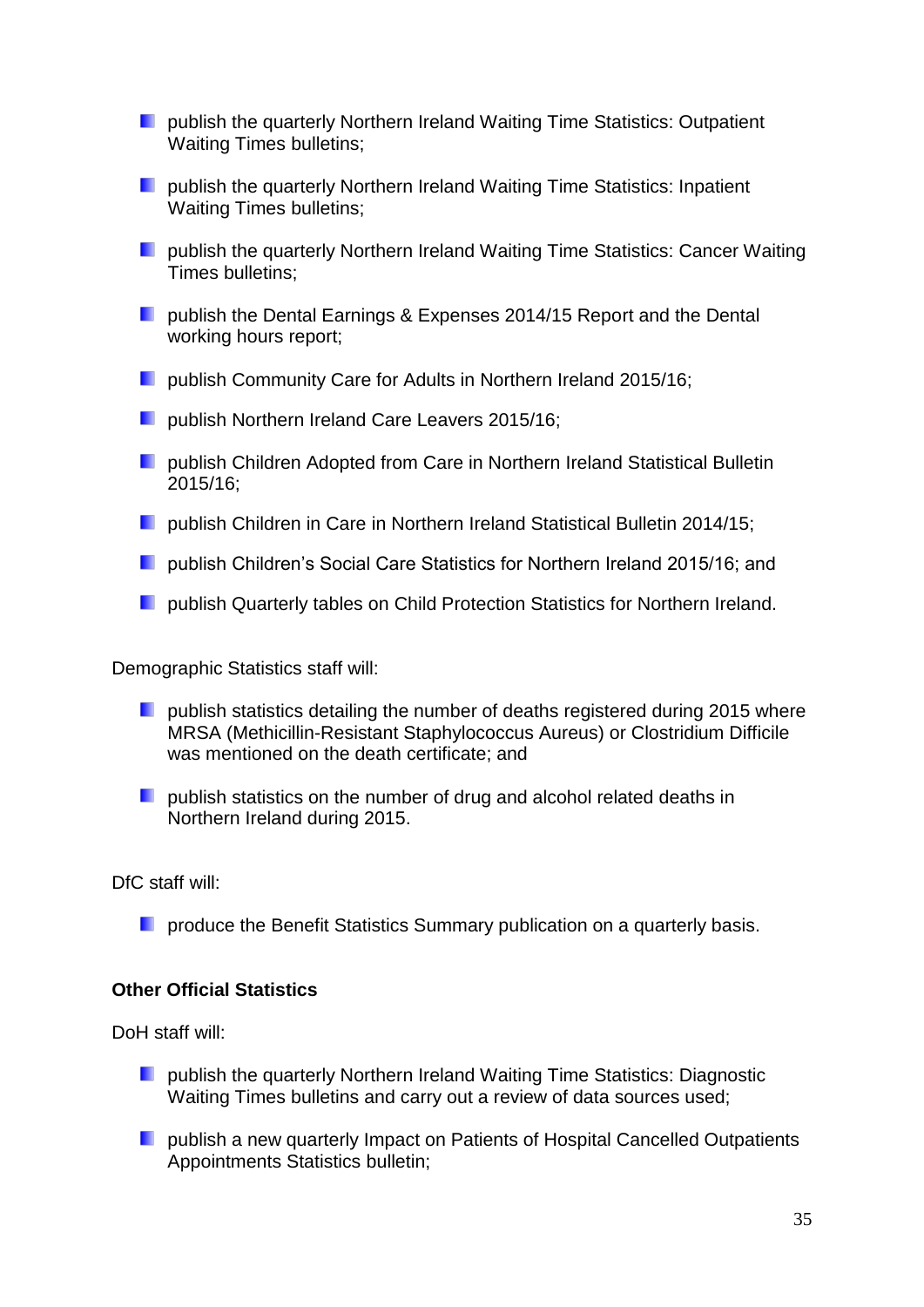- publish the quarterly Northern Ireland Waiting Time Statistics: Outpatient Waiting Times bulletins;
- publish the quarterly Northern Ireland Waiting Time Statistics: Inpatient Waiting Times bulletins;
- publish the quarterly Northern Ireland Waiting Time Statistics: Cancer Waiting Times bulletins;
- publish the Dental Earnings & Expenses 2014/15 Report and the Dental working hours report;
- publish Community Care for Adults in Northern Ireland 2015/16;
- publish Northern Ireland Care Leavers 2015/16;
- publish Children Adopted from Care in Northern Ireland Statistical Bulletin 2015/16;
- publish Children in Care in Northern Ireland Statistical Bulletin 2014/15;
- publish Children's Social Care Statistics for Northern Ireland 2015/16; and
- publish Quarterly tables on Child Protection Statistics for Northern Ireland.

Demographic Statistics staff will:

- publish statistics detailing the number of deaths registered during 2015 where MRSA (Methicillin-Resistant Staphylococcus Aureus) or Clostridium Difficile was mentioned on the death certificate; and
- publish statistics on the number of drug and alcohol related deaths in Northern Ireland during 2015.

DfC staff will:

- produce the Benefit Statistics Summary publication on a quarterly basis.

**Other Official Statistics**

DoH staff will:

- publish the quarterly Northern Ireland Waiting Time Statistics: Diagnostic Waiting Times bulletins and carry out a review of data sources used;
- publish a new quarterly Impact on Patients of Hospital Cancelled Outpatients Appointments Statistics bulletin;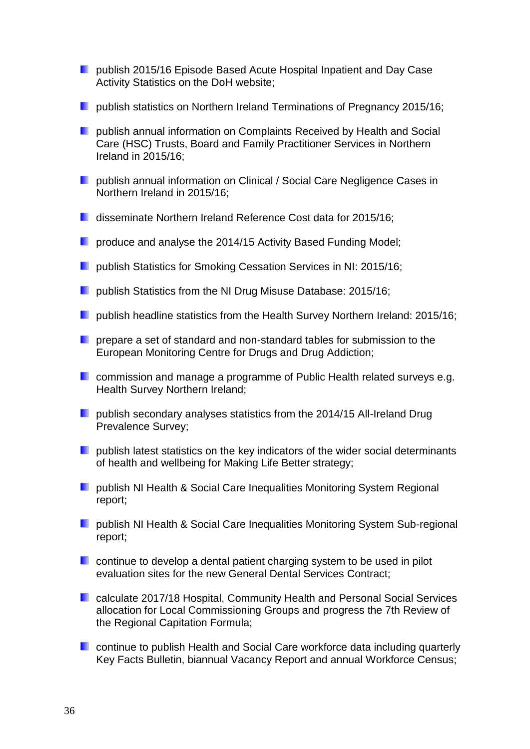- publish 2015/16 Episode Based Acute Hospital Inpatient and Day Case Activity Statistics on the DoH website;
- publish statistics on Northern Ireland Terminations of Pregnancy 2015/16;
- publish annual information on Complaints Received by Health and Social Care (HSC) Trusts, Board and Family Practitioner Services in Northern Ireland in 2015/16;
- publish annual information on Clinical / Social Care Negligence Cases in Northern Ireland in 2015/16;
- disseminate Northern Ireland Reference Cost data for 2015/16;
- produce and analyse the 2014/15 Activity Based Funding Model;
- publish Statistics for Smoking Cessation Services in NI: 2015/16;
- publish Statistics from the NI Drug Misuse Database: 2015/16;
- publish headline statistics from the Health Survey Northern Ireland: 2015/16;
- prepare a set of standard and non-standard tables for submission to the European Monitoring Centre for Drugs and Drug Addiction;
- commission and manage a programme of Public Health related surveys e.g. Health Survey Northern Ireland;
- publish secondary analyses statistics from the 2014/15 All-Ireland Drug Prevalence Survey;
- publish latest statistics on the key indicators of the wider social determinants of health and wellbeing for Making Life Better strategy;
- publish NI Health & Social Care Inequalities Monitoring System Regional report;
- publish NI Health & Social Care Inequalities Monitoring System Sub-regional report;
- continue to develop a dental patient charging system to be used in pilot evaluation sites for the new General Dental Services Contract;
- calculate 2017/18 Hospital, Community Health and Personal Social Services allocation for Local Commissioning Groups and progress the 7th Review of the Regional Capitation Formula;
- continue to publish Health and Social Care workforce data including quarterly Key Facts Bulletin, biannual Vacancy Report and annual Workforce Census;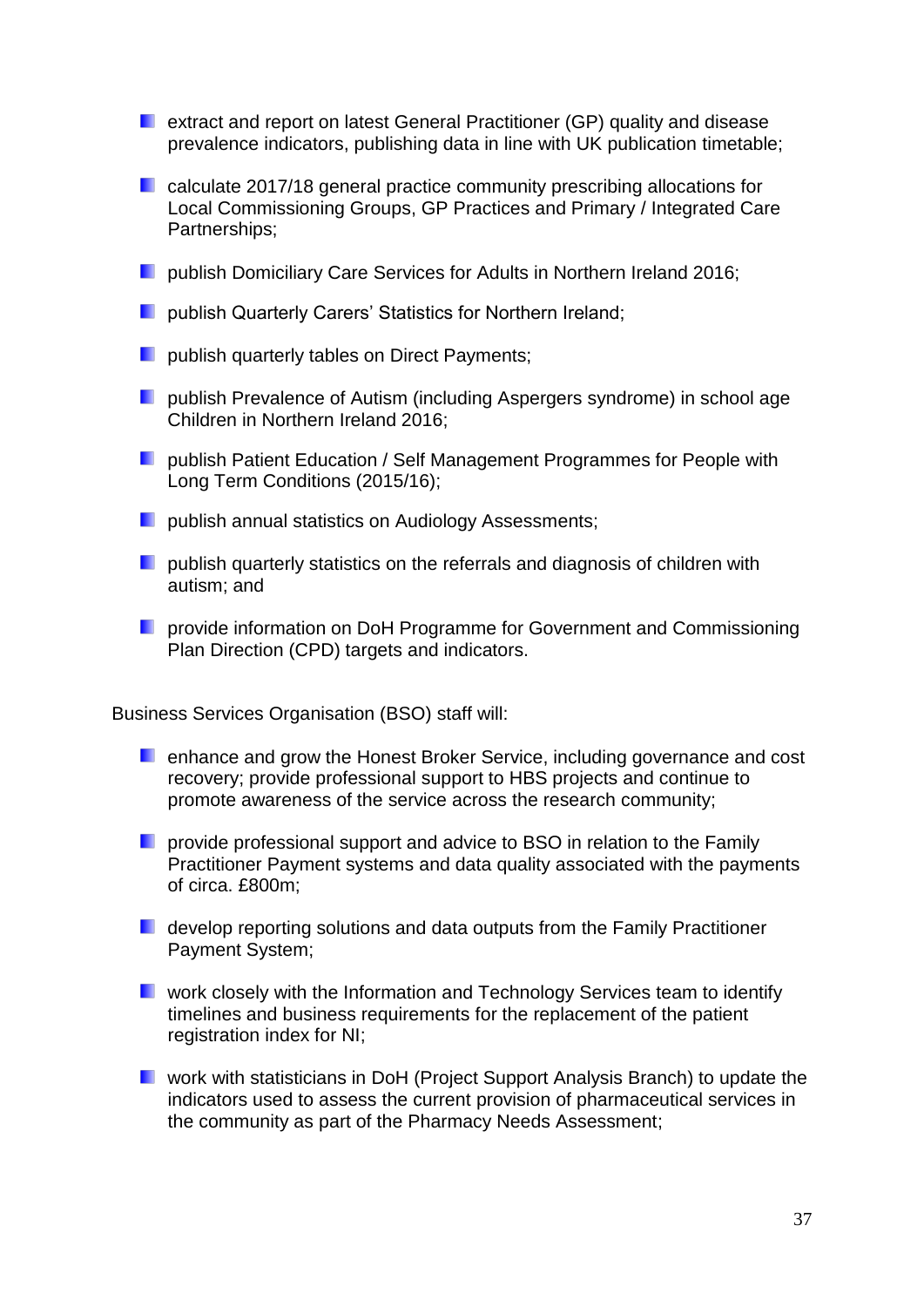- extract and report on latest General Practitioner (GP) quality and disease prevalence indicators, publishing data in line with UK publication timetable;
- calculate 2017/18 general practice community prescribing allocations for Local Commissioning Groups, GP Practices and Primary / Integrated Care Partnerships;
- publish Domiciliary Care Services for Adults in Northern Ireland 2016;
- publish Quarterly Carers' Statistics for Northern Ireland;
- publish quarterly tables on Direct Payments;
- publish Prevalence of Autism (including Aspergers syndrome) in school age Children in Northern Ireland 2016;
- publish Patient Education / Self Management Programmes for People with Long Term Conditions (2015/16);
- publish annual statistics on Audiology Assessments;
- publish quarterly statistics on the referrals and diagnosis of children with autism; and
- provide information on DoH Programme for Government and Commissioning Plan Direction (CPD) targets and indicators.

Business Services Organisation (BSO) staff will:

- enhance and grow the Honest Broker Service, including governance and cost recovery; provide professional support to HBS projects and continue to promote awareness of the service across the research community;
- provide professional support and advice to BSO in relation to the Family Practitioner Payment systems and data quality associated with the payments of circa. £800m;
- develop reporting solutions and data outputs from the Family Practitioner Payment System;
- work closely with the Information and Technology Services team to identify timelines and business requirements for the replacement of the patient registration index for NI;
- work with statisticians in DoH (Project Support Analysis Branch) to update the indicators used to assess the current provision of pharmaceutical services in the community as part of the Pharmacy Needs Assessment;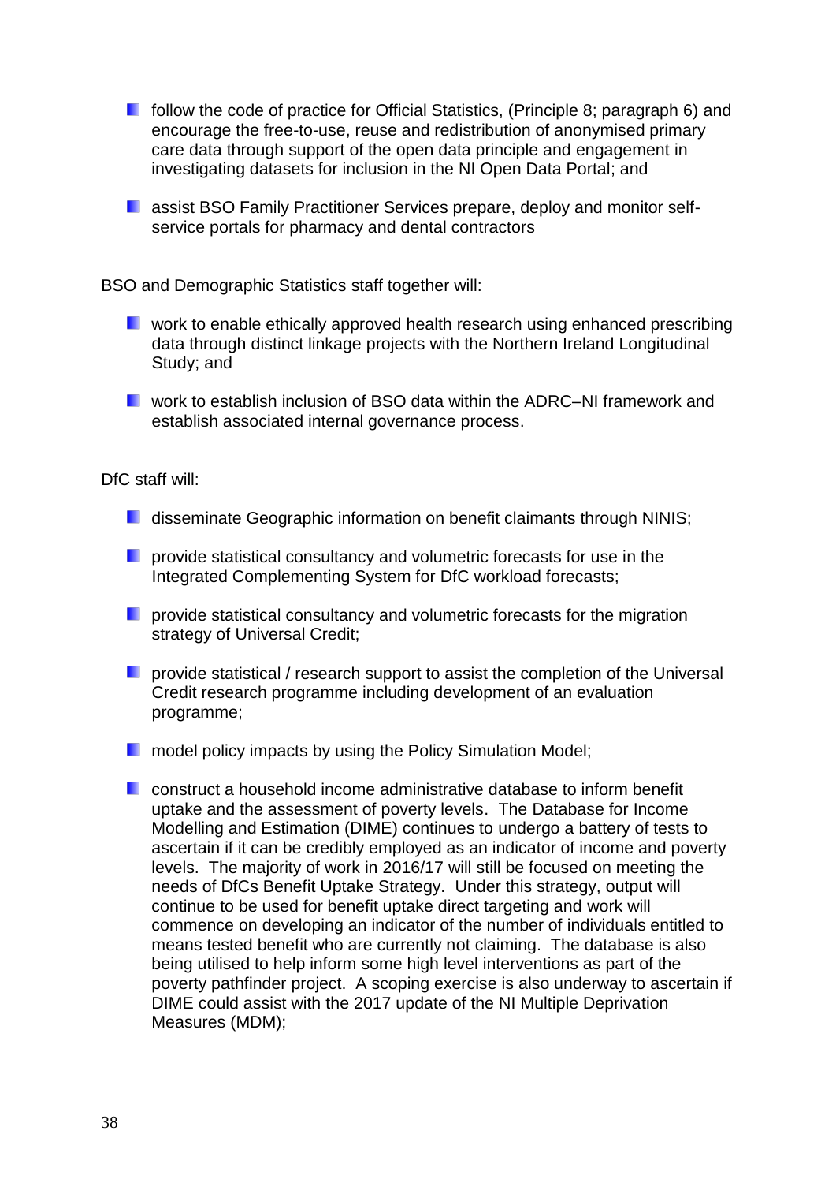- follow the code of practice for Official Statistics, (Principle 8; paragraph 6) and encourage the free-to-use, reuse and redistribution of anonymised primary care data through support of the open data principle and engagement in investigating datasets for inclusion in the NI Open Data Portal; and
- assist BSO Family Practitioner Services prepare, deploy and monitor self-service portals for pharmacy and dental contractors

BSO and Demographic Statistics staff together will:

- work to enable ethically approved health research using enhanced prescribing data through distinct linkage projects with the Northern Ireland Longitudinal Study; and
- work to establish inclusion of BSO data within the ADRC–NI framework and establish associated internal governance process.

DfC staff will:

- disseminate Geographic information on benefit claimants through NINIS;
- provide statistical consultancy and volumetric forecasts for use in the Integrated Complementing System for DfC workload forecasts;
- provide statistical consultancy and volumetric forecasts for the migration strategy of Universal Credit;
- provide statistical / research support to assist the completion of the Universal Credit research programme including development of an evaluation programme;
- model policy impacts by using the Policy Simulation Model;
- construct a household income administrative database to inform benefit uptake and the assessment of poverty levels. The Database for Income Modelling and Estimation (DIME) continues to undergo a battery of tests to ascertain if it can be credibly employed as an indicator of income and poverty levels. The majority of work in 2016/17 will still be focused on meeting the needs of DfCs Benefit Uptake Strategy. Under this strategy, output will continue to be used for benefit uptake direct targeting and work will commence on developing an indicator of the number of individuals entitled to means tested benefit who are currently not claiming. The database is also being utilised to help inform some high level interventions as part of the poverty pathfinder project. A scoping exercise is also underway to ascertain if DIME could assist with the 2017 update of the NI Multiple Deprivation Measures (MDM);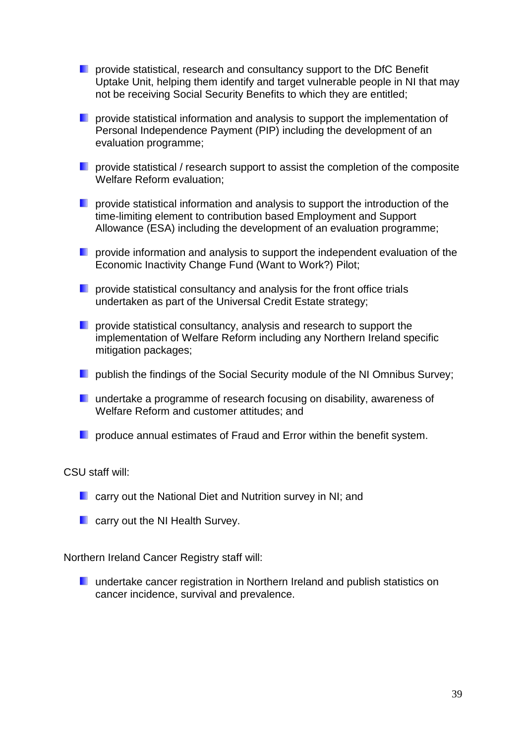- provide statistical, research and consultancy support to the DfC Benefit Uptake Unit, helping them identify and target vulnerable people in NI that may not be receiving Social Security Benefits to which they are entitled;

- provide statistical information and analysis to support the implementation of Personal Independence Payment (PIP) including the development of an evaluation programme;

- provide statistical / research support to assist the completion of the composite Welfare Reform evaluation;

- provide statistical information and analysis to support the introduction of the time-limiting element to contribution based Employment and Support Allowance (ESA) including the development of an evaluation programme;

- provide information and analysis to support the independent evaluation of the Economic Inactivity Change Fund (Want to Work?) Pilot;

- provide statistical consultancy and analysis for the front office trials undertaken as part of the Universal Credit Estate strategy;

- provide statistical consultancy, analysis and research to support the implementation of Welfare Reform including any Northern Ireland specific mitigation packages;

- publish the findings of the Social Security module of the NI Omnibus Survey;

- undertake a programme of research focusing on disability, awareness of Welfare Reform and customer attitudes; and

- produce annual estimates of Fraud and Error within the benefit system.

CSU staff will:

- carry out the National Diet and Nutrition survey in NI; and

- carry out the NI Health Survey.

Northern Ireland Cancer Registry staff will:

- undertake cancer registration in Northern Ireland and publish statistics on cancer incidence, survival and prevalence.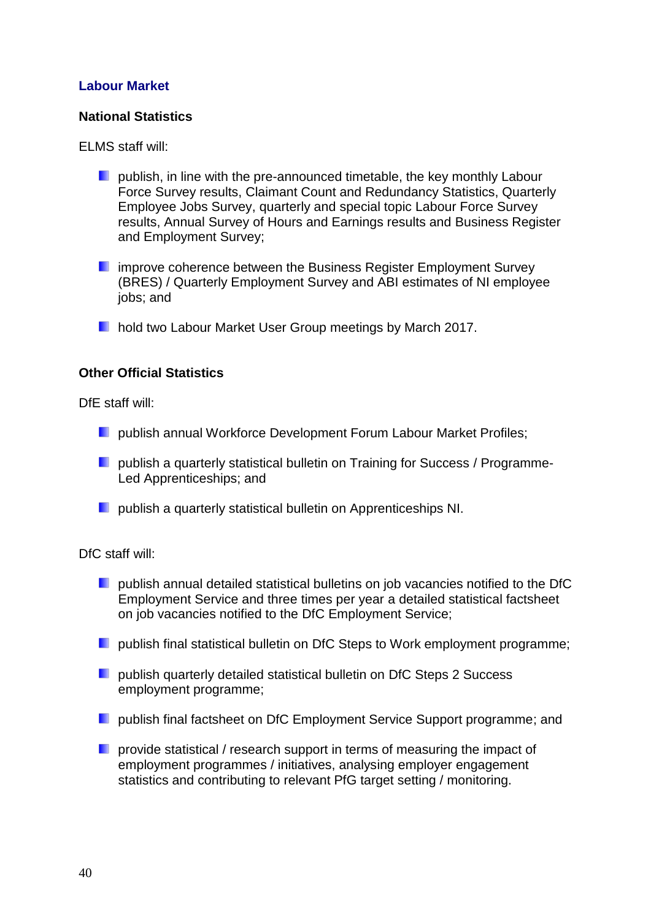## Labour Market

### National Statistics

ELMS staff will:

- publish, in line with the pre-announced timetable, the key monthly Labour Force Survey results, Claimant Count and Redundancy Statistics, Quarterly Employee Jobs Survey, quarterly and special topic Labour Force Survey results, Annual Survey of Hours and Earnings results and Business Register and Employment Survey;
- improve coherence between the Business Register Employment Survey (BRES) / Quarterly Employment Survey and ABI estimates of NI employee jobs; and
- hold two Labour Market User Group meetings by March 2017.

### Other Official Statistics

DfE staff will:

- publish annual Workforce Development Forum Labour Market Profiles;
- publish a quarterly statistical bulletin on Training for Success / Programme-Led Apprenticeships; and
- publish a quarterly statistical bulletin on Apprenticeships NI.

DfC staff will:

- publish annual detailed statistical bulletins on job vacancies notified to the DfC Employment Service and three times per year a detailed statistical factsheet on job vacancies notified to the DfC Employment Service;
- publish final statistical bulletin on DfC Steps to Work employment programme;
- publish quarterly detailed statistical bulletin on DfC Steps 2 Success employment programme;
- publish final factsheet on DfC Employment Service Support programme; and
- provide statistical / research support in terms of measuring the impact of employment programmes / initiatives, analysing employer engagement statistics and contributing to relevant PfG target setting / monitoring.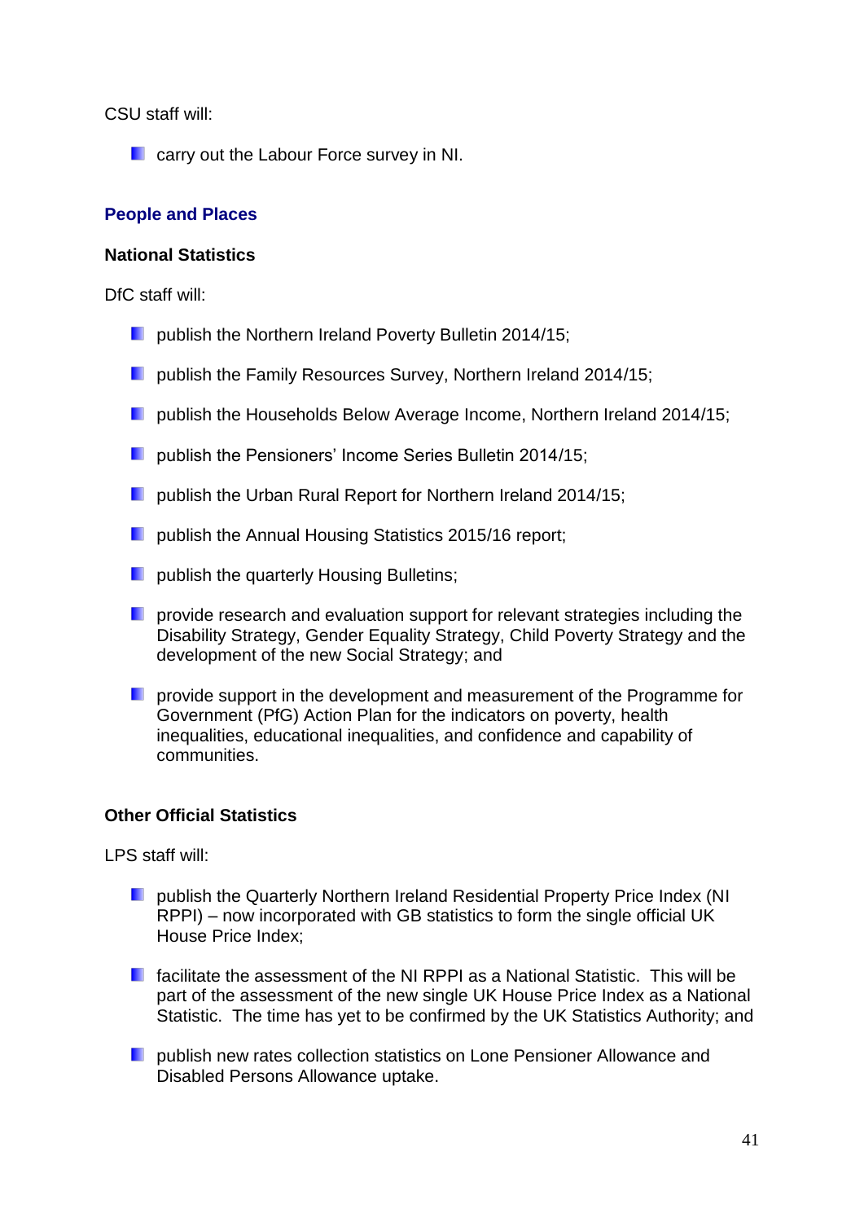CSU staff will:

- carry out the Labour Force survey in NI.

## People and Places

### National Statistics

DfC staff will:

- publish the Northern Ireland Poverty Bulletin 2014/15;
- publish the Family Resources Survey, Northern Ireland 2014/15;
- publish the Households Below Average Income, Northern Ireland 2014/15;
- publish the Pensioners' Income Series Bulletin 2014/15;
- publish the Urban Rural Report for Northern Ireland 2014/15;
- publish the Annual Housing Statistics 2015/16 report;
- publish the quarterly Housing Bulletins;
- provide research and evaluation support for relevant strategies including the Disability Strategy, Gender Equality Strategy, Child Poverty Strategy and the development of the new Social Strategy; and
- provide support in the development and measurement of the Programme for Government (PfG) Action Plan for the indicators on poverty, health inequalities, educational inequalities, and confidence and capability of communities.

### Other Official Statistics

LPS staff will:

- publish the Quarterly Northern Ireland Residential Property Price Index (NI RPPI) – now incorporated with GB statistics to form the single official UK House Price Index;
- facilitate the assessment of the NI RPPI as a National Statistic. This will be part of the assessment of the new single UK House Price Index as a National Statistic. The time has yet to be confirmed by the UK Statistics Authority; and
- publish new rates collection statistics on Lone Pensioner Allowance and Disabled Persons Allowance uptake.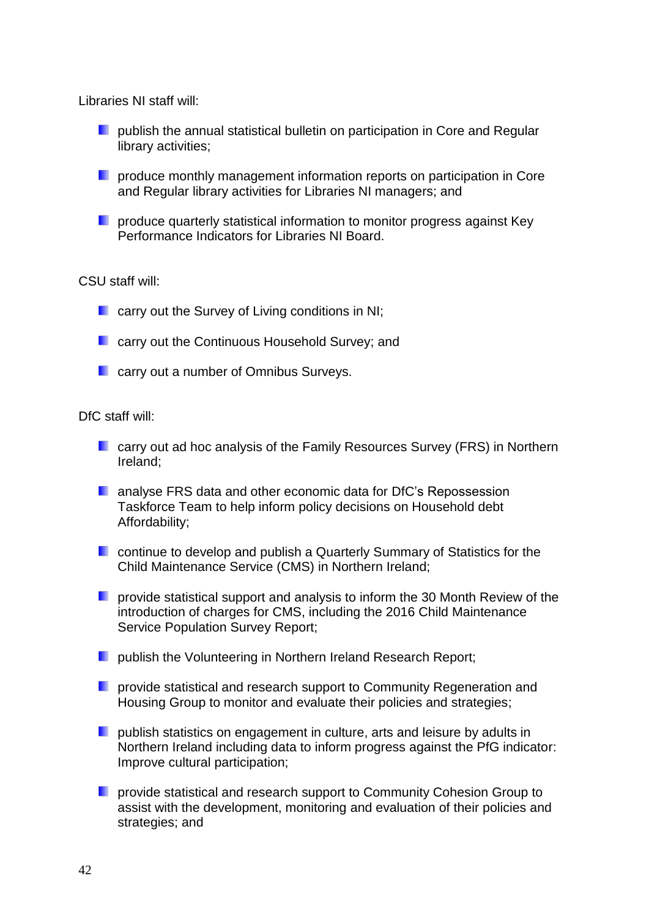Libraries NI staff will:

- publish the annual statistical bulletin on participation in Core and Regular library activities;
- produce monthly management information reports on participation in Core and Regular library activities for Libraries NI managers; and
- produce quarterly statistical information to monitor progress against Key Performance Indicators for Libraries NI Board.

CSU staff will:

- carry out the Survey of Living conditions in NI;
- carry out the Continuous Household Survey; and
- carry out a number of Omnibus Surveys.

DfC staff will:

- carry out ad hoc analysis of the Family Resources Survey (FRS) in Northern Ireland;
- analyse FRS data and other economic data for DfC's Repossession Taskforce Team to help inform policy decisions on Household debt Affordability;
- continue to develop and publish a Quarterly Summary of Statistics for the Child Maintenance Service (CMS) in Northern Ireland;
- provide statistical support and analysis to inform the 30 Month Review of the introduction of charges for CMS, including the 2016 Child Maintenance Service Population Survey Report;
- publish the Volunteering in Northern Ireland Research Report;
- provide statistical and research support to Community Regeneration and Housing Group to monitor and evaluate their policies and strategies;
- publish statistics on engagement in culture, arts and leisure by adults in Northern Ireland including data to inform progress against the PfG indicator: Improve cultural participation;
- provide statistical and research support to Community Cohesion Group to assist with the development, monitoring and evaluation of their policies and strategies; and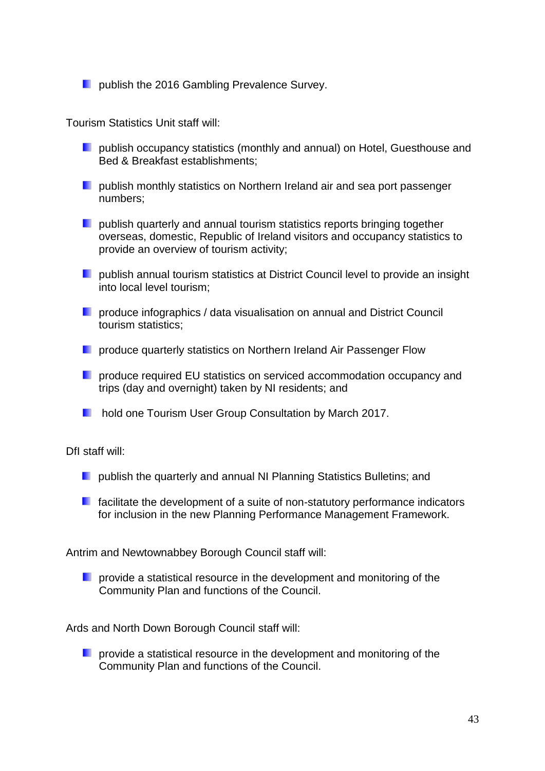- publish the 2016 Gambling Prevalence Survey.

Tourism Statistics Unit staff will:

- publish occupancy statistics (monthly and annual) on Hotel, Guesthouse and Bed & Breakfast establishments;
- publish monthly statistics on Northern Ireland air and sea port passenger numbers;
- publish quarterly and annual tourism statistics reports bringing together overseas, domestic, Republic of Ireland visitors and occupancy statistics to provide an overview of tourism activity;
- publish annual tourism statistics at District Council level to provide an insight into local level tourism;
- produce infographics / data visualisation on annual and District Council tourism statistics;
- produce quarterly statistics on Northern Ireland Air Passenger Flow
- produce required EU statistics on serviced accommodation occupancy and trips (day and overnight) taken by NI residents; and
- hold one Tourism User Group Consultation by March 2017.

DfI staff will:

- publish the quarterly and annual NI Planning Statistics Bulletins; and
- facilitate the development of a suite of non-statutory performance indicators for inclusion in the new Planning Performance Management Framework.

Antrim and Newtownabbey Borough Council staff will:

- provide a statistical resource in the development and monitoring of the Community Plan and functions of the Council.

Ards and North Down Borough Council staff will:

- provide a statistical resource in the development and monitoring of the Community Plan and functions of the Council.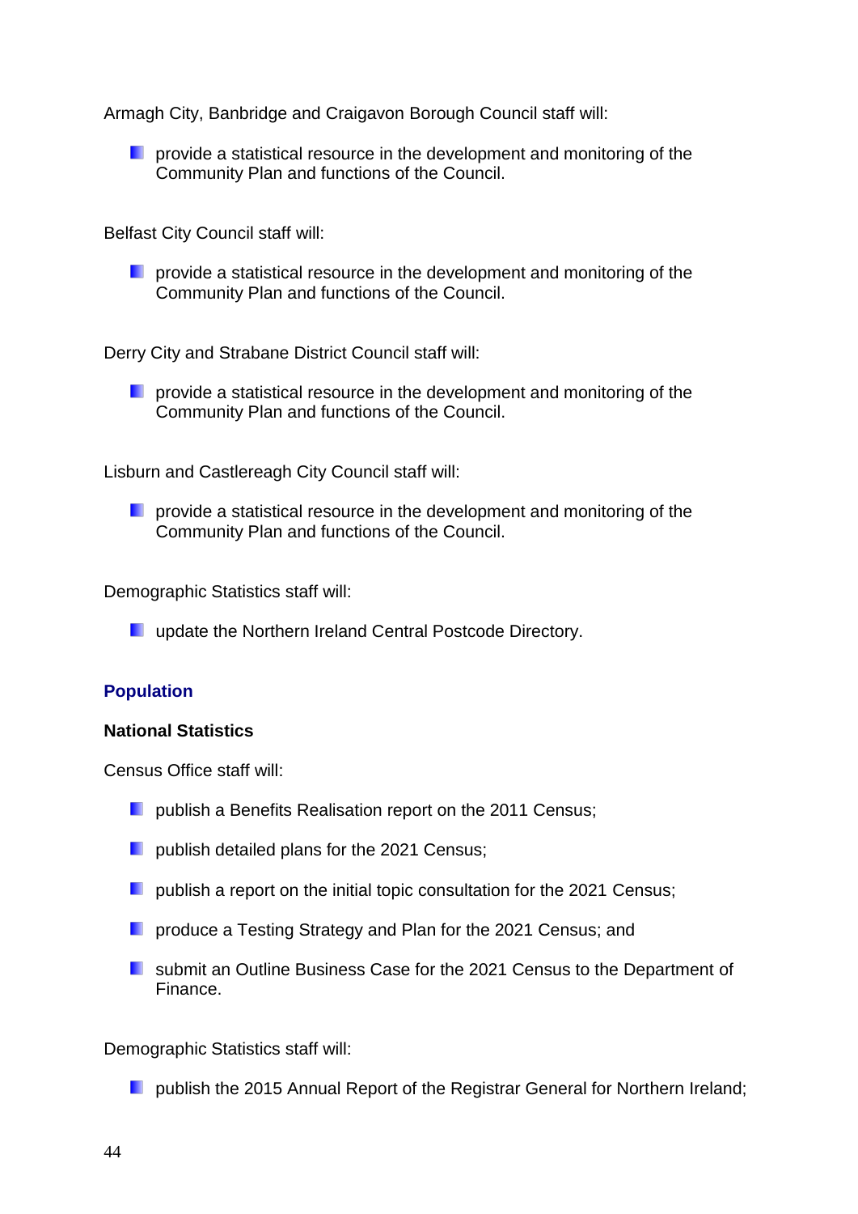Armagh City, Banbridge and Craigavon Borough Council staff will:

- provide a statistical resource in the development and monitoring of the Community Plan and functions of the Council.

Belfast City Council staff will:

- provide a statistical resource in the development and monitoring of the Community Plan and functions of the Council.

Derry City and Strabane District Council staff will:

- provide a statistical resource in the development and monitoring of the Community Plan and functions of the Council.

Lisburn and Castlereagh City Council staff will:

- provide a statistical resource in the development and monitoring of the Community Plan and functions of the Council.

Demographic Statistics staff will:

- update the Northern Ireland Central Postcode Directory.

## Population

### National Statistics

Census Office staff will:

- publish a Benefits Realisation report on the 2011 Census;
- publish detailed plans for the 2021 Census;
- publish a report on the initial topic consultation for the 2021 Census;
- produce a Testing Strategy and Plan for the 2021 Census; and
- submit an Outline Business Case for the 2021 Census to the Department of Finance.

Demographic Statistics staff will:

- publish the 2015 Annual Report of the Registrar General for Northern Ireland;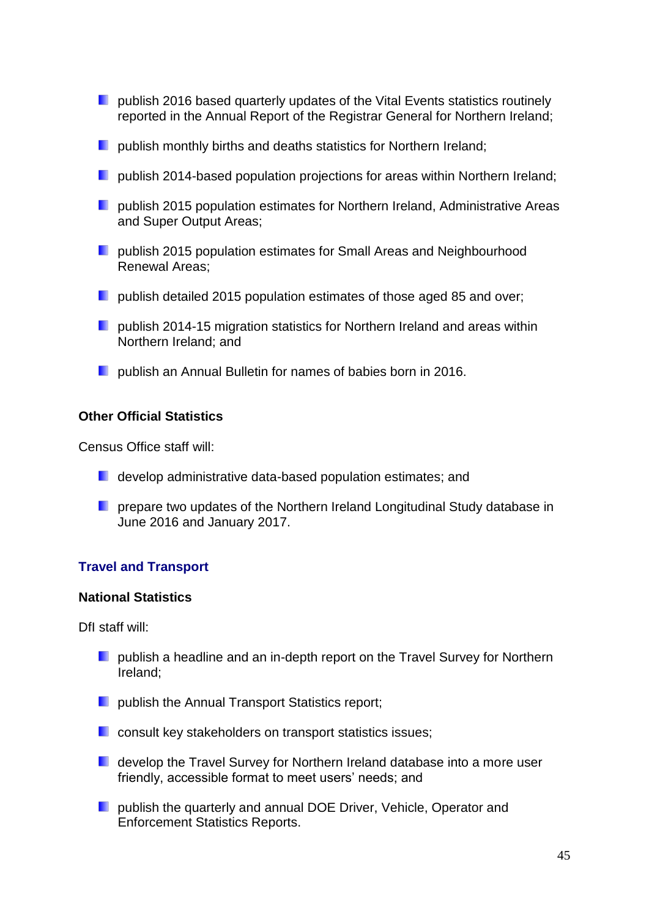- publish 2016 based quarterly updates of the Vital Events statistics routinely reported in the Annual Report of the Registrar General for Northern Ireland;
- publish monthly births and deaths statistics for Northern Ireland;
- publish 2014-based population projections for areas within Northern Ireland;
- publish 2015 population estimates for Northern Ireland, Administrative Areas and Super Output Areas;
- publish 2015 population estimates for Small Areas and Neighbourhood Renewal Areas;
- publish detailed 2015 population estimates of those aged 85 and over;
- publish 2014-15 migration statistics for Northern Ireland and areas within Northern Ireland; and
- publish an Annual Bulletin for names of babies born in 2016.

**Other Official Statistics**

Census Office staff will:

- develop administrative data-based population estimates; and
- prepare two updates of the Northern Ireland Longitudinal Study database in June 2016 and January 2017.

## Travel and Transport

**National Statistics**

DfI staff will:

- publish a headline and an in-depth report on the Travel Survey for Northern Ireland;
- publish the Annual Transport Statistics report;
- consult key stakeholders on transport statistics issues;
- develop the Travel Survey for Northern Ireland database into a more user friendly, accessible format to meet users' needs; and
- publish the quarterly and annual DOE Driver, Vehicle, Operator and Enforcement Statistics Reports.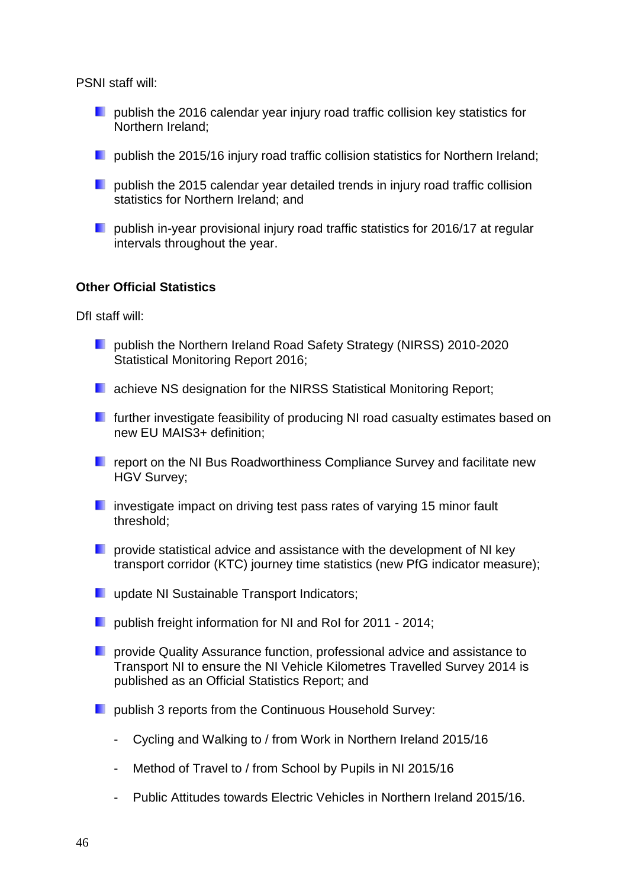PSNI staff will:

- publish the 2016 calendar year injury road traffic collision key statistics for Northern Ireland;
- publish the 2015/16 injury road traffic collision statistics for Northern Ireland;
- publish the 2015 calendar year detailed trends in injury road traffic collision statistics for Northern Ireland; and
- publish in-year provisional injury road traffic statistics for 2016/17 at regular intervals throughout the year.

**Other Official Statistics**

DfI staff will:

- publish the Northern Ireland Road Safety Strategy (NIRSS) 2010-2020 Statistical Monitoring Report 2016;
- achieve NS designation for the NIRSS Statistical Monitoring Report;
- further investigate feasibility of producing NI road casualty estimates based on new EU MAIS3+ definition;
- report on the NI Bus Roadworthiness Compliance Survey and facilitate new HGV Survey;
- investigate impact on driving test pass rates of varying 15 minor fault threshold;
- provide statistical advice and assistance with the development of NI key transport corridor (KTC) journey time statistics (new PfG indicator measure);
- update NI Sustainable Transport Indicators;
- publish freight information for NI and RoI for 2011 - 2014;
- provide Quality Assurance function, professional advice and assistance to Transport NI to ensure the NI Vehicle Kilometres Travelled Survey 2014 is published as an Official Statistics Report; and
- publish 3 reports from the Continuous Household Survey:
  - Cycling and Walking to / from Work in Northern Ireland 2015/16
  - Method of Travel to / from School by Pupils in NI 2015/16
  - Public Attitudes towards Electric Vehicles in Northern Ireland 2015/16.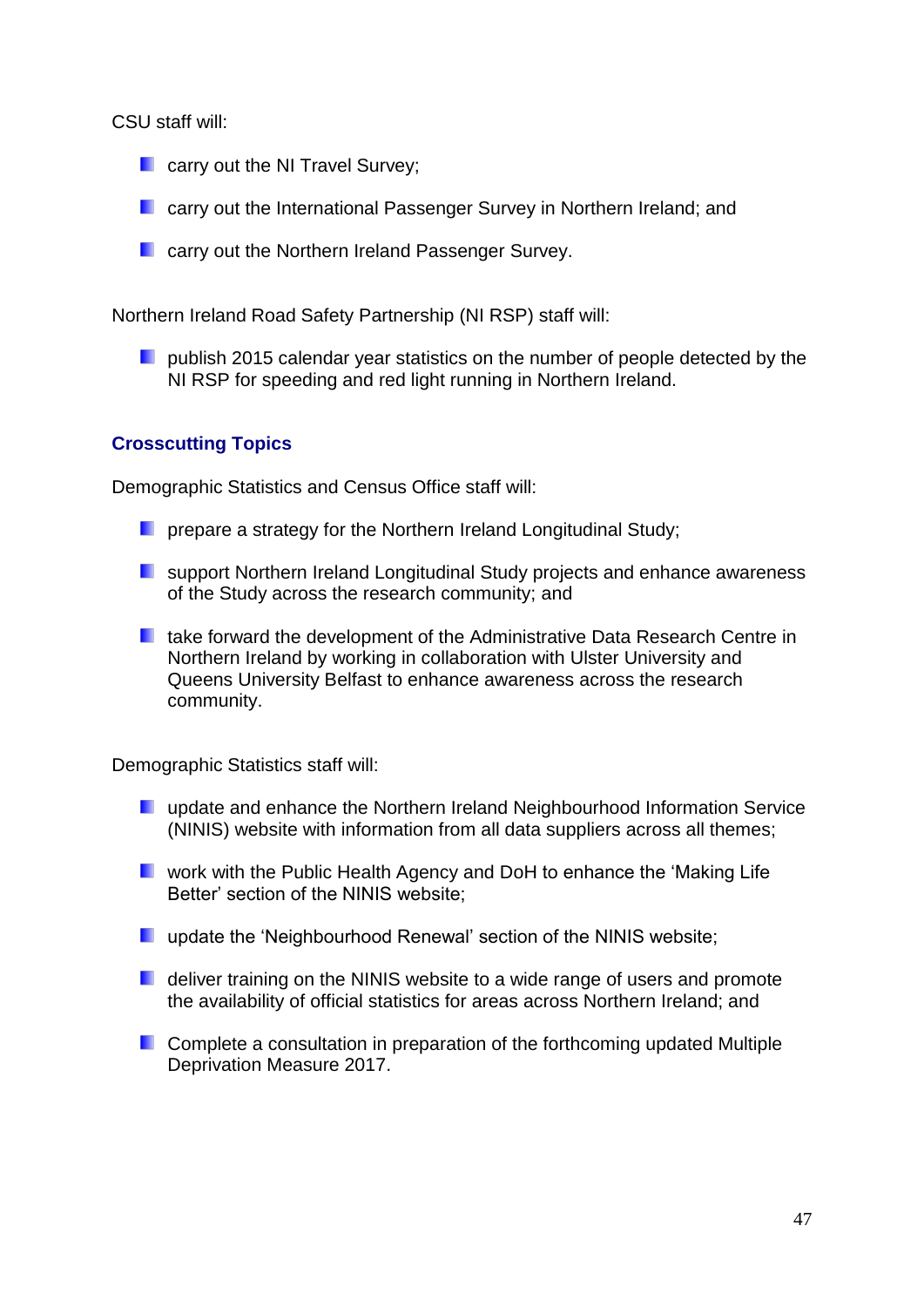CSU staff will:

- carry out the NI Travel Survey;
- carry out the International Passenger Survey in Northern Ireland; and
- carry out the Northern Ireland Passenger Survey.

Northern Ireland Road Safety Partnership (NI RSP) staff will:

- publish 2015 calendar year statistics on the number of people detected by the NI RSP for speeding and red light running in Northern Ireland.

### Crosscutting Topics

Demographic Statistics and Census Office staff will:

- prepare a strategy for the Northern Ireland Longitudinal Study;
- support Northern Ireland Longitudinal Study projects and enhance awareness of the Study across the research community; and
- take forward the development of the Administrative Data Research Centre in Northern Ireland by working in collaboration with Ulster University and Queens University Belfast to enhance awareness across the research community.

Demographic Statistics staff will:

- update and enhance the Northern Ireland Neighbourhood Information Service (NINIS) website with information from all data suppliers across all themes;
- work with the Public Health Agency and DoH to enhance the 'Making Life Better' section of the NINIS website;
- update the 'Neighbourhood Renewal' section of the NINIS website;
- deliver training on the NINIS website to a wide range of users and promote the availability of official statistics for areas across Northern Ireland; and
- Complete a consultation in preparation of the forthcoming updated Multiple Deprivation Measure 2017.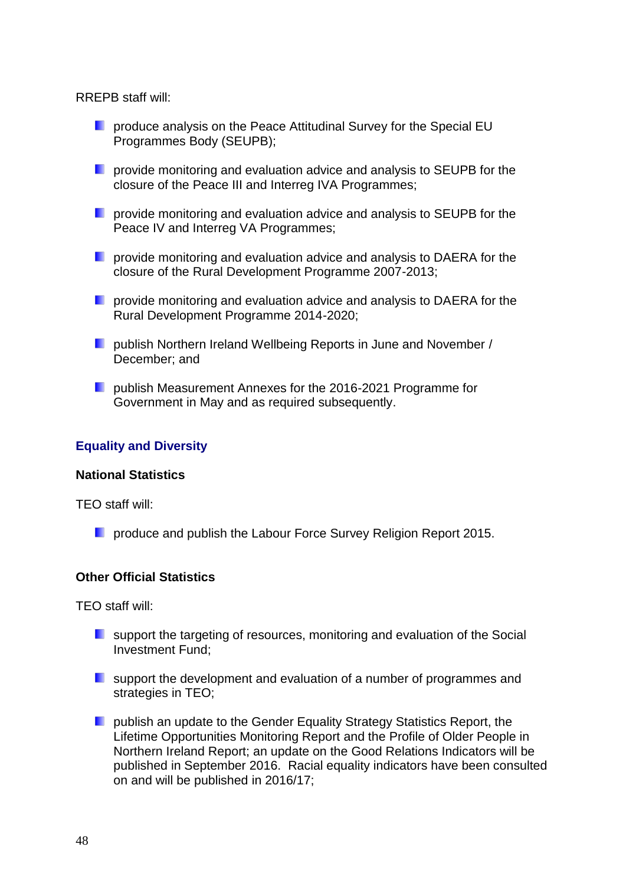RREPB staff will:

- produce analysis on the Peace Attitudinal Survey for the Special EU Programmes Body (SEUPB);
- provide monitoring and evaluation advice and analysis to SEUPB for the closure of the Peace III and Interreg IVA Programmes;
- provide monitoring and evaluation advice and analysis to SEUPB for the Peace IV and Interreg VA Programmes;
- provide monitoring and evaluation advice and analysis to DAERA for the closure of the Rural Development Programme 2007-2013;
- provide monitoring and evaluation advice and analysis to DAERA for the Rural Development Programme 2014-2020;
- publish Northern Ireland Wellbeing Reports in June and November / December; and
- publish Measurement Annexes for the 2016-2021 Programme for Government in May and as required subsequently.

## Equality and Diversity

### National Statistics

TEO staff will:

- produce and publish the Labour Force Survey Religion Report 2015.

### Other Official Statistics

TEO staff will:

- support the targeting of resources, monitoring and evaluation of the Social Investment Fund;
- support the development and evaluation of a number of programmes and strategies in TEO;
- publish an update to the Gender Equality Strategy Statistics Report, the Lifetime Opportunities Monitoring Report and the Profile of Older People in Northern Ireland Report; an update on the Good Relations Indicators will be published in September 2016. Racial equality indicators have been consulted on and will be published in 2016/17;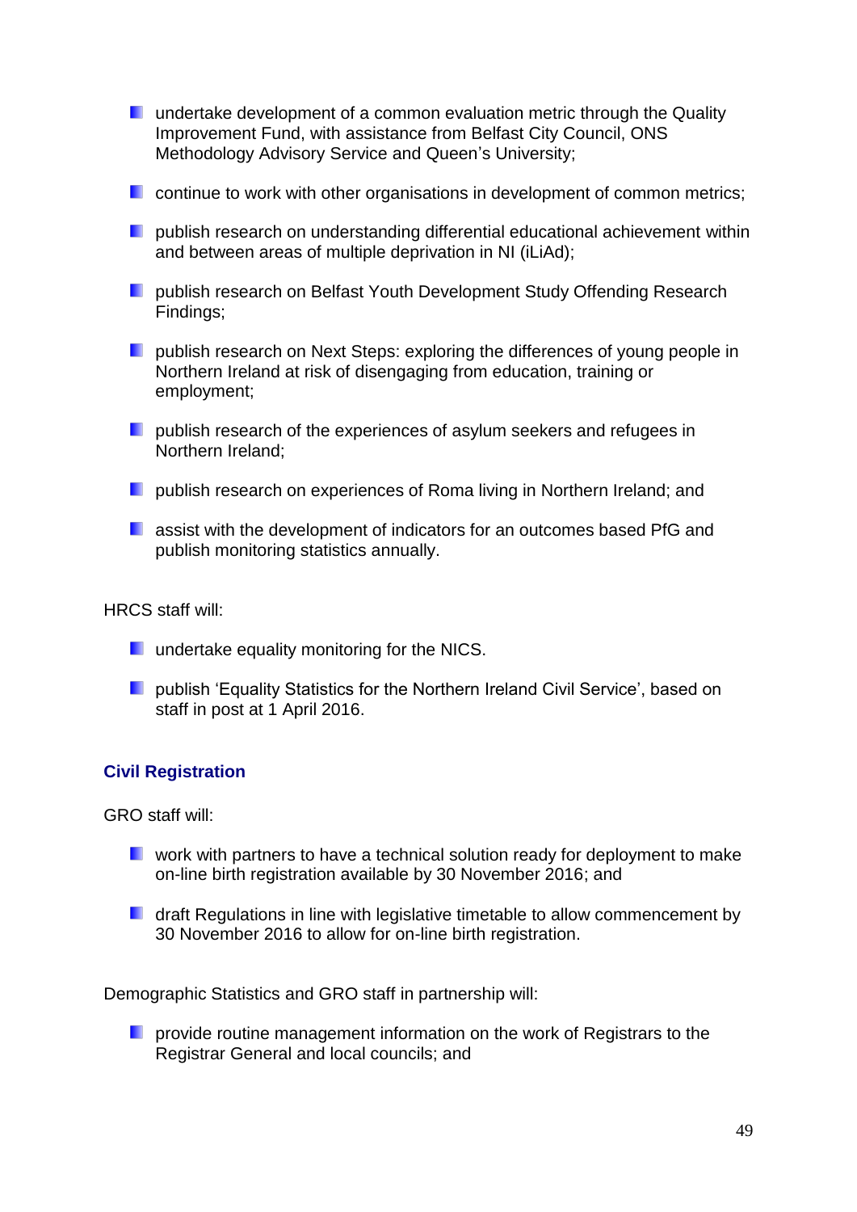- undertake development of a common evaluation metric through the Quality Improvement Fund, with assistance from Belfast City Council, ONS Methodology Advisory Service and Queen's University;
- continue to work with other organisations in development of common metrics;
- publish research on understanding differential educational achievement within and between areas of multiple deprivation in NI (iLiAd);
- publish research on Belfast Youth Development Study Offending Research Findings;
- publish research on Next Steps: exploring the differences of young people in Northern Ireland at risk of disengaging from education, training or employment;
- publish research of the experiences of asylum seekers and refugees in Northern Ireland;
- publish research on experiences of Roma living in Northern Ireland; and
- assist with the development of indicators for an outcomes based PfG and publish monitoring statistics annually.

HRCS staff will:

- undertake equality monitoring for the NICS.
- publish 'Equality Statistics for the Northern Ireland Civil Service', based on staff in post at 1 April 2016.

### Civil Registration

GRO staff will:

- work with partners to have a technical solution ready for deployment to make on-line birth registration available by 30 November 2016; and
- draft Regulations in line with legislative timetable to allow commencement by 30 November 2016 to allow for on-line birth registration.

Demographic Statistics and GRO staff in partnership will:

- provide routine management information on the work of Registrars to the Registrar General and local councils; and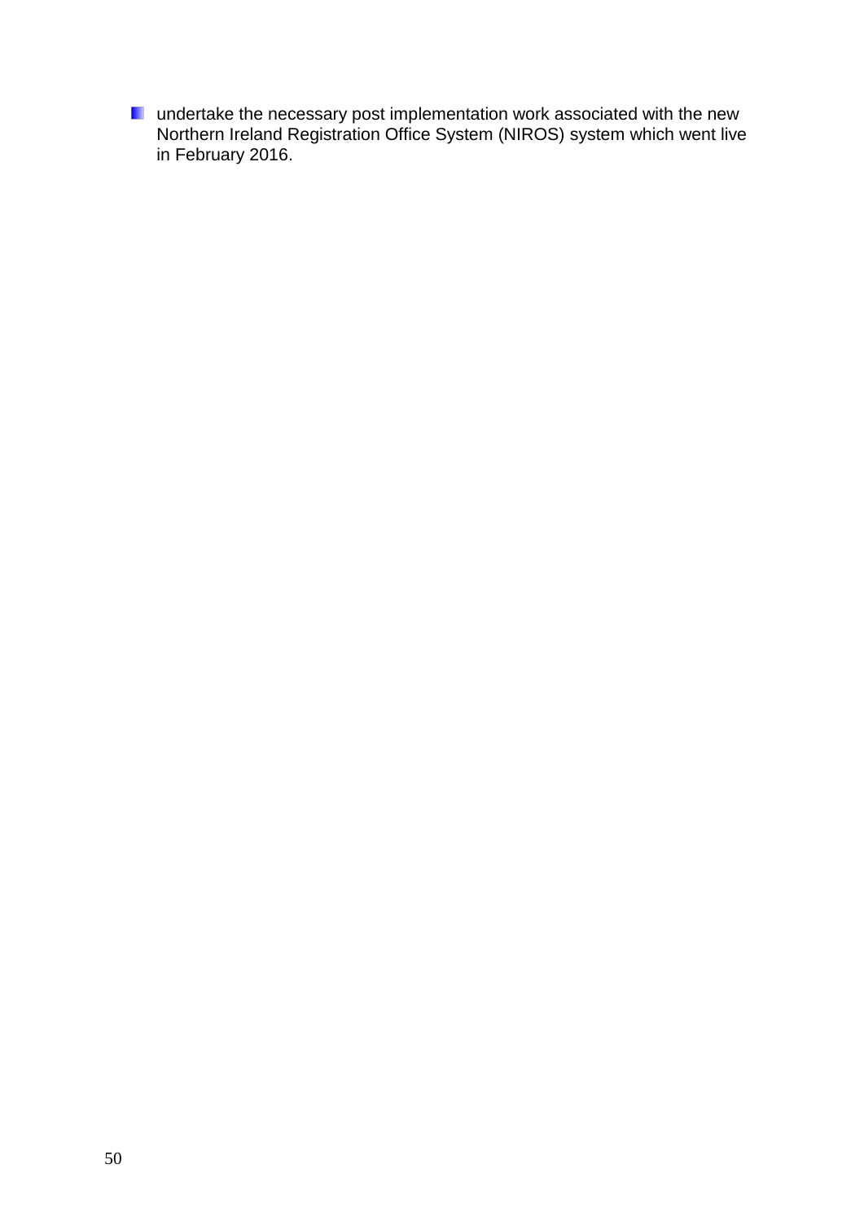- undertake the necessary post implementation work associated with the new Northern Ireland Registration Office System (NIROS) system which went live in February 2016.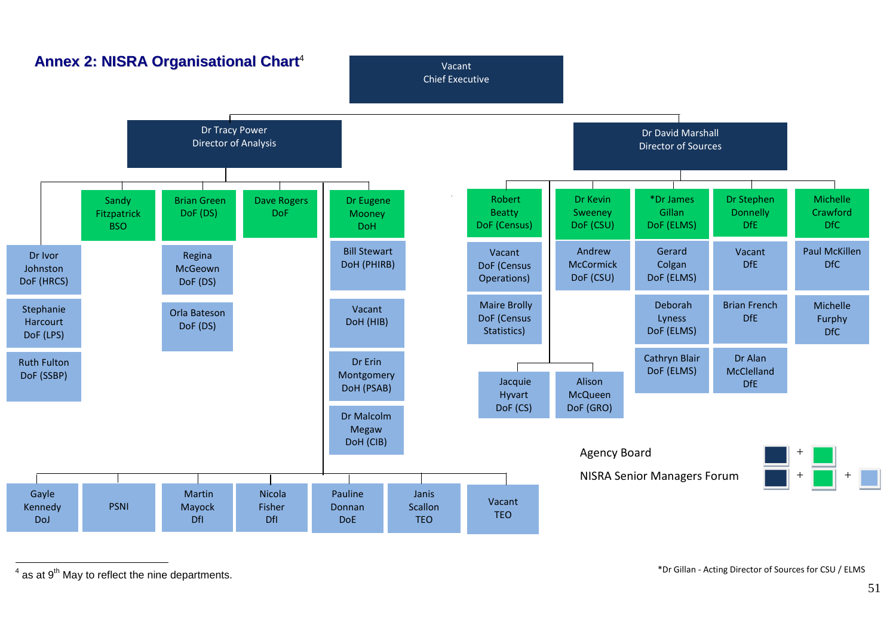## Annex 2: NISRA Organisational Chart[4]

**Vacant**
Chief Executive

- **Dr Tracy Power** – Director of Analysis
  - Sandy Fitzpatrick – BSO
  - Brian Green – DoF (DS)
    - Regina McGeown – DoF (DS)
    - Orla Bateson – DoF (DS)
  - Dave Rogers – DoF
  - Dr Eugene Mooney – DoH
    - Bill Stewart – DoH (PHIRB)
    - Vacant – DoH (HIB)
    - Dr Erin Montgomery – DoH (PSAB)
    - Dr Malcolm Megaw – DoH (CIB)
  - Dr Ivor Johnston – DoF (HRCS)
  - Stephanie Harcourt – DoF (LPS)
  - Ruth Fulton – DoF (SSBP)
  - Gayle Kennedy – DoJ
  - PSNI
  - Martin Mayock – DfI
  - Nicola Fisher – DfI
  - Pauline Donnan – DoE
  - Janis Scallon – TEO
  - Vacant – TEO

- **Dr David Marshall** – Director of Sources
  - Robert Beatty – DoF (Census)
    - Vacant – DoF (Census Operations)
    - Maire Brolly – DoF (Census Statistics)
  - Dr Kevin Sweeney – DoF (CSU)
    - Andrew McCormick – DoF (CSU)
  - *Dr James Gillan – DoF (ELMS)
    - Gerard Colgan – DoF (ELMS)
    - Deborah Lyness – DoF (ELMS)
    - Cathryn Blair – DoF (ELMS)
  - Dr Stephen Donnelly – DfE
    - Vacant – DfE
    - Brian French – DfE
    - Dr Alan McClelland – DfE
  - Michelle Crawford – DfC
    - Paul McKillen – DfC
    - Michelle Furphy – DfC
  - Jacquie Hyvart – DoF (CS)
  - Alison McQueen – DoF (GRO)

Agency Board: Dark blue + Green

NISRA Senior Managers Forum: Dark blue + Green + Light blue

*Dr Gillan - Acting Director of Sources for CSU / ELMS

[4] as at 9th May to reflect the nine departments.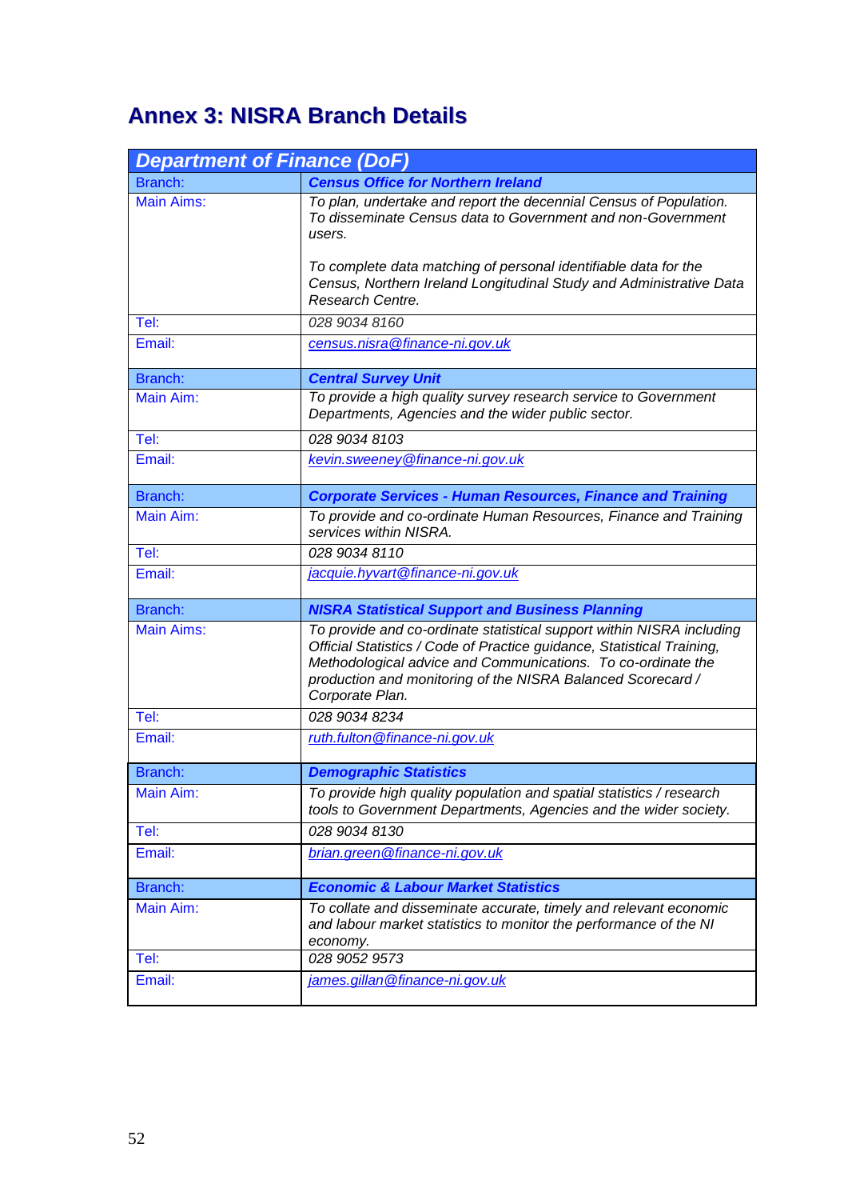# Annex 3: NISRA Branch Details

| Department of Finance (DoF) | |
|---|---|
| Branch: | **_Census Office for Northern Ireland_** |
| Main Aims: | _To plan, undertake and report the decennial Census of Population. To disseminate Census data to Government and non-Government users._<br><br>_To complete data matching of personal identifiable data for the Census, Northern Ireland Longitudinal Study and Administrative Data Research Centre._ |
| Tel: | _028 9034 8160_ |
| Email: | _census.nisra@finance-ni.gov.uk_ |
| Branch: | **_Central Survey Unit_** |
| Main Aim: | _To provide a high quality survey research service to Government Departments, Agencies and the wider public sector._ |
| Tel: | _028 9034 8103_ |
| Email: | _kevin.sweeney@finance-ni.gov.uk_ |
| Branch: | **_Corporate Services - Human Resources, Finance and Training_** |
| Main Aim: | _To provide and co-ordinate Human Resources, Finance and Training services within NISRA._ |
| Tel: | _028 9034 8110_ |
| Email: | _jacquie.hyvart@finance-ni.gov.uk_ |
| Branch: | **_NISRA Statistical Support and Business Planning_** |
| Main Aims: | _To provide and co-ordinate statistical support within NISRA including Official Statistics / Code of Practice guidance, Statistical Training, Methodological advice and Communications. To co-ordinate the production and monitoring of the NISRA Balanced Scorecard / Corporate Plan._ |
| Tel: | _028 9034 8234_ |
| Email: | _ruth.fulton@finance-ni.gov.uk_ |
| Branch: | **_Demographic Statistics_** |
| Main Aim: | _To provide high quality population and spatial statistics / research tools to Government Departments, Agencies and the wider society._ |
| Tel: | _028 9034 8130_ |
| Email: | _brian.green@finance-ni.gov.uk_ |
| Branch: | **_Economic & Labour Market Statistics_** |
| Main Aim: | _To collate and disseminate accurate, timely and relevant economic and labour market statistics to monitor the performance of the NI economy._ |
| Tel: | _028 9052 9573_ |
| Email: | _james.gillan@finance-ni.gov.uk_ |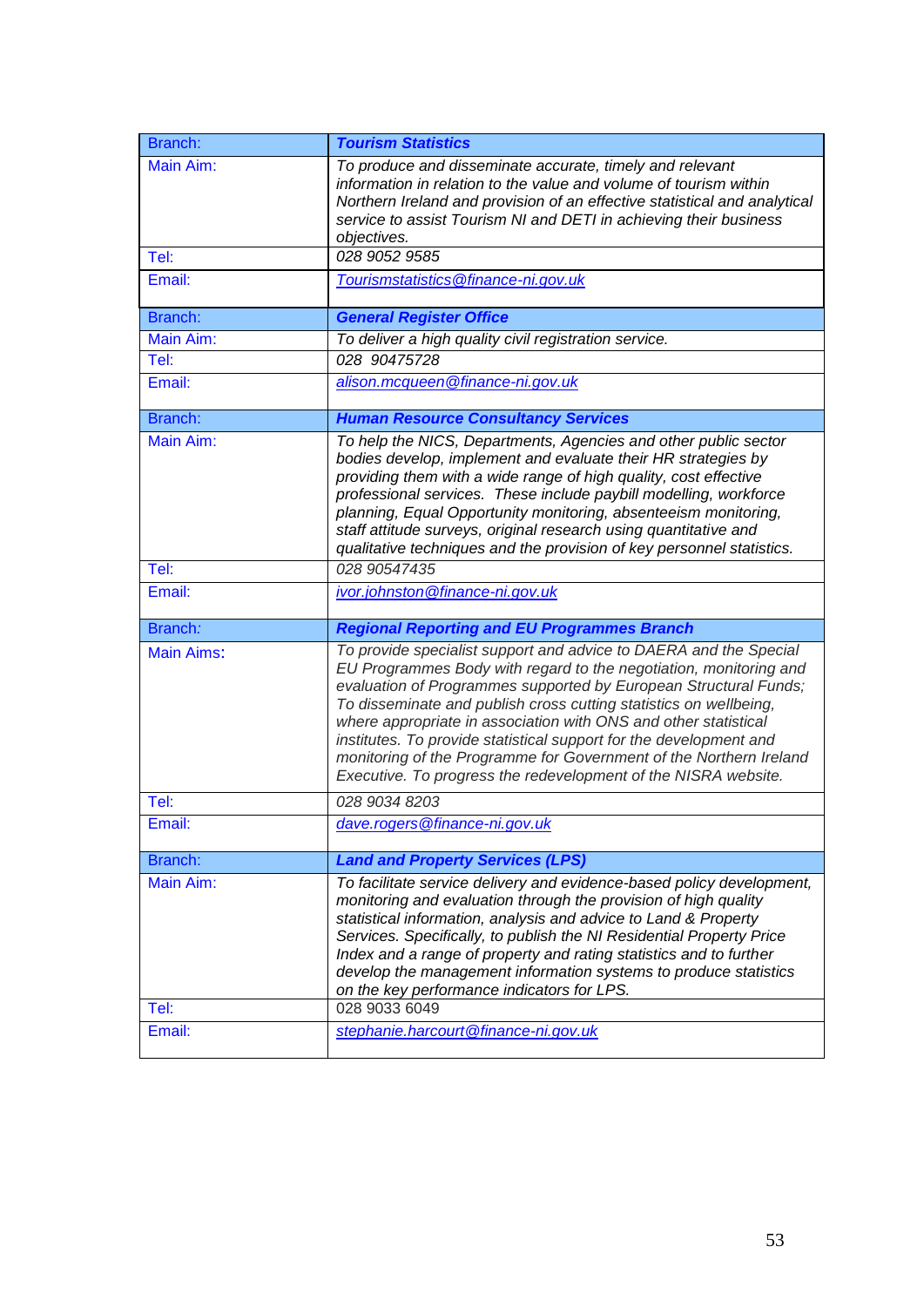| Branch: | ***Tourism Statistics*** |
|---|---|
| Main Aim: | *To produce and disseminate accurate, timely and relevant information in relation to the value and volume of tourism within Northern Ireland and provision of an effective statistical and analytical service to assist Tourism NI and DETI in achieving their business objectives.* |
| Tel: | *028 9052 9585* |
| Email: | *Tourismstatistics@finance-ni.gov.uk* |
| Branch: | ***General Register Office*** |
| Main Aim: | *To deliver a high quality civil registration service.* |
| Tel: | *028 90475728* |
| Email: | *alison.mcqueen@finance-ni.gov.uk* |
| Branch: | ***Human Resource Consultancy Services*** |
| Main Aim: | *To help the NICS, Departments, Agencies and other public sector bodies develop, implement and evaluate their HR strategies by providing them with a wide range of high quality, cost effective professional services. These include paybill modelling, workforce planning, Equal Opportunity monitoring, absenteeism monitoring, staff attitude surveys, original research using quantitative and qualitative techniques and the provision of key personnel statistics.* |
| Tel: | *028 90547435* |
| Email: | *ivor.johnston@finance-ni.gov.uk* |
| Branch: | ***Regional Reporting and EU Programmes Branch*** |
| Main Aims: | *To provide specialist support and advice to DAERA and the Special EU Programmes Body with regard to the negotiation, monitoring and evaluation of Programmes supported by European Structural Funds; To disseminate and publish cross cutting statistics on wellbeing, where appropriate in association with ONS and other statistical institutes. To provide statistical support for the development and monitoring of the Programme for Government of the Northern Ireland Executive. To progress the redevelopment of the NISRA website.* |
| Tel: | *028 9034 8203* |
| Email: | *dave.rogers@finance-ni.gov.uk* |
| Branch: | ***Land and Property Services (LPS)*** |
| Main Aim: | *To facilitate service delivery and evidence-based policy development, monitoring and evaluation through the provision of high quality statistical information, analysis and advice to Land & Property Services. Specifically, to publish the NI Residential Property Price Index and a range of property and rating statistics and to further develop the management information systems to produce statistics on the key performance indicators for LPS.* |
| Tel: | 028 9033 6049 |
| Email: | *stephanie.harcourt@finance-ni.gov.uk* |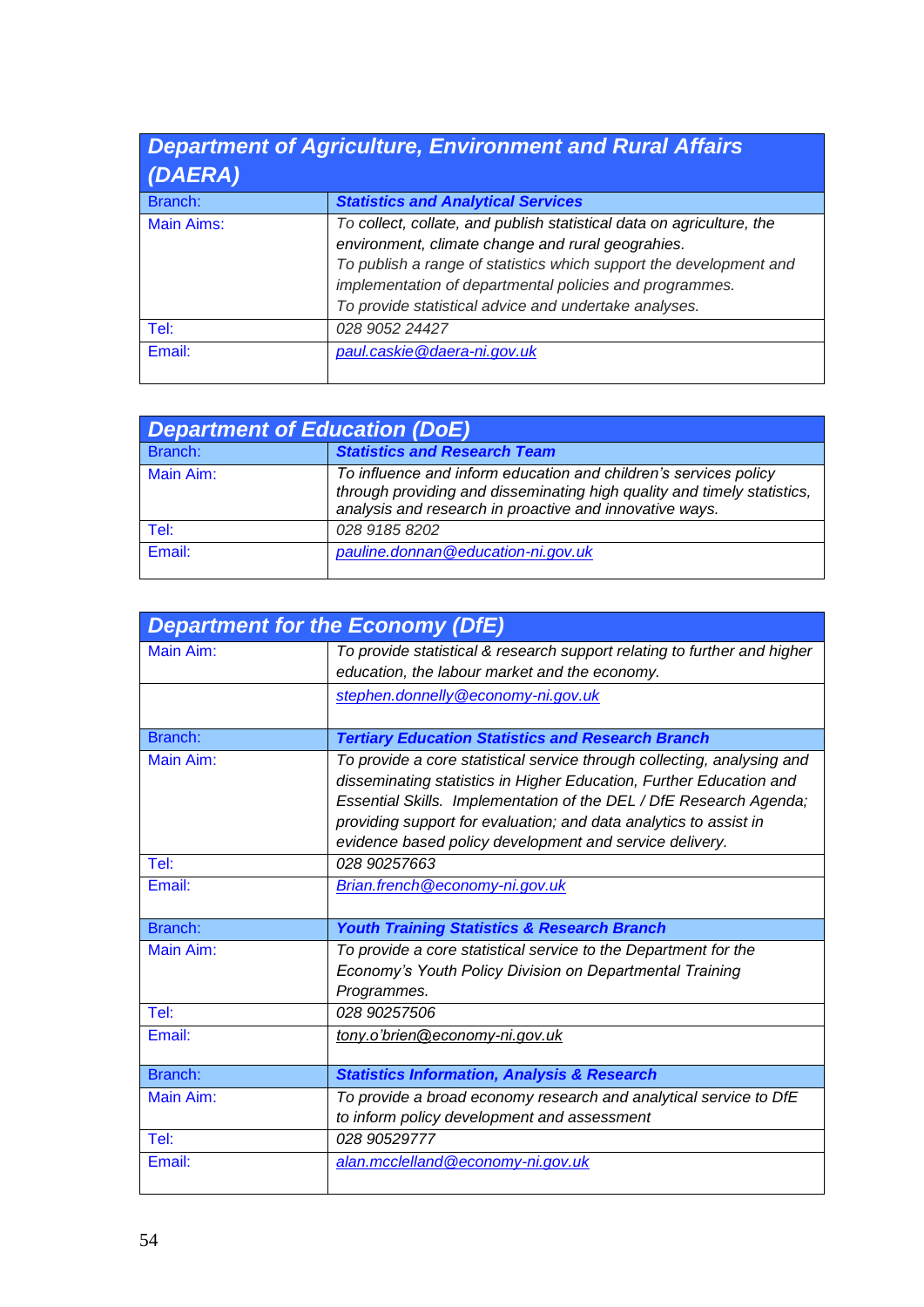| Department of Agriculture, Environment and Rural Affairs (DAERA) | |
|---|---|
| Branch: | ***Statistics and Analytical Services*** |
| Main Aims: | *To collect, collate, and publish statistical data on agriculture, the environment, climate change and rural geograhies.* *To publish a range of statistics which support the development and implementation of departmental policies and programmes.* *To provide statistical advice and undertake analyses.* |
| Tel: | *028 9052 24427* |
| Email: | *paul.caskie@daera-ni.gov.uk* |

| Department of Education (DoE) | |
|---|---|
| Branch: | ***Statistics and Research Team*** |
| Main Aim: | *To influence and inform education and children's services policy through providing and disseminating high quality and timely statistics, analysis and research in proactive and innovative ways.* |
| Tel: | *028 9185 8202* |
| Email: | *pauline.donnan@education-ni.gov.uk* |

| Department for the Economy (DfE) | |
|---|---|
| Main Aim: | *To provide statistical & research support relating to further and higher education, the labour market and the economy.* |
| | *stephen.donnelly@economy-ni.gov.uk* |
| Branch: | ***Tertiary Education Statistics and Research Branch*** |
| Main Aim: | *To provide a core statistical service through collecting, analysing and disseminating statistics in Higher Education, Further Education and Essential Skills. Implementation of the DEL / DfE Research Agenda; providing support for evaluation; and data analytics to assist in evidence based policy development and service delivery.* |
| Tel: | *028 90257663* |
| Email: | *Brian.french@economy-ni.gov.uk* |
| Branch: | ***Youth Training Statistics & Research Branch*** |
| Main Aim: | *To provide a core statistical service to the Department for the Economy's Youth Policy Division on Departmental Training Programmes.* |
| Tel: | *028 90257506* |
| Email: | *tony.o'brien@economy-ni.gov.uk* |
| Branch: | ***Statistics Information, Analysis & Research*** |
| Main Aim: | *To provide a broad economy research and analytical service to DfE to inform policy development and assessment* |
| Tel: | *028 90529777* |
| Email: | *alan.mcclelland@economy-ni.gov.uk* |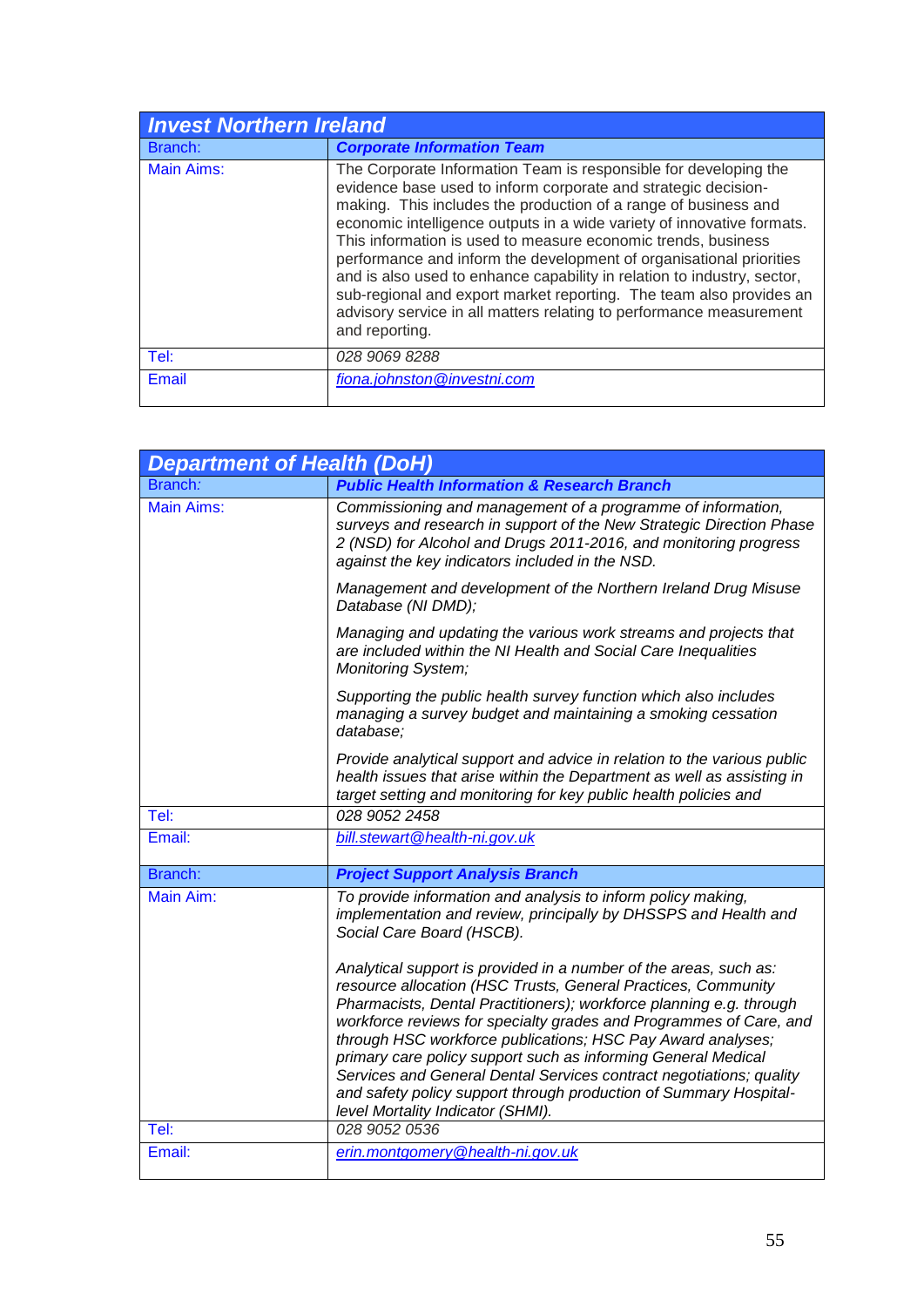| **Invest Northern Ireland** | |
|---|---|
| Branch: | ***Corporate Information Team*** |
| Main Aims: | The Corporate Information Team is responsible for developing the evidence base used to inform corporate and strategic decision-making. This includes the production of a range of business and economic intelligence outputs in a wide variety of innovative formats. This information is used to measure economic trends, business performance and inform the development of organisational priorities and is also used to enhance capability in relation to industry, sector, sub-regional and export market reporting. The team also provides an advisory service in all matters relating to performance measurement and reporting. |
| Tel: | *028 9069 8288* |
| Email | *fiona.johnston@investni.com* |

| **Department of Health (DoH)** | |
|---|---|
| Branch: | ***Public Health Information & Research Branch*** |
| Main Aims: | *Commissioning and management of a programme of information, surveys and research in support of the New Strategic Direction Phase 2 (NSD) for Alcohol and Drugs 2011-2016, and monitoring progress against the key indicators included in the NSD.*<br><br>*Management and development of the Northern Ireland Drug Misuse Database (NI DMD);*<br><br>*Managing and updating the various work streams and projects that are included within the NI Health and Social Care Inequalities Monitoring System;*<br><br>*Supporting the public health survey function which also includes managing a survey budget and maintaining a smoking cessation database;*<br><br>*Provide analytical support and advice in relation to the various public health issues that arise within the Department as well as assisting in target setting and monitoring for key public health policies and* |
| Tel: | *028 9052 2458* |
| Email: | *bill.stewart@health-ni.gov.uk* |
| Branch: | ***Project Support Analysis Branch*** |
| Main Aim: | *To provide information and analysis to inform policy making, implementation and review, principally by DHSSPS and Health and Social Care Board (HSCB).*<br><br>*Analytical support is provided in a number of the areas, such as: resource allocation (HSC Trusts, General Practices, Community Pharmacists, Dental Practitioners); workforce planning e.g. through workforce reviews for specialty grades and Programmes of Care, and through HSC workforce publications; HSC Pay Award analyses; primary care policy support such as informing General Medical Services and General Dental Services contract negotiations; quality and safety policy support through production of Summary Hospital-level Mortality Indicator (SHMI).* |
| Tel: | *028 9052 0536* |
| Email: | *erin.montgomery@health-ni.gov.uk* |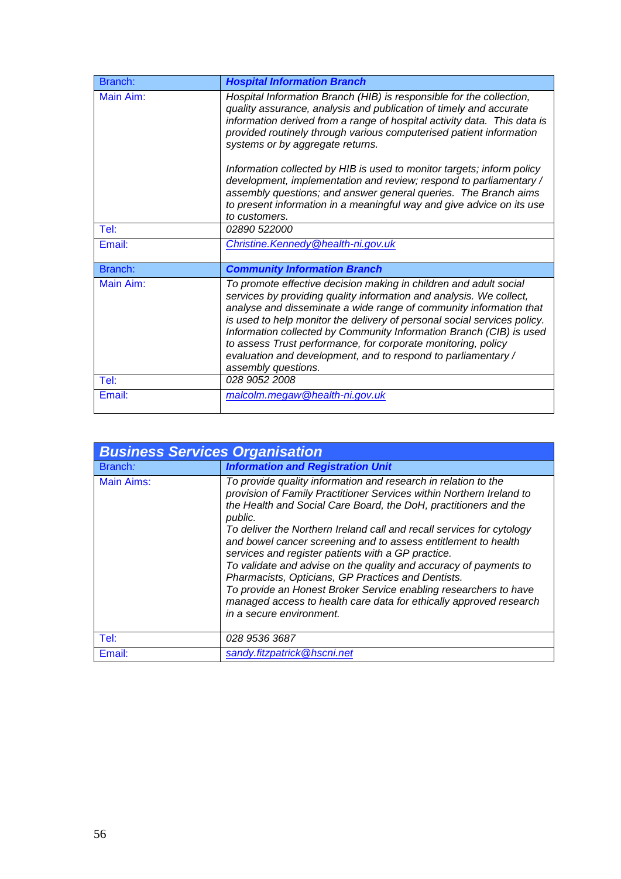| Branch: | ***Hospital Information Branch*** |
|---|---|
| Main Aim: | *Hospital Information Branch (HIB) is responsible for the collection, quality assurance, analysis and publication of timely and accurate information derived from a range of hospital activity data. This data is provided routinely through various computerised patient information systems or by aggregate returns.*<br><br>*Information collected by HIB is used to monitor targets; inform policy development, implementation and review; respond to parliamentary / assembly questions; and answer general queries. The Branch aims to present information in a meaningful way and give advice on its use to customers.* |
| Tel: | *02890 522000* |
| Email: | *Christine.Kennedy@health-ni.gov.uk* |
| Branch: | ***Community Information Branch*** |
| Main Aim: | *To promote effective decision making in children and adult social services by providing quality information and analysis. We collect, analyse and disseminate a wide range of community information that is used to help monitor the delivery of personal social services policy. Information collected by Community Information Branch (CIB) is used to assess Trust performance, for corporate monitoring, policy evaluation and development, and to respond to parliamentary / assembly questions.* |
| Tel: | *028 9052 2008* |
| Email: | *malcolm.megaw@health-ni.gov.uk* |

| ***Business Services Organisation*** | |
|---|---|
| Branch: | ***Information and Registration Unit*** |
| Main Aims: | *To provide quality information and research in relation to the provision of Family Practitioner Services within Northern Ireland to the Health and Social Care Board, the DoH, practitioners and the public.*<br>*To deliver the Northern Ireland call and recall services for cytology and bowel cancer screening and to assess entitlement to health services and register patients with a GP practice.*<br>*To validate and advise on the quality and accuracy of payments to Pharmacists, Opticians, GP Practices and Dentists.*<br>*To provide an Honest Broker Service enabling researchers to have managed access to health care data for ethically approved research in a secure environment.* |
| Tel: | *028 9536 3687* |
| Email: | *sandy.fitzpatrick@hscni.net* |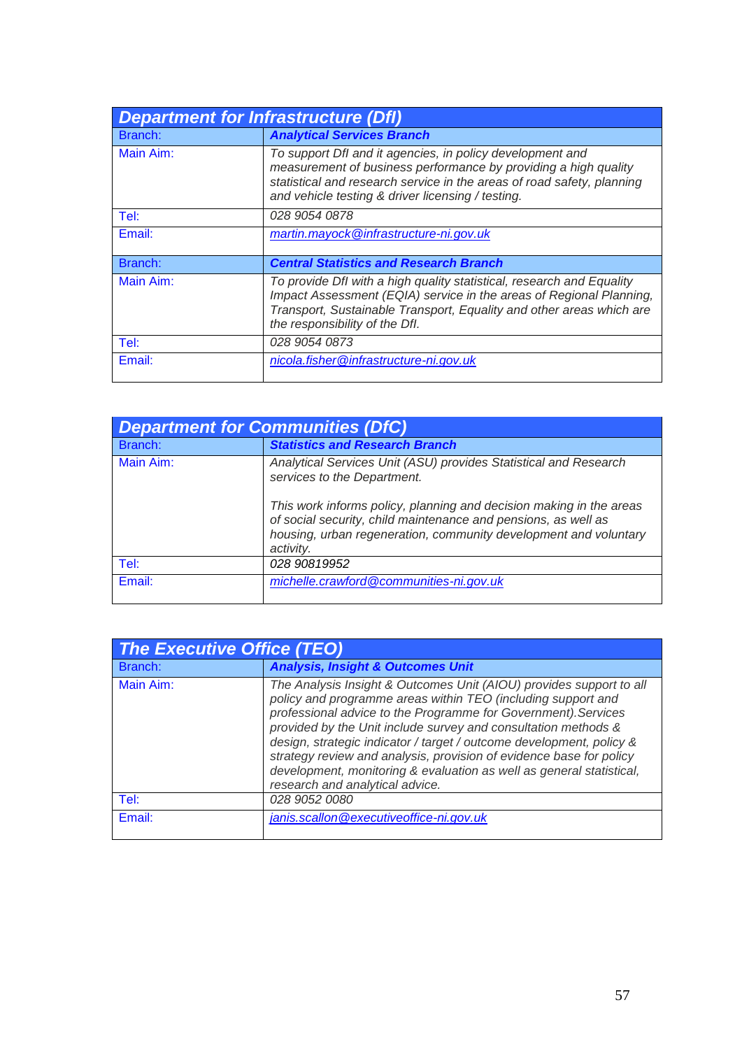| Department for Infrastructure (DfI) | |
|---|---|
| Branch: | ***Analytical Services Branch*** |
| Main Aim: | *To support DfI and it agencies, in policy development and measurement of business performance by providing a high quality statistical and research service in the areas of road safety, planning and vehicle testing & driver licensing / testing.* |
| Tel: | *028 9054 0878* |
| Email: | *martin.mayock@infrastructure-ni.gov.uk* |
| Branch: | ***Central Statistics and Research Branch*** |
| Main Aim: | *To provide DfI with a high quality statistical, research and Equality Impact Assessment (EQIA) service in the areas of Regional Planning, Transport, Sustainable Transport, Equality and other areas which are the responsibility of the DfI.* |
| Tel: | *028 9054 0873* |
| Email: | *nicola.fisher@infrastructure-ni.gov.uk* |

| Department for Communities (DfC) | |
|---|---|
| Branch: | ***Statistics and Research Branch*** |
| Main Aim: | *Analytical Services Unit (ASU) provides Statistical and Research services to the Department.* <br><br> *This work informs policy, planning and decision making in the areas of social security, child maintenance and pensions, as well as housing, urban regeneration, community development and voluntary activity.* |
| Tel: | *028 90819952* |
| Email: | *michelle.crawford@communities-ni.gov.uk* |

| The Executive Office (TEO) | |
|---|---|
| Branch: | ***Analysis, Insight & Outcomes Unit*** |
| Main Aim: | *The Analysis Insight & Outcomes Unit (AIOU) provides support to all policy and programme areas within TEO (including support and professional advice to the Programme for Government).Services provided by the Unit include survey and consultation methods & design, strategic indicator / target / outcome development, policy & strategy review and analysis, provision of evidence base for policy development, monitoring & evaluation as well as general statistical, research and analytical advice.* |
| Tel: | *028 9052 0080* |
| Email: | *janis.scallon@executiveoffice-ni.gov.uk* |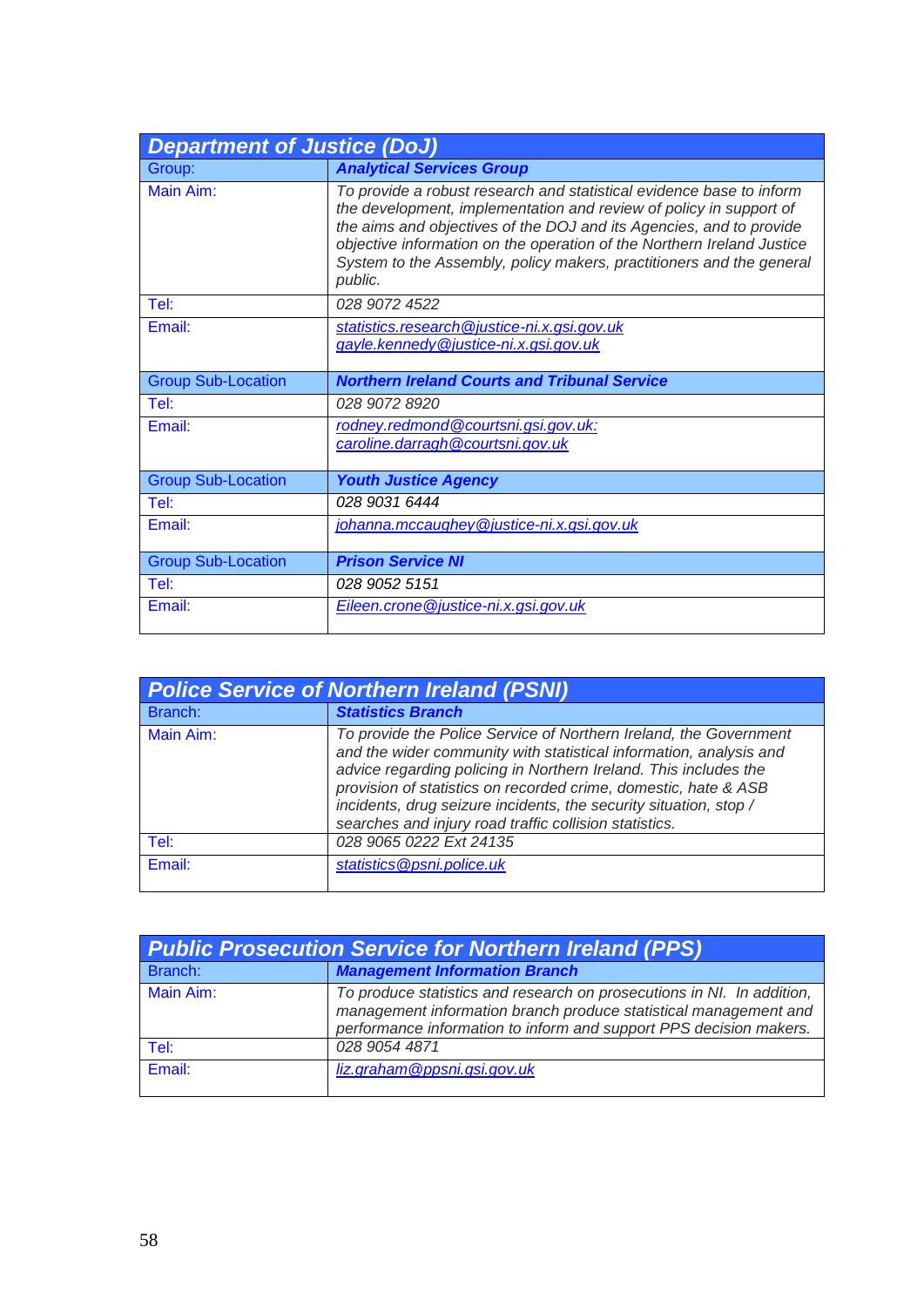| Department of Justice (DoJ) | |
|---|---|
| Group: | ***Analytical Services Group*** |
| Main Aim: | *To provide a robust research and statistical evidence base to inform the development, implementation and review of policy in support of the aims and objectives of the DOJ and its Agencies, and to provide objective information on the operation of the Northern Ireland Justice System to the Assembly, policy makers, practitioners and the general public.* |
| Tel: | *028 9072 4522* |
| Email: | *statistics.research@justice-ni.x.gsi.gov.uk*<br>*gayle.kennedy@justice-ni.x.gsi.gov.uk* |
| Group Sub-Location | ***Northern Ireland Courts and Tribunal Service*** |
| Tel: | *028 9072 8920* |
| Email: | *rodney.redmond@courtsni.gsi.gov.uk:*<br>*caroline.darragh@courtsni.gov.uk* |
| Group Sub-Location | ***Youth Justice Agency*** |
| Tel: | *028 9031 6444* |
| Email: | *johanna.mccaughey@justice-ni.x.gsi.gov.uk* |
| Group Sub-Location | ***Prison Service NI*** |
| Tel: | *028 9052 5151* |
| Email: | *Eileen.crone@justice-ni.x.gsi.gov.uk* |

| Police Service of Northern Ireland (PSNI) | |
|---|---|
| Branch: | ***Statistics Branch*** |
| Main Aim: | *To provide the Police Service of Northern Ireland, the Government and the wider community with statistical information, analysis and advice regarding policing in Northern Ireland. This includes the provision of statistics on recorded crime, domestic, hate & ASB incidents, drug seizure incidents, the security situation, stop / searches and injury road traffic collision statistics.* |
| Tel: | *028 9065 0222 Ext 24135* |
| Email: | *statistics@psni.police.uk* |

| Public Prosecution Service for Northern Ireland (PPS) | |
|---|---|
| Branch: | ***Management Information Branch*** |
| Main Aim: | *To produce statistics and research on prosecutions in NI. In addition, management information branch produce statistical management and performance information to inform and support PPS decision makers.* |
| Tel: | *028 9054 4871* |
| Email: | *liz.graham@ppsni.gsi.gov.uk* |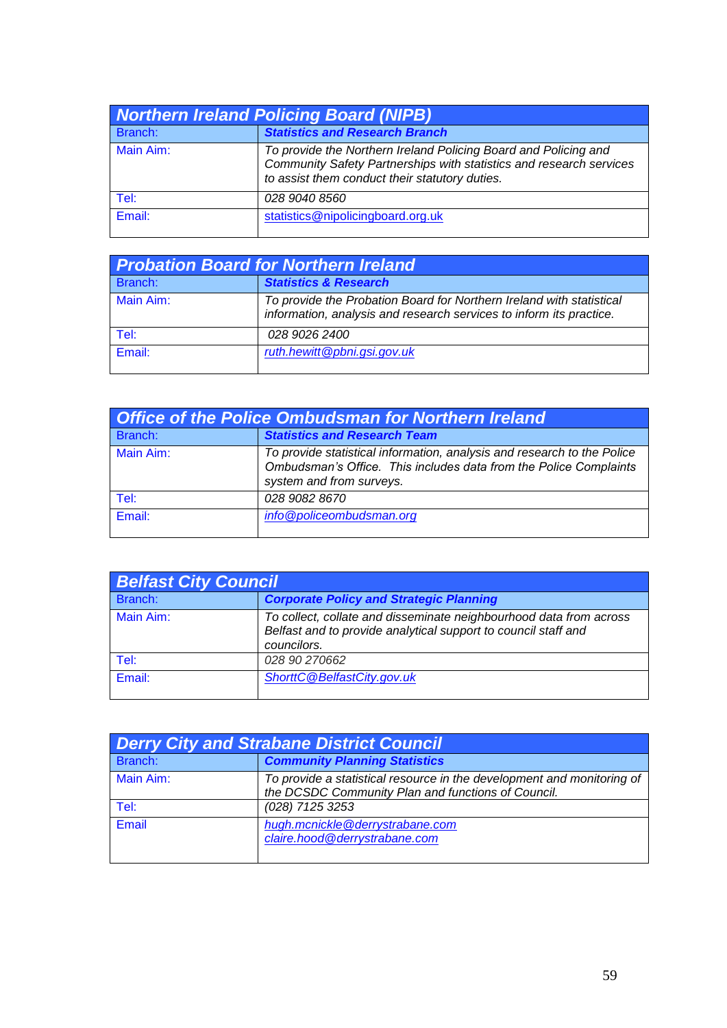| Northern Ireland Policing Board (NIPB) | |
|---|---|
| Branch: | ***Statistics and Research Branch*** |
| Main Aim: | *To provide the Northern Ireland Policing Board and Policing and Community Safety Partnerships with statistics and research services to assist them conduct their statutory duties.* |
| Tel: | *028 9040 8560* |
| Email: | statistics@nipolicingboard.org.uk |

| Probation Board for Northern Ireland | |
|---|---|
| Branch: | ***Statistics & Research*** |
| Main Aim: | *To provide the Probation Board for Northern Ireland with statistical information, analysis and research services to inform its practice.* |
| Tel: | *028 9026 2400* |
| Email: | *ruth.hewitt@pbni.gsi.gov.uk* |

| Office of the Police Ombudsman for Northern Ireland | |
|---|---|
| Branch: | ***Statistics and Research Team*** |
| Main Aim: | *To provide statistical information, analysis and research to the Police Ombudsman's Office. This includes data from the Police Complaints system and from surveys.* |
| Tel: | *028 9082 8670* |
| Email: | *info@policeombudsman.org* |

| Belfast City Council | |
|---|---|
| Branch: | ***Corporate Policy and Strategic Planning*** |
| Main Aim: | *To collect, collate and disseminate neighbourhood data from across Belfast and to provide analytical support to council staff and councilors.* |
| Tel: | *028 90 270662* |
| Email: | *ShorttC@BelfastCity.gov.uk* |

| Derry City and Strabane District Council | |
|---|---|
| Branch: | ***Community Planning Statistics*** |
| Main Aim: | *To provide a statistical resource in the development and monitoring of the DCSDC Community Plan and functions of Council.* |
| Tel: | *(028) 7125 3253* |
| Email | *hugh.mcnickle@derrystrabane.com* *claire.hood@derrystrabane.com* |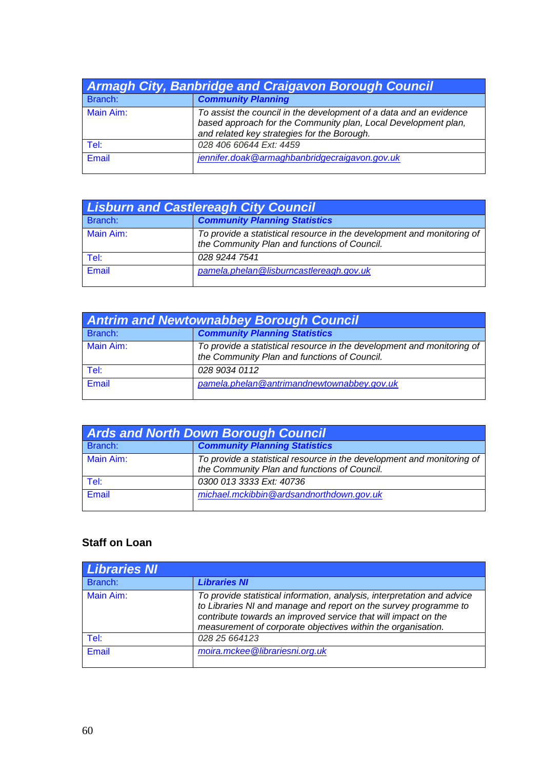| Armagh City, Banbridge and Craigavon Borough Council | |
|---|---|
| Branch: | ***Community Planning*** |
| Main Aim: | *To assist the council in the development of a data and an evidence based approach for the Community plan, Local Development plan, and related key strategies for the Borough.* |
| Tel: | *028 406 60644 Ext: 4459* |
| Email | *jennifer.doak@armaghbanbridgecraigavon.gov.uk* |

| Lisburn and Castlereagh City Council | |
|---|---|
| Branch: | ***Community Planning Statistics*** |
| Main Aim: | *To provide a statistical resource in the development and monitoring of the Community Plan and functions of Council.* |
| Tel: | *028 9244 7541* |
| Email | *pamela.phelan@lisburncastlereagh.gov.uk* |

| Antrim and Newtownabbey Borough Council | |
|---|---|
| Branch: | ***Community Planning Statistics*** |
| Main Aim: | *To provide a statistical resource in the development and monitoring of the Community Plan and functions of Council.* |
| Tel: | *028 9034 0112* |
| Email | *pamela.phelan@antrimandnewtownabbey.gov.uk* |

| Ards and North Down Borough Council | |
|---|---|
| Branch: | ***Community Planning Statistics*** |
| Main Aim: | *To provide a statistical resource in the development and monitoring of the Community Plan and functions of Council.* |
| Tel: | *0300 013 3333 Ext: 40736* |
| Email | *michael.mckibbin@ardsandnorthdown.gov.uk* |

**Staff on Loan**

| Libraries NI | |
|---|---|
| Branch: | ***Libraries NI*** |
| Main Aim: | *To provide statistical information, analysis, interpretation and advice to Libraries NI and manage and report on the survey programme to contribute towards an improved service that will impact on the measurement of corporate objectives within the organisation.* |
| Tel: | *028 25 664123* |
| Email | *moira.mckee@librariesni.org.uk* |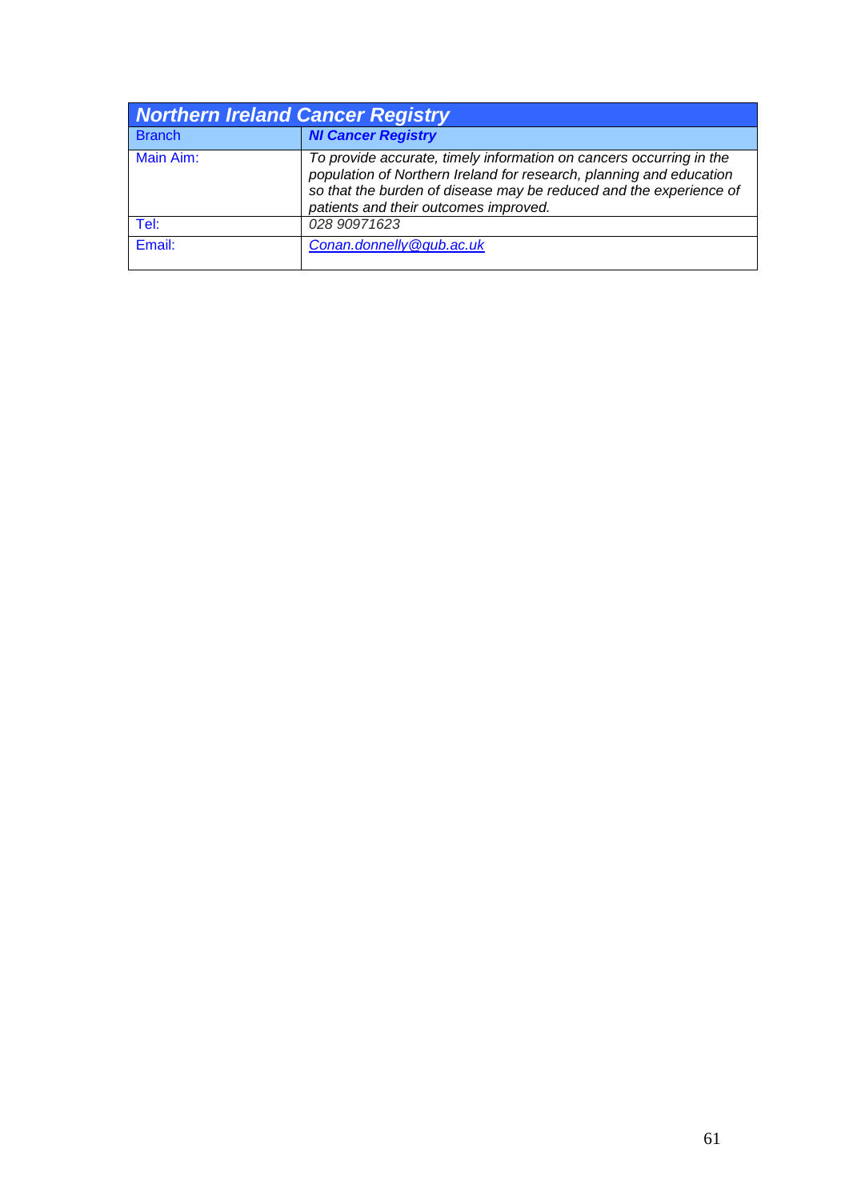| Northern Ireland Cancer Registry | |
|---|---|
| Branch | ***NI Cancer Registry*** |
| Main Aim: | *To provide accurate, timely information on cancers occurring in the population of Northern Ireland for research, planning and education so that the burden of disease may be reduced and the experience of patients and their outcomes improved.* |
| Tel: | *028 90971623* |
| Email: | *Conan.donnelly@qub.ac.uk* |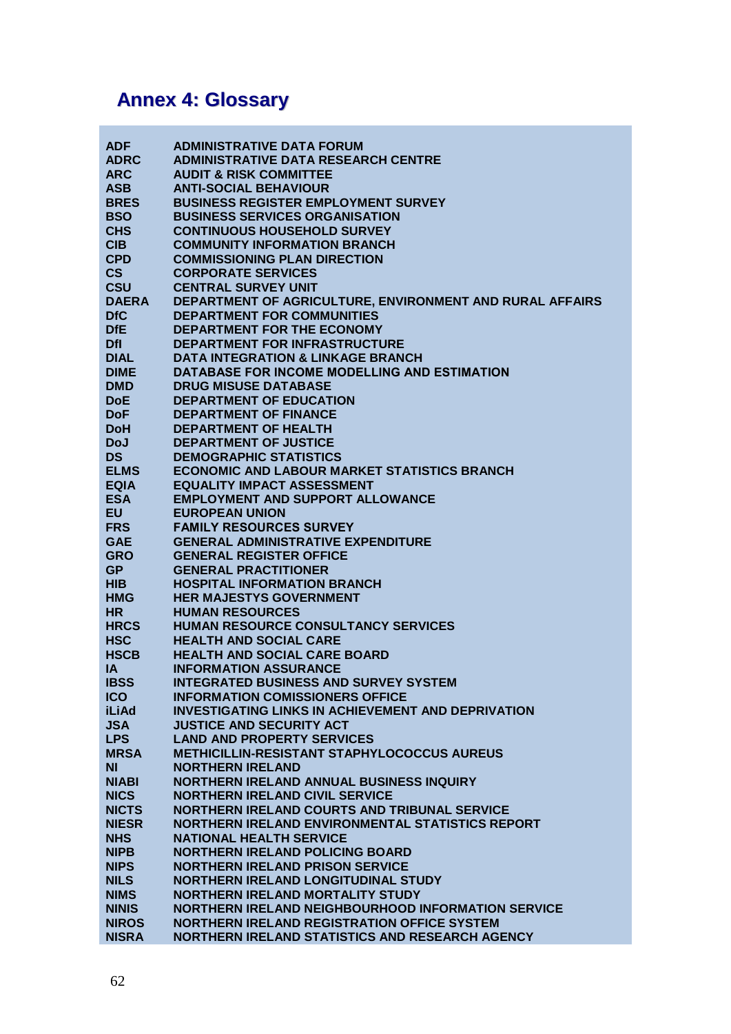## Annex 4: Glossary

| | |
|---|---|
| **ADF** | **ADMINISTRATIVE DATA FORUM** |
| **ADRC** | **ADMINISTRATIVE DATA RESEARCH CENTRE** |
| **ARC** | **AUDIT & RISK COMMITTEE** |
| **ASB** | **ANTI-SOCIAL BEHAVIOUR** |
| **BRES** | **BUSINESS REGISTER EMPLOYMENT SURVEY** |
| **BSO** | **BUSINESS SERVICES ORGANISATION** |
| **CHS** | **CONTINUOUS HOUSEHOLD SURVEY** |
| **CIB** | **COMMUNITY INFORMATION BRANCH** |
| **CPD** | **COMMISSIONING PLAN DIRECTION** |
| **CS** | **CORPORATE SERVICES** |
| **CSU** | **CENTRAL SURVEY UNIT** |
| **DAERA** | **DEPARTMENT OF AGRICULTURE, ENVIRONMENT AND RURAL AFFAIRS** |
| **DfC** | **DEPARTMENT FOR COMMUNITIES** |
| **DfE** | **DEPARTMENT FOR THE ECONOMY** |
| **DfI** | **DEPARTMENT FOR INFRASTRUCTURE** |
| **DIAL** | **DATA INTEGRATION & LINKAGE BRANCH** |
| **DIME** | **DATABASE FOR INCOME MODELLING AND ESTIMATION** |
| **DMD** | **DRUG MISUSE DATABASE** |
| **DoE** | **DEPARTMENT OF EDUCATION** |
| **DoF** | **DEPARTMENT OF FINANCE** |
| **DoH** | **DEPARTMENT OF HEALTH** |
| **DoJ** | **DEPARTMENT OF JUSTICE** |
| **DS** | **DEMOGRAPHIC STATISTICS** |
| **ELMS** | **ECONOMIC AND LABOUR MARKET STATISTICS BRANCH** |
| **EQIA** | **EQUALITY IMPACT ASSESSMENT** |
| **ESA** | **EMPLOYMENT AND SUPPORT ALLOWANCE** |
| **EU** | **EUROPEAN UNION** |
| **FRS** | **FAMILY RESOURCES SURVEY** |
| **GAE** | **GENERAL ADMINISTRATIVE EXPENDITURE** |
| **GRO** | **GENERAL REGISTER OFFICE** |
| **GP** | **GENERAL PRACTITIONER** |
| **HIB** | **HOSPITAL INFORMATION BRANCH** |
| **HMG** | **HER MAJESTYS GOVERNMENT** |
| **HR** | **HUMAN RESOURCES** |
| **HRCS** | **HUMAN RESOURCE CONSULTANCY SERVICES** |
| **HSC** | **HEALTH AND SOCIAL CARE** |
| **HSCB** | **HEALTH AND SOCIAL CARE BOARD** |
| **IA** | **INFORMATION ASSURANCE** |
| **IBSS** | **INTEGRATED BUSINESS AND SURVEY SYSTEM** |
| **ICO** | **INFORMATION COMISSIONERS OFFICE** |
| **iLiAd** | **INVESTIGATING LINKS IN ACHIEVEMENT AND DEPRIVATION** |
| **JSA** | **JUSTICE AND SECURITY ACT** |
| **LPS** | **LAND AND PROPERTY SERVICES** |
| **MRSA** | **METHICILLIN-RESISTANT STAPHYLOCOCCUS AUREUS** |
| **NI** | **NORTHERN IRELAND** |
| **NIABI** | **NORTHERN IRELAND ANNUAL BUSINESS INQUIRY** |
| **NICS** | **NORTHERN IRELAND CIVIL SERVICE** |
| **NICTS** | **NORTHERN IRELAND COURTS AND TRIBUNAL SERVICE** |
| **NIESR** | **NORTHERN IRELAND ENVIRONMENTAL STATISTICS REPORT** |
| **NHS** | **NATIONAL HEALTH SERVICE** |
| **NIPB** | **NORTHERN IRELAND POLICING BOARD** |
| **NIPS** | **NORTHERN IRELAND PRISON SERVICE** |
| **NILS** | **NORTHERN IRELAND LONGITUDINAL STUDY** |
| **NIMS** | **NORTHERN IRELAND MORTALITY STUDY** |
| **NINIS** | **NORTHERN IRELAND NEIGHBOURHOOD INFORMATION SERVICE** |
| **NIROS** | **NORTHERN IRELAND REGISTRATION OFFICE SYSTEM** |
| **NISRA** | **NORTHERN IRELAND STATISTICS AND RESEARCH AGENCY** |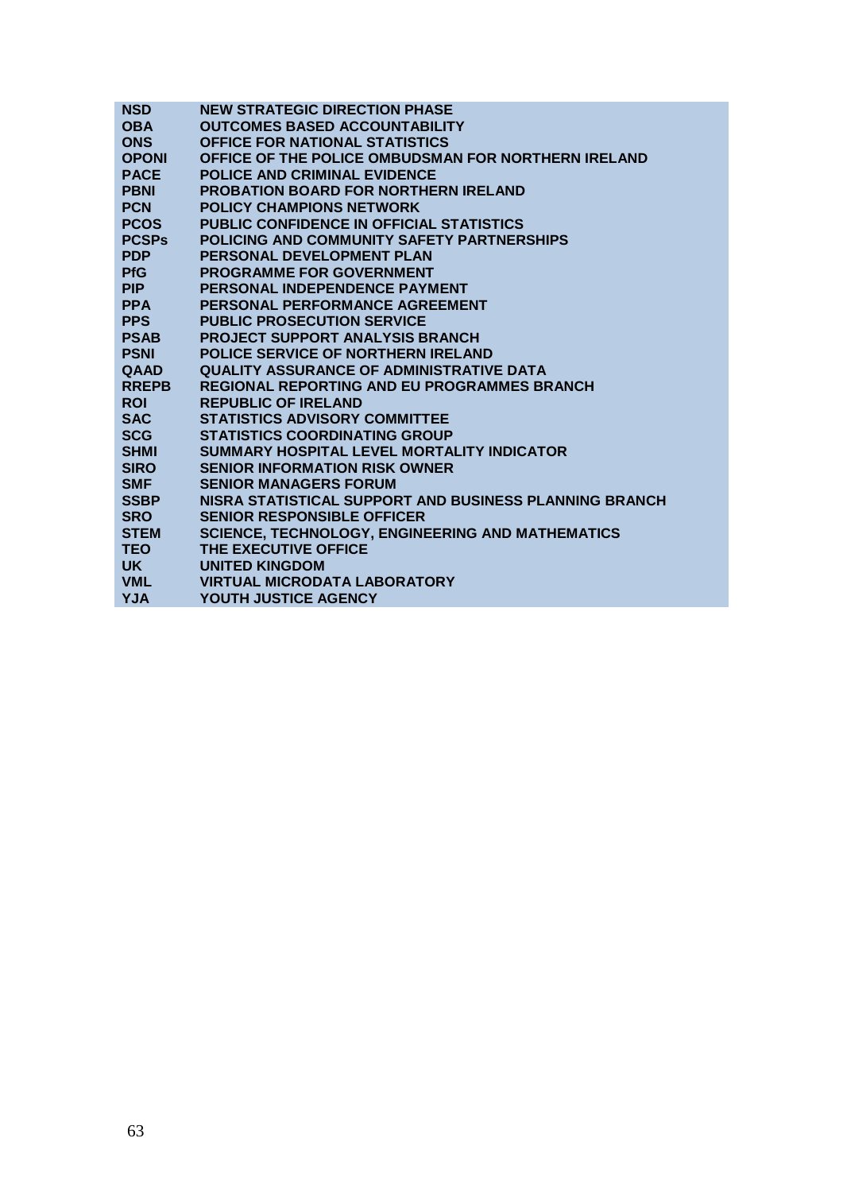| | |
|---|---|
| **NSD** | **NEW STRATEGIC DIRECTION PHASE** |
| **OBA** | **OUTCOMES BASED ACCOUNTABILITY** |
| **ONS** | **OFFICE FOR NATIONAL STATISTICS** |
| **OPONI** | **OFFICE OF THE POLICE OMBUDSMAN FOR NORTHERN IRELAND** |
| **PACE** | **POLICE AND CRIMINAL EVIDENCE** |
| **PBNI** | **PROBATION BOARD FOR NORTHERN IRELAND** |
| **PCN** | **POLICY CHAMPIONS NETWORK** |
| **PCOS** | **PUBLIC CONFIDENCE IN OFFICIAL STATISTICS** |
| **PCSPs** | **POLICING AND COMMUNITY SAFETY PARTNERSHIPS** |
| **PDP** | **PERSONAL DEVELOPMENT PLAN** |
| **PfG** | **PROGRAMME FOR GOVERNMENT** |
| **PIP** | **PERSONAL INDEPENDENCE PAYMENT** |
| **PPA** | **PERSONAL PERFORMANCE AGREEMENT** |
| **PPS** | **PUBLIC PROSECUTION SERVICE** |
| **PSAB** | **PROJECT SUPPORT ANALYSIS BRANCH** |
| **PSNI** | **POLICE SERVICE OF NORTHERN IRELAND** |
| **QAAD** | **QUALITY ASSURANCE OF ADMINISTRATIVE DATA** |
| **RREPB** | **REGIONAL REPORTING AND EU PROGRAMMES BRANCH** |
| **ROI** | **REPUBLIC OF IRELAND** |
| **SAC** | **STATISTICS ADVISORY COMMITTEE** |
| **SCG** | **STATISTICS COORDINATING GROUP** |
| **SHMI** | **SUMMARY HOSPITAL LEVEL MORTALITY INDICATOR** |
| **SIRO** | **SENIOR INFORMATION RISK OWNER** |
| **SMF** | **SENIOR MANAGERS FORUM** |
| **SSBP** | **NISRA STATISTICAL SUPPORT AND BUSINESS PLANNING BRANCH** |
| **SRO** | **SENIOR RESPONSIBLE OFFICER** |
| **STEM** | **SCIENCE, TECHNOLOGY, ENGINEERING AND MATHEMATICS** |
| **TEO** | **THE EXECUTIVE OFFICE** |
| **UK** | **UNITED KINGDOM** |
| **VML** | **VIRTUAL MICRODATA LABORATORY** |
| **YJA** | **YOUTH JUSTICE AGENCY** |